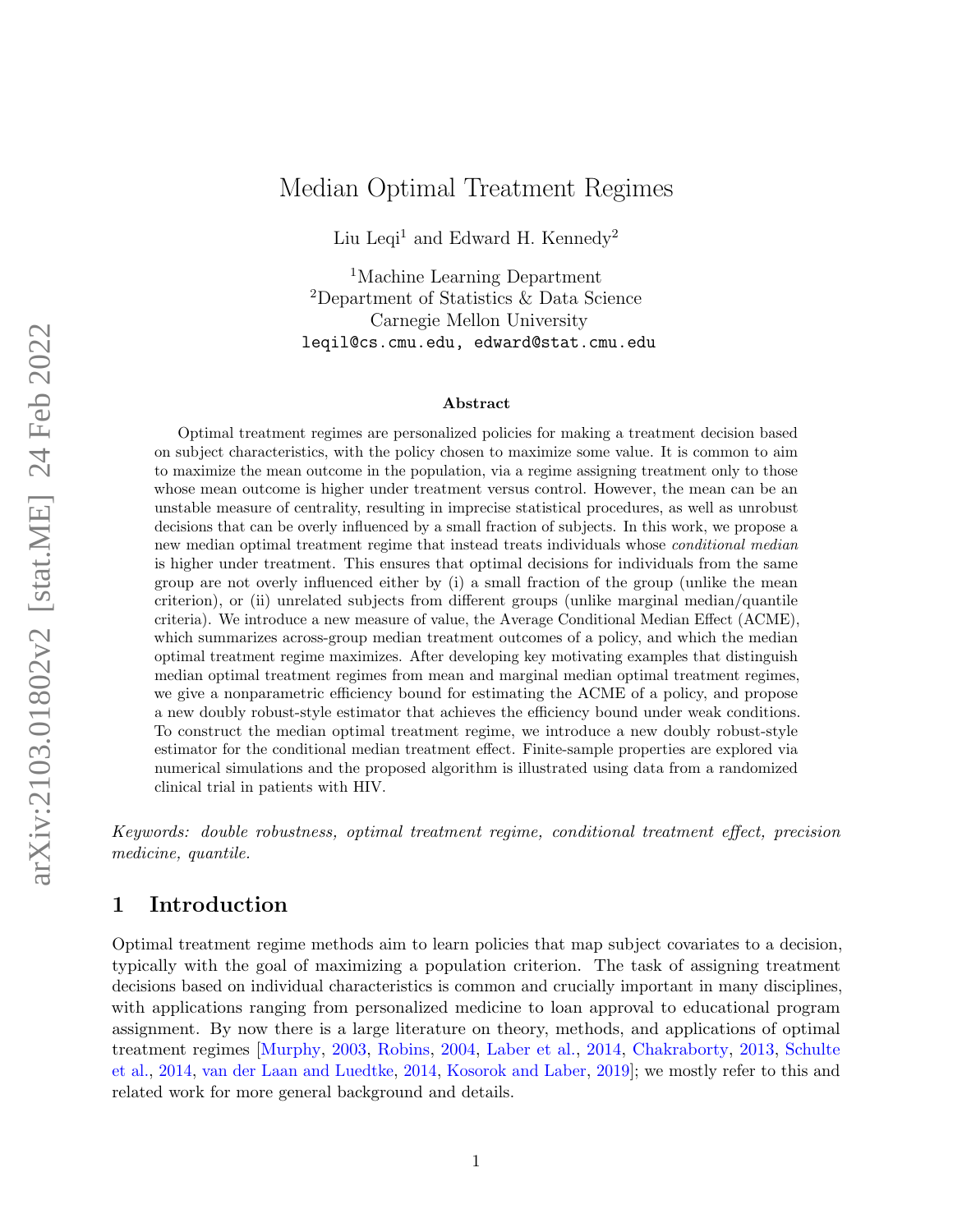# Median Optimal Treatment Regimes

Liu Leqi[1] and Edward H. Kennedy[2]

[1]Machine Learning Department
[2]Department of Statistics & Data Science
Carnegie Mellon University
leqil@cs.cmu.edu, edward@stat.cmu.edu

### Abstract

Optimal treatment regimes are personalized policies for making a treatment decision based on subject characteristics, with the policy chosen to maximize some value. It is common to aim to maximize the mean outcome in the population, via a regime assigning treatment only to those whose mean outcome is higher under treatment versus control. However, the mean can be an unstable measure of centrality, resulting in imprecise statistical procedures, as well as unrobust decisions that can be overly influenced by a small fraction of subjects. In this work, we propose a new median optimal treatment regime that instead treats individuals whose *conditional median* is higher under treatment. This ensures that optimal decisions for individuals from the same group are not overly influenced either by (i) a small fraction of the group (unlike the mean criterion), or (ii) unrelated subjects from different groups (unlike marginal median/quantile criteria). We introduce a new measure of value, the Average Conditional Median Effect (ACME), which summarizes across-group median treatment outcomes of a policy, and which the median optimal treatment regime maximizes. After developing key motivating examples that distinguish median optimal treatment regimes from mean and marginal median optimal treatment regimes, we give a nonparametric efficiency bound for estimating the ACME of a policy, and propose a new doubly robust-style estimator that achieves the efficiency bound under weak conditions. To construct the median optimal treatment regime, we introduce a new doubly robust-style estimator for the conditional median treatment effect. Finite-sample properties are explored via numerical simulations and the proposed algorithm is illustrated using data from a randomized clinical trial in patients with HIV.

*Keywords: double robustness, optimal treatment regime, conditional treatment effect, precision medicine, quantile.*

## 1 Introduction

Optimal treatment regime methods aim to learn policies that map subject covariates to a decision, typically with the goal of maximizing a population criterion. The task of assigning treatment decisions based on individual characteristics is common and crucially important in many disciplines, with applications ranging from personalized medicine to loan approval to educational program assignment. By now there is a large literature on theory, methods, and applications of optimal treatment regimes [Murphy, 2003, Robins, 2004, Laber et al., 2014, Chakraborty, 2013, Schulte et al., 2014, van der Laan and Luedtke, 2014, Kosorok and Laber, 2019]; we mostly refer to this and related work for more general background and details.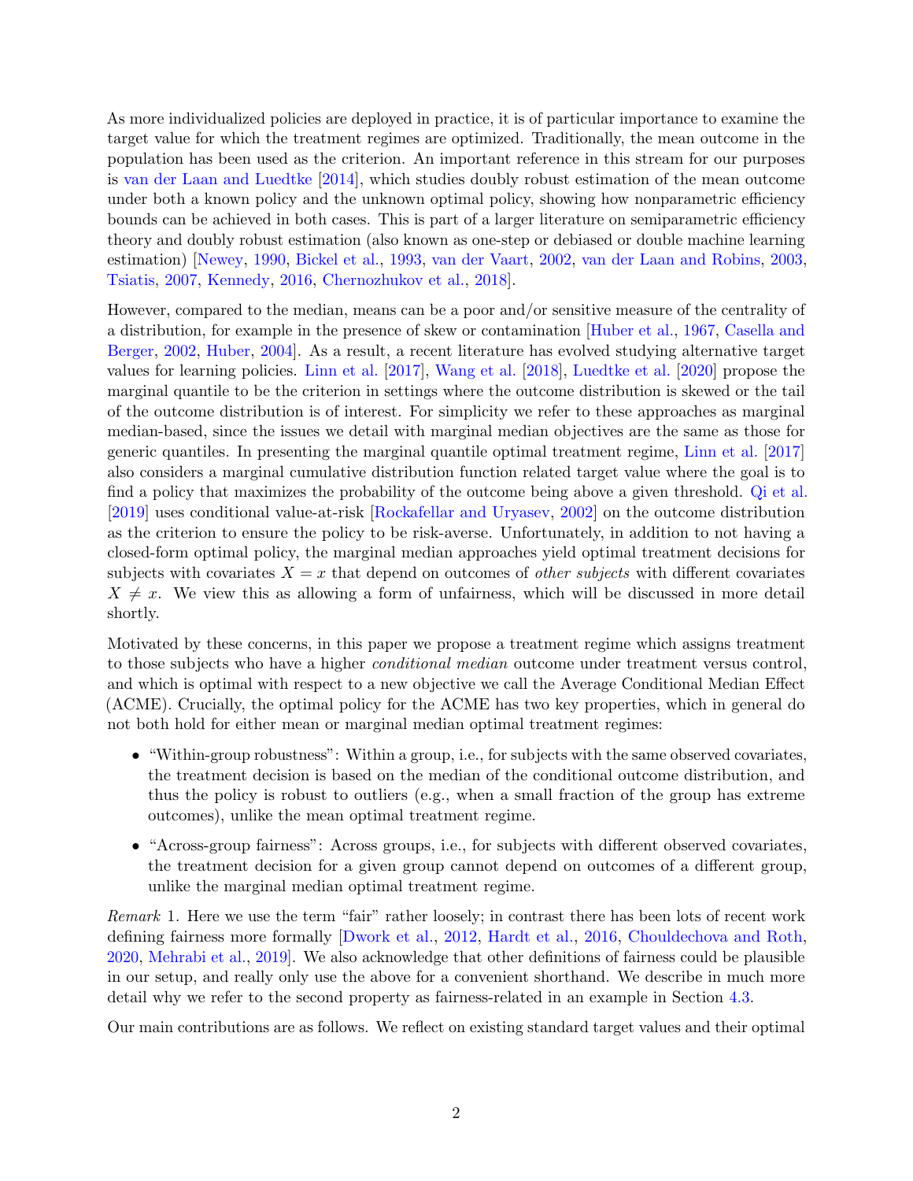As more individualized policies are deployed in practice, it is of particular importance to examine the target value for which the treatment regimes are optimized. Traditionally, the mean outcome in the population has been used as the criterion. An important reference in this stream for our purposes is van der Laan and Luedtke [2014], which studies doubly robust estimation of the mean outcome under both a known policy and the unknown optimal policy, showing how nonparametric efficiency bounds can be achieved in both cases. This is part of a larger literature on semiparametric efficiency theory and doubly robust estimation (also known as one-step or debiased or double machine learning estimation) [Newey, 1990, Bickel et al., 1993, van der Vaart, 2002, van der Laan and Robins, 2003, Tsiatis, 2007, Kennedy, 2016, Chernozhukov et al., 2018].

However, compared to the median, means can be a poor and/or sensitive measure of the centrality of a distribution, for example in the presence of skew or contamination [Huber et al., 1967, Casella and Berger, 2002, Huber, 2004]. As a result, a recent literature has evolved studying alternative target values for learning policies. Linn et al. [2017], Wang et al. [2018], Luedtke et al. [2020] propose the marginal quantile to be the criterion in settings where the outcome distribution is skewed or the tail of the outcome distribution is of interest. For simplicity we refer to these approaches as marginal median-based, since the issues we detail with marginal median objectives are the same as those for generic quantiles. In presenting the marginal quantile optimal treatment regime, Linn et al. [2017] also considers a marginal cumulative distribution function related target value where the goal is to find a policy that maximizes the probability of the outcome being above a given threshold. Qi et al. [2019] uses conditional value-at-risk [Rockafellar and Uryasev, 2002] on the outcome distribution as the criterion to ensure the policy to be risk-averse. Unfortunately, in addition to not having a closed-form optimal policy, the marginal median approaches yield optimal treatment decisions for subjects with covariates $X = x$ that depend on outcomes of *other subjects* with different covariates $X \neq x$. We view this as allowing a form of unfairness, which will be discussed in more detail shortly.

Motivated by these concerns, in this paper we propose a treatment regime which assigns treatment to those subjects who have a higher *conditional median* outcome under treatment versus control, and which is optimal with respect to a new objective we call the Average Conditional Median Effect (ACME). Crucially, the optimal policy for the ACME has two key properties, which in general do not both hold for either mean or marginal median optimal treatment regimes:

- "Within-group robustness": Within a group, i.e., for subjects with the same observed covariates, the treatment decision is based on the median of the conditional outcome distribution, and thus the policy is robust to outliers (e.g., when a small fraction of the group has extreme outcomes), unlike the mean optimal treatment regime.
- "Across-group fairness": Across groups, i.e., for subjects with different observed covariates, the treatment decision for a given group cannot depend on outcomes of a different group, unlike the marginal median optimal treatment regime.

*Remark* 1. Here we use the term "fair" rather loosely; in contrast there has been lots of recent work defining fairness more formally [Dwork et al., 2012, Hardt et al., 2016, Chouldechova and Roth, 2020, Mehrabi et al., 2019]. We also acknowledge that other definitions of fairness could be plausible in our setup, and really only use the above for a convenient shorthand. We describe in much more detail why we refer to the second property as fairness-related in an example in Section 4.3.

Our main contributions are as follows. We reflect on existing standard target values and their optimal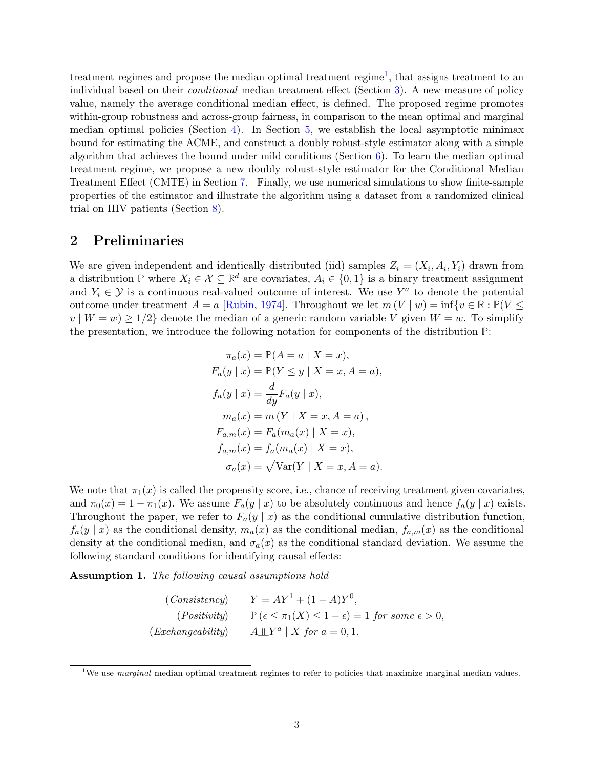treatment regimes and propose the median optimal treatment regime[1], that assigns treatment to an individual based on their *conditional* median treatment effect (Section 3). A new measure of policy value, namely the average conditional median effect, is defined. The proposed regime promotes within-group robustness and across-group fairness, in comparison to the mean optimal and marginal median optimal policies (Section 4). In Section 5, we establish the local asymptotic minimax bound for estimating the ACME, and construct a doubly robust-style estimator along with a simple algorithm that achieves the bound under mild conditions (Section 6). To learn the median optimal treatment regime, we propose a new doubly robust-style estimator for the Conditional Median Treatment Effect (CMTE) in Section 7. Finally, we use numerical simulations to show finite-sample properties of the estimator and illustrate the algorithm using a dataset from a randomized clinical trial on HIV patients (Section 8).

## 2 Preliminaries

We are given independent and identically distributed (iid) samples $Z_i = (X_i, A_i, Y_i)$ drawn from a distribution $\mathbb{P}$ where $X_i \in \mathcal{X} \subseteq \mathbb{R}^d$ are covariates, $A_i \in \{0, 1\}$ is a binary treatment assignment and $Y_i \in \mathcal{Y}$ is a continuous real-valued outcome of interest. We use $Y^a$ to denote the potential outcome under treatment $A = a$ [Rubin, 1974]. Throughout we let $m(V \mid w) = \inf\{v \in \mathbb{R} : \mathbb{P}(V \leq v \mid W = w) \geq 1/2\}$ denote the median of a generic random variable $V$ given $W = w$. To simplify the presentation, we introduce the following notation for components of the distribution $\mathbb{P}$:

$$
\begin{aligned}
\pi_a(x) &= \mathbb{P}(A = a \mid X = x), \\
F_a(y \mid x) &= \mathbb{P}(Y \leq y \mid X = x, A = a), \\
f_a(y \mid x) &= \frac{d}{dy} F_a(y \mid x), \\
m_a(x) &= m\left(Y \mid X = x, A = a\right), \\
F_{a,m}(x) &= F_a(m_a(x) \mid X = x), \\
f_{a,m}(x) &= f_a(m_a(x) \mid X = x), \\
\sigma_a(x) &= \sqrt{\mathrm{Var}(Y \mid X = x, A = a)}.
\end{aligned}
$$

We note that $\pi_1(x)$ is called the propensity score, i.e., chance of receiving treatment given covariates, and $\pi_0(x) = 1 - \pi_1(x)$. We assume $F_a(y \mid x)$ to be absolutely continuous and hence $f_a(y \mid x)$ exists. Throughout the paper, we refer to $F_a(y \mid x)$ as the conditional cumulative distribution function, $f_a(y \mid x)$ as the conditional density, $m_a(x)$ as the conditional median, $f_{a,m}(x)$ as the conditional density at the conditional median, and $\sigma_a(x)$ as the conditional standard deviation. We assume the following standard conditions for identifying causal effects:

**Assumption 1.** *The following causal assumptions hold*

$$
\begin{aligned}
&(\textit{Consistency}) && Y = AY^1 + (1 - A)Y^0, \\
&(\textit{Positivity}) && \mathbb{P}\left(\epsilon \leq \pi_1(X) \leq 1 - \epsilon\right) = 1 \textit{ for some } \epsilon > 0, \\
&(\textit{Exchangeability}) && A \perp\!\!\!\perp Y^a \mid X \textit{ for } a = 0, 1.
\end{aligned}
$$

[1] We use *marginal* median optimal treatment regimes to refer to policies that maximize marginal median values.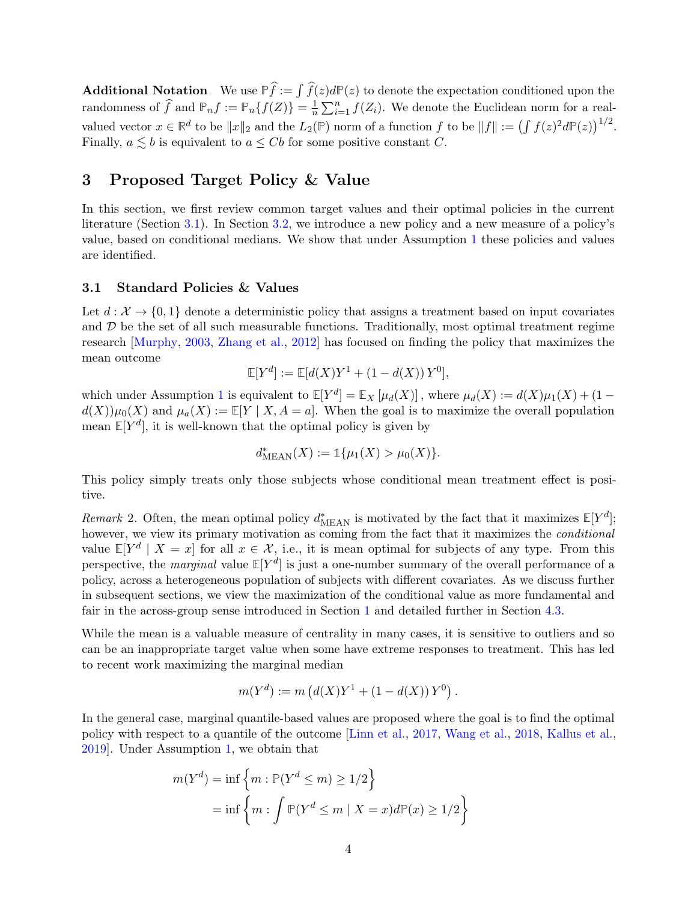**Additional Notation** We use $\mathbb{P}\widehat{f} := \int \widehat{f}(z)d\mathbb{P}(z)$ to denote the expectation conditioned upon the randomness of $\widehat{f}$ and $\mathbb{P}_n f := \mathbb{P}_n\{f(Z)\} = \frac{1}{n}\sum_{i=1}^n f(Z_i)$. We denote the Euclidean norm for a real-valued vector $x \in \mathbb{R}^d$ to be $\|x\|_2$ and the $L_2(\mathbb{P})$ norm of a function $f$ to be $\|f\| := \left(\int f(z)^2 d\mathbb{P}(z)\right)^{1/2}$. Finally, $a \lesssim b$ is equivalent to $a \leq Cb$ for some positive constant $C$.

# 3 Proposed Target Policy & Value

In this section, we first review common target values and their optimal policies in the current literature (Section 3.1). In Section 3.2, we introduce a new policy and a new measure of a policy's value, based on conditional medians. We show that under Assumption 1 these policies and values are identified.

## 3.1 Standard Policies & Values

Let $d : \mathcal{X} \to \{0, 1\}$ denote a deterministic policy that assigns a treatment based on input covariates and $\mathcal{D}$ be the set of all such measurable functions. Traditionally, most optimal treatment regime research [Murphy, 2003, Zhang et al., 2012] has focused on finding the policy that maximizes the mean outcome

$$\mathbb{E}[Y^d] := \mathbb{E}[d(X)Y^1 + (1 - d(X))\,Y^0],$$

which under Assumption 1 is equivalent to $\mathbb{E}[Y^d] = \mathbb{E}_X\left[\mu_d(X)\right]$, where $\mu_d(X) := d(X)\mu_1(X) + (1 - d(X))\mu_0(X)$ and $\mu_a(X) := \mathbb{E}[Y \mid X, A = a]$. When the goal is to maximize the overall population mean $\mathbb{E}[Y^d]$, it is well-known that the optimal policy is given by

$$d^*_{\text{MEAN}}(X) := \mathbb{1}\{\mu_1(X) > \mu_0(X)\}.$$

This policy simply treats only those subjects whose conditional mean treatment effect is positive.

*Remark* 2. Often, the mean optimal policy $d^*_{\text{MEAN}}$ is motivated by the fact that it maximizes $\mathbb{E}[Y^d]$; however, we view its primary motivation as coming from the fact that it maximizes the *conditional* value $\mathbb{E}[Y^d \mid X = x]$ for all $x \in \mathcal{X}$, i.e., it is mean optimal for subjects of any type. From this perspective, the *marginal* value $\mathbb{E}[Y^d]$ is just a one-number summary of the overall performance of a policy, across a heterogeneous population of subjects with different covariates. As we discuss further in subsequent sections, we view the maximization of the conditional value as more fundamental and fair in the across-group sense introduced in Section 1 and detailed further in Section 4.3.

While the mean is a valuable measure of centrality in many cases, it is sensitive to outliers and so can be an inappropriate target value when some have extreme responses to treatment. This has led to recent work maximizing the marginal median

$$m(Y^d) := m\left(d(X)Y^1 + (1 - d(X))\,Y^0\right).$$

In the general case, marginal quantile-based values are proposed where the goal is to find the optimal policy with respect to a quantile of the outcome [Linn et al., 2017, Wang et al., 2018, Kallus et al., 2019]. Under Assumption 1, we obtain that

$$\begin{aligned}
m(Y^d) &= \inf\left\{m : \mathbb{P}(Y^d \leq m) \geq 1/2\right\} \\
&= \inf\left\{m : \int \mathbb{P}(Y^d \leq m \mid X = x)d\mathbb{P}(x) \geq 1/2\right\}
\end{aligned}$$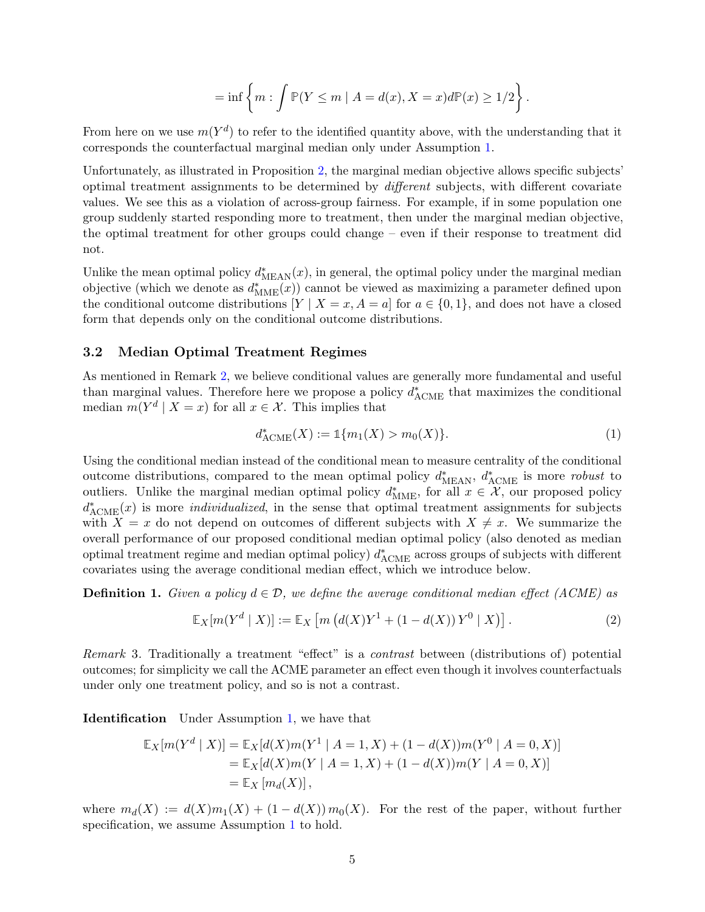$$= \inf\left\{m : \int \mathbb{P}(Y \leq m \mid A = d(x), X = x) d\mathbb{P}(x) \geq 1/2\right\}.$$

From here on we use $m(Y^d)$ to refer to the identified quantity above, with the understanding that it corresponds the counterfactual marginal median only under Assumption 1.

Unfortunately, as illustrated in Proposition 2, the marginal median objective allows specific subjects' optimal treatment assignments to be determined by *different* subjects, with different covariate values. We see this as a violation of across-group fairness. For example, if in some population one group suddenly started responding more to treatment, then under the marginal median objective, the optimal treatment for other groups could change – even if their response to treatment did not.

Unlike the mean optimal policy $d^*_{\text{MEAN}}(x)$, in general, the optimal policy under the marginal median objective (which we denote as $d^*_{\text{MME}}(x)$) cannot be viewed as maximizing a parameter defined upon the conditional outcome distributions $[Y \mid X = x, A = a]$ for $a \in \{0, 1\}$, and does not have a closed form that depends only on the conditional outcome distributions.

### 3.2 Median Optimal Treatment Regimes

As mentioned in Remark 2, we believe conditional values are generally more fundamental and useful than marginal values. Therefore here we propose a policy $d^*_{\text{ACME}}$ that maximizes the conditional median $m(Y^d \mid X = x)$ for all $x \in \mathcal{X}$. This implies that

$$d^*_{\text{ACME}}(X) := \mathbb{1}\{m_1(X) > m_0(X)\}. \tag{1}$$

Using the conditional median instead of the conditional mean to measure centrality of the conditional outcome distributions, compared to the mean optimal policy $d^*_{\text{MEAN}}$, $d^*_{\text{ACME}}$ is more *robust* to outliers. Unlike the marginal median optimal policy $d^*_{\text{MME}}$, for all $x \in \mathcal{X}$, our proposed policy $d^*_{\text{ACME}}(x)$ is more *individualized*, in the sense that optimal treatment assignments for subjects with $X = x$ do not depend on outcomes of different subjects with $X \neq x$. We summarize the overall performance of our proposed conditional median optimal policy (also denoted as median optimal treatment regime and median optimal policy) $d^*_{\text{ACME}}$ across groups of subjects with different covariates using the average conditional median effect, which we introduce below.

**Definition 1.** *Given a policy $d \in \mathcal{D}$, we define the average conditional median effect (ACME) as*

$$\mathbb{E}_X[m(Y^d \mid X)] := \mathbb{E}_X\left[m\left(d(X)Y^1 + (1 - d(X))\, Y^0 \mid X\right)\right]. \tag{2}$$

*Remark* 3. Traditionally a treatment "effect" is a *contrast* between (distributions of) potential outcomes; for simplicity we call the ACME parameter an effect even though it involves counterfactuals under only one treatment policy, and so is not a contrast.

**Identification** Under Assumption 1, we have that

$$\begin{aligned}
\mathbb{E}_X[m(Y^d \mid X)] &= \mathbb{E}_X[d(X)m(Y^1 \mid A = 1, X) + (1 - d(X))m(Y^0 \mid A = 0, X)] \\
&= \mathbb{E}_X[d(X)m(Y \mid A = 1, X) + (1 - d(X))m(Y \mid A = 0, X)] \\
&= \mathbb{E}_X\left[m_d(X)\right],
\end{aligned}$$

where $m_d(X) := d(X)m_1(X) + (1 - d(X))\, m_0(X)$. For the rest of the paper, without further specification, we assume Assumption 1 to hold.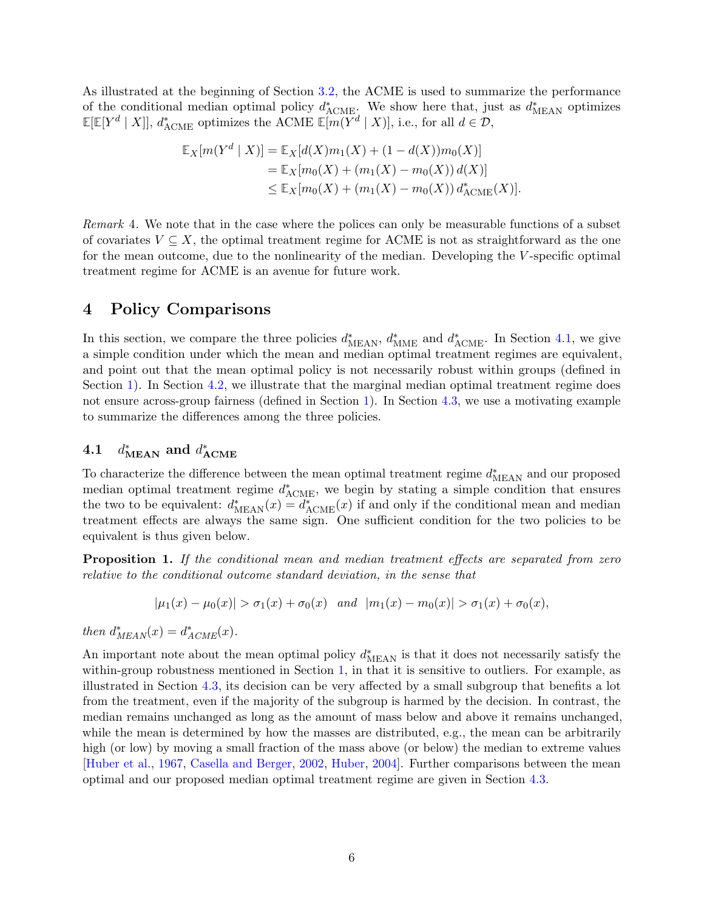As illustrated at the beginning of Section 3.2, the ACME is used to summarize the performance of the conditional median optimal policy $d^*_{\text{ACME}}$. We show here that, just as $d^*_{\text{MEAN}}$ optimizes $\mathbb{E}[\mathbb{E}[Y^d \mid X]]$, $d^*_{\text{ACME}}$ optimizes the ACME $\mathbb{E}[m(Y^d \mid X)]$, i.e., for all $d \in \mathcal{D}$,

$$
\begin{aligned}
\mathbb{E}_X[m(Y^d \mid X)] &= \mathbb{E}_X[d(X)m_1(X) + (1 - d(X))m_0(X)] \\
&= \mathbb{E}_X[m_0(X) + (m_1(X) - m_0(X))\, d(X)] \\
&\leq \mathbb{E}_X[m_0(X) + (m_1(X) - m_0(X))\, d^*_{\text{ACME}}(X)].
\end{aligned}
$$

*Remark* 4. We note that in the case where the polices can only be measurable functions of a subset of covariates $V \subseteq X$, the optimal treatment regime for ACME is not as straightforward as the one for the mean outcome, due to the nonlinearity of the median. Developing the $V$-specific optimal treatment regime for ACME is an avenue for future work.

# 4 Policy Comparisons

In this section, we compare the three policies $d^*_{\text{MEAN}}$, $d^*_{\text{MME}}$ and $d^*_{\text{ACME}}$. In Section 4.1, we give a simple condition under which the mean and median optimal treatment regimes are equivalent, and point out that the mean optimal policy is not necessarily robust within groups (defined in Section 1). In Section 4.2, we illustrate that the marginal median optimal treatment regime does not ensure across-group fairness (defined in Section 1). In Section 4.3, we use a motivating example to summarize the differences among the three policies.

## 4.1 $d^*_{\text{MEAN}}$ and $d^*_{\text{ACME}}$

To characterize the difference between the mean optimal treatment regime $d^*_{\text{MEAN}}$ and our proposed median optimal treatment regime $d^*_{\text{ACME}}$, we begin by stating a simple condition that ensures the two to be equivalent: $d^*_{\text{MEAN}}(x) = d^*_{\text{ACME}}(x)$ if and only if the conditional mean and median treatment effects are always the same sign. One sufficient condition for the two policies to be equivalent is thus given below.

**Proposition 1.** *If the conditional mean and median treatment effects are separated from zero relative to the conditional outcome standard deviation, in the sense that*

$$
|\mu_1(x) - \mu_0(x)| > \sigma_1(x) + \sigma_0(x) \quad \text{and} \quad |m_1(x) - m_0(x)| > \sigma_1(x) + \sigma_0(x),
$$

*then* $d^*_{MEAN}(x) = d^*_{ACME}(x)$.

An important note about the mean optimal policy $d^*_{\text{MEAN}}$ is that it does not necessarily satisfy the within-group robustness mentioned in Section 1, in that it is sensitive to outliers. For example, as illustrated in Section 4.3, its decision can be very affected by a small subgroup that benefits a lot from the treatment, even if the majority of the subgroup is harmed by the decision. In contrast, the median remains unchanged as long as the amount of mass below and above it remains unchanged, while the mean is determined by how the masses are distributed, e.g., the mean can be arbitrarily high (or low) by moving a small fraction of the mass above (or below) the median to extreme values [Huber et al., 1967, Casella and Berger, 2002, Huber, 2004]. Further comparisons between the mean optimal and our proposed median optimal treatment regime are given in Section 4.3.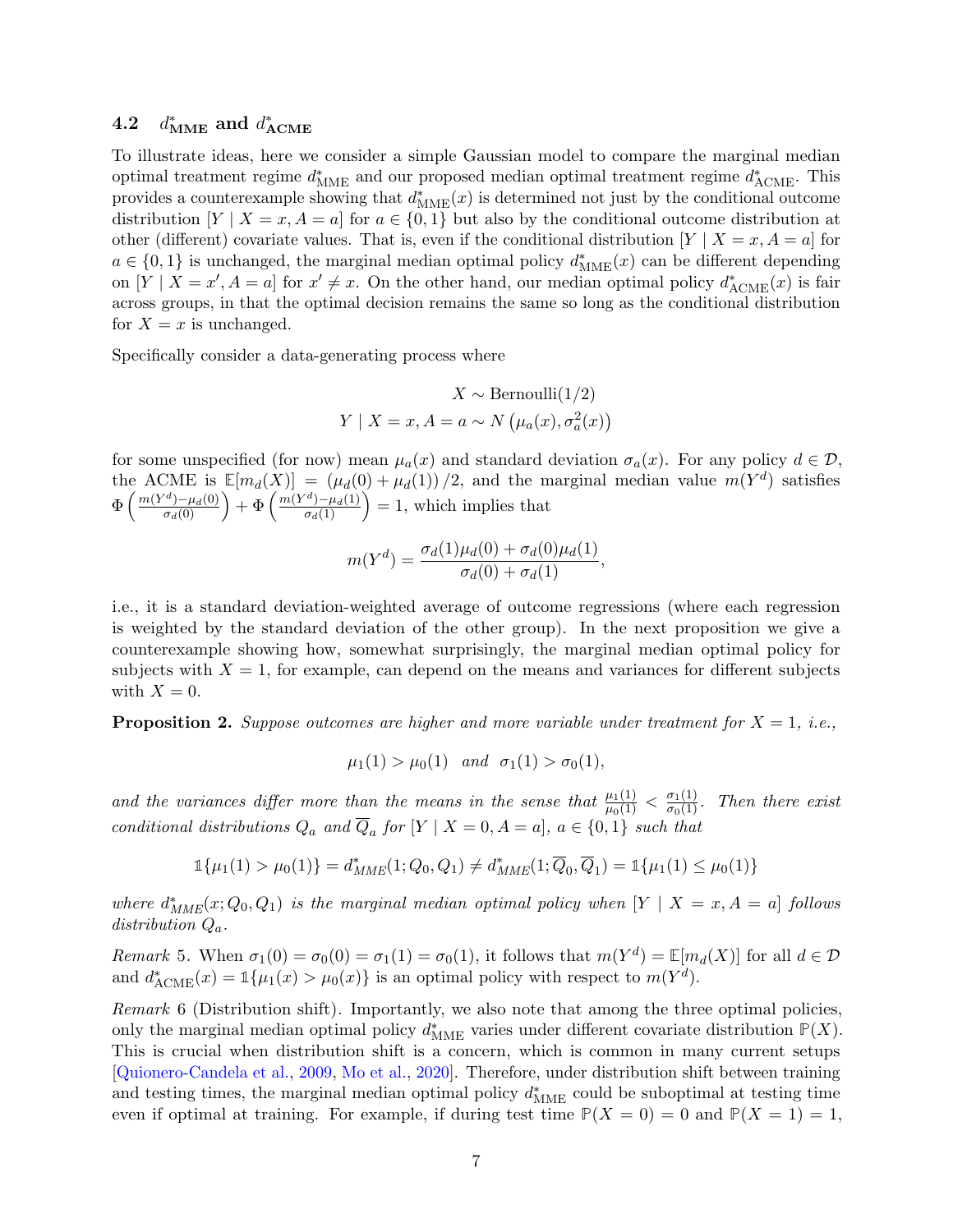### 4.2 $d^*_{\text{MME}}$ and $d^*_{\text{ACME}}$

To illustrate ideas, here we consider a simple Gaussian model to compare the marginal median optimal treatment regime $d^*_{\text{MME}}$ and our proposed median optimal treatment regime $d^*_{\text{ACME}}$. This provides a counterexample showing that $d^*_{\text{MME}}(x)$ is determined not just by the conditional outcome distribution $[Y \mid X = x, A = a]$ for $a \in \{0, 1\}$ but also by the conditional outcome distribution at other (different) covariate values. That is, even if the conditional distribution $[Y \mid X = x, A = a]$ for $a \in \{0, 1\}$ is unchanged, the marginal median optimal policy $d^*_{\text{MME}}(x)$ can be different depending on $[Y \mid X = x', A = a]$ for $x' \neq x$. On the other hand, our median optimal policy $d^*_{\text{ACME}}(x)$ is fair across groups, in that the optimal decision remains the same so long as the conditional distribution for $X = x$ is unchanged.

Specifically consider a data-generating process where

$$
\begin{aligned}
X &\sim \text{Bernoulli}(1/2) \\
Y \mid X = x, A = a &\sim N\left(\mu_a(x), \sigma_a^2(x)\right)
\end{aligned}
$$

for some unspecified (for now) mean $\mu_a(x)$ and standard deviation $\sigma_a(x)$. For any policy $d \in \mathcal{D}$, the ACME is $\mathbb{E}[m_d(X)] = (\mu_d(0) + \mu_d(1))/2$, and the marginal median value $m(Y^d)$ satisfies $\Phi\left(\frac{m(Y^d) - \mu_d(0)}{\sigma_d(0)}\right) + \Phi\left(\frac{m(Y^d) - \mu_d(1)}{\sigma_d(1)}\right) = 1$, which implies that

$$
m(Y^d) = \frac{\sigma_d(1)\mu_d(0) + \sigma_d(0)\mu_d(1)}{\sigma_d(0) + \sigma_d(1)},
$$

i.e., it is a standard deviation-weighted average of outcome regressions (where each regression is weighted by the standard deviation of the other group). In the next proposition we give a counterexample showing how, somewhat surprisingly, the marginal median optimal policy for subjects with $X = 1$, for example, can depend on the means and variances for different subjects with $X = 0$.

**Proposition 2.** *Suppose outcomes are higher and more variable under treatment for $X = 1$, i.e.,*

$$
\mu_1(1) > \mu_0(1) \quad \text{and} \quad \sigma_1(1) > \sigma_0(1),
$$

*and the variances differ more than the means in the sense that $\frac{\mu_1(1)}{\mu_0(1)} < \frac{\sigma_1(1)}{\sigma_0(1)}$. Then there exist conditional distributions $Q_a$ and $\overline{Q}_a$ for $[Y \mid X = 0, A = a]$, $a \in \{0, 1\}$ such that*

$$
\mathbb{1}\{\mu_1(1) > \mu_0(1)\} = d^*_{MME}(1; Q_0, Q_1) \neq d^*_{MME}(1; \overline{Q}_0, \overline{Q}_1) = \mathbb{1}\{\mu_1(1) \leq \mu_0(1)\}
$$

*where $d^*_{MME}(x; Q_0, Q_1)$ is the marginal median optimal policy when $[Y \mid X = x, A = a]$ follows distribution $Q_a$.*

*Remark* 5. When $\sigma_1(0) = \sigma_0(0) = \sigma_1(1) = \sigma_0(1)$, it follows that $m(Y^d) = \mathbb{E}[m_d(X)]$ for all $d \in \mathcal{D}$ and $d^*_{\text{ACME}}(x) = \mathbb{1}\{\mu_1(x) > \mu_0(x)\}$ is an optimal policy with respect to $m(Y^d)$.

*Remark* 6 (Distribution shift). Importantly, we also note that among the three optimal policies, only the marginal median optimal policy $d^*_{\text{MME}}$ varies under different covariate distribution $\mathbb{P}(X)$. This is crucial when distribution shift is a concern, which is common in many current setups [Quionero-Candela et al., 2009, Mo et al., 2020]. Therefore, under distribution shift between training and testing times, the marginal median optimal policy $d^*_{\text{MME}}$ could be suboptimal at testing time even if optimal at training. For example, if during test time $\mathbb{P}(X = 0) = 0$ and $\mathbb{P}(X = 1) = 1$,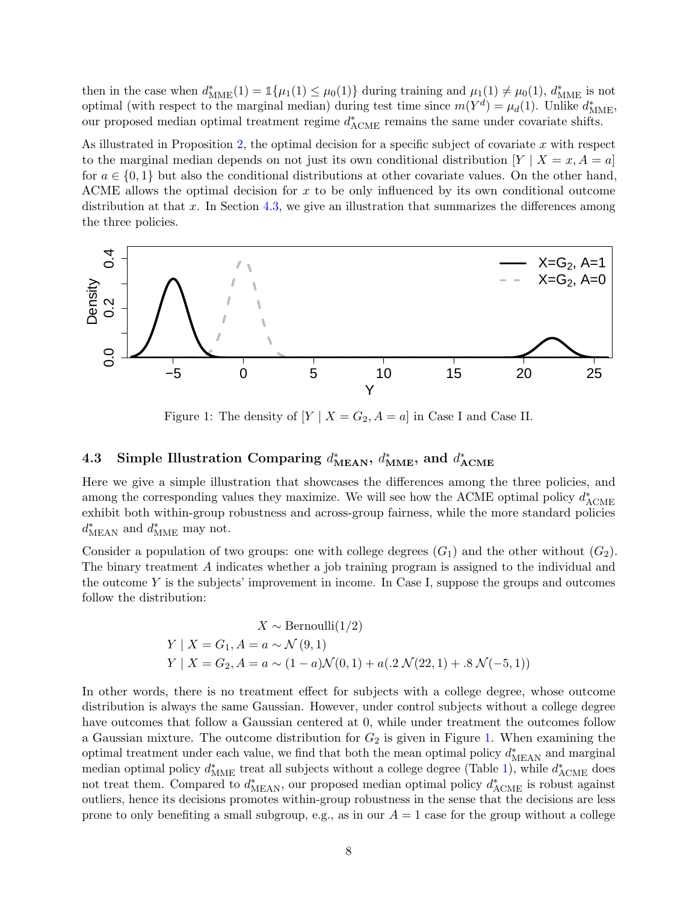then in the case when $d^*_{\text{MME}}(1) = \mathbb{1}\{\mu_1(1) \le \mu_0(1)\}$ during training and $\mu_1(1) \neq \mu_0(1)$, $d^*_{\text{MME}}$ is not optimal (with respect to the marginal median) during test time since $m(Y^d) = \mu_d(1)$. Unlike $d^*_{\text{MME}}$, our proposed median optimal treatment regime $d^*_{\text{ACME}}$ remains the same under covariate shifts.

As illustrated in Proposition 2, the optimal decision for a specific subject of covariate $x$ with respect to the marginal median depends on not just its own conditional distribution $[Y \mid X = x, A = a]$ for $a \in \{0, 1\}$ but also the conditional distributions at other covariate values. On the other hand, ACME allows the optimal decision for $x$ to be only influenced by its own conditional outcome distribution at that $x$. In Section 4.3, we give an illustration that summarizes the differences among the three policies.

Figure 1: The density of $[Y \mid X = G_2, A = a]$ in Case I and Case II.

### 4.3 Simple Illustration Comparing $d^*_{\text{MEAN}}$, $d^*_{\text{MME}}$, and $d^*_{\text{ACME}}$

Here we give a simple illustration that showcases the differences among the three policies, and among the corresponding values they maximize. We will see how the ACME optimal policy $d^*_{\text{ACME}}$ exhibit both within-group robustness and across-group fairness, while the more standard policies $d^*_{\text{MEAN}}$ and $d^*_{\text{MME}}$ may not.

Consider a population of two groups: one with college degrees ($G_1$) and the other without ($G_2$). The binary treatment $A$ indicates whether a job training program is assigned to the individual and the outcome $Y$ is the subjects' improvement in income. In Case I, suppose the groups and outcomes follow the distribution:

$$
\begin{aligned}
X &\sim \text{Bernoulli}(1/2) \\
Y \mid X = G_1, A = a &\sim \mathcal{N}(9, 1) \\
Y \mid X = G_2, A = a &\sim (1 - a)\mathcal{N}(0, 1) + a(.2\,\mathcal{N}(22, 1) + .8\,\mathcal{N}(-5, 1))
\end{aligned}
$$

In other words, there is no treatment effect for subjects with a college degree, whose outcome distribution is always the same Gaussian. However, under control subjects without a college degree have outcomes that follow a Gaussian centered at 0, while under treatment the outcomes follow a Gaussian mixture. The outcome distribution for $G_2$ is given in Figure 1. When examining the optimal treatment under each value, we find that both the mean optimal policy $d^*_{\text{MEAN}}$ and marginal median optimal policy $d^*_{\text{MME}}$ treat all subjects without a college degree (Table 1), while $d^*_{\text{ACME}}$ does not treat them. Compared to $d^*_{\text{MEAN}}$, our proposed median optimal policy $d^*_{\text{ACME}}$ is robust against outliers, hence its decisions promotes within-group robustness in the sense that the decisions are less prone to only benefiting a small subgroup, e.g., as in our $A = 1$ case for the group without a college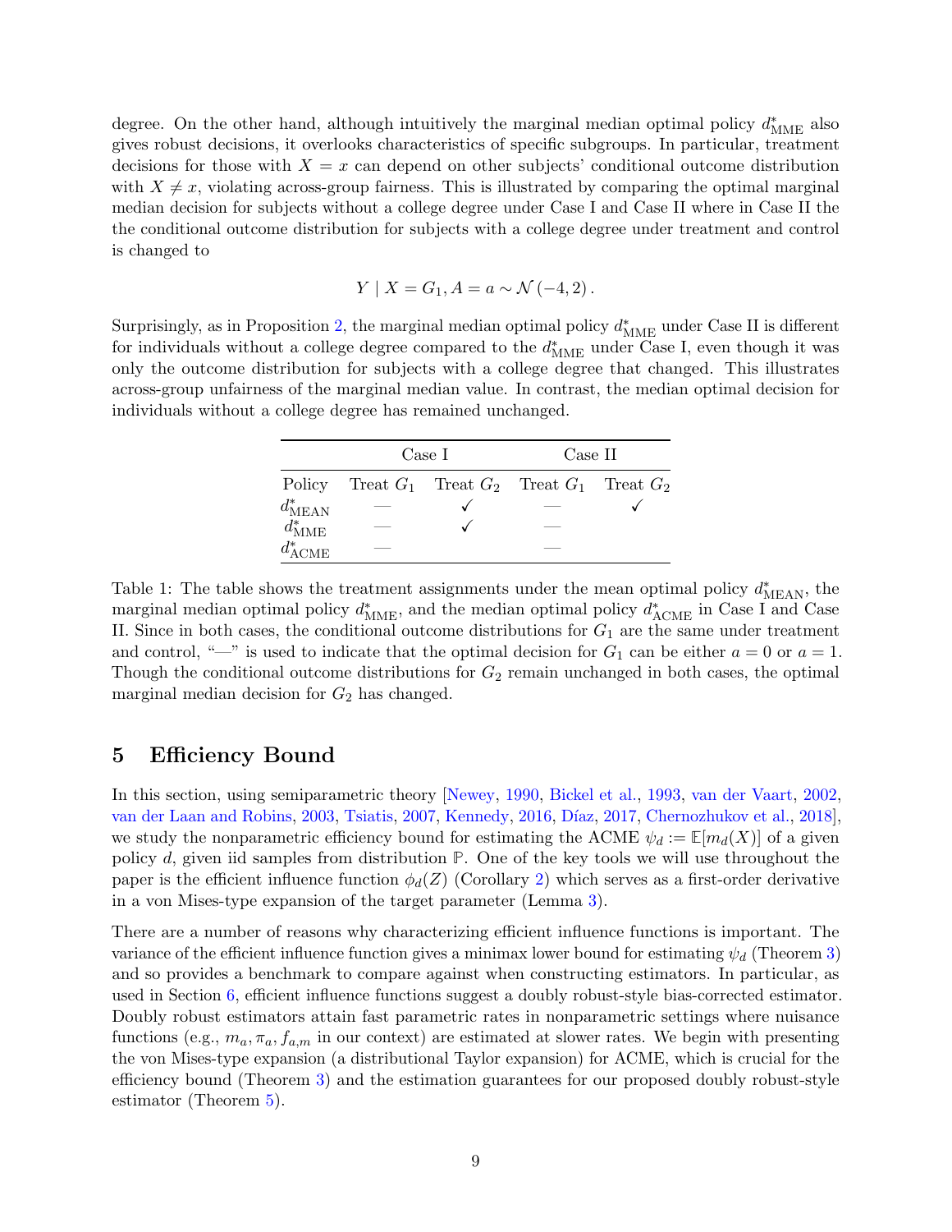degree. On the other hand, although intuitively the marginal median optimal policy $d^*_{\text{MME}}$ also gives robust decisions, it overlooks characteristics of specific subgroups. In particular, treatment decisions for those with $X = x$ can depend on other subjects' conditional outcome distribution with $X \neq x$, violating across-group fairness. This is illustrated by comparing the optimal marginal median decision for subjects without a college degree under Case I and Case II where in Case II the the conditional outcome distribution for subjects with a college degree under treatment and control is changed to

$$Y \mid X = G_1, A = a \sim \mathcal{N}(-4, 2).$$

Surprisingly, as in Proposition 2, the marginal median optimal policy $d^*_{\text{MME}}$ under Case II is different for individuals without a college degree compared to the $d^*_{\text{MME}}$ under Case I, even though it was only the outcome distribution for subjects with a college degree that changed. This illustrates across-group unfairness of the marginal median value. In contrast, the median optimal decision for individuals without a college degree has remained unchanged.

| | Case I | | Case II | |
|---|---|---|---|---|
| Policy | Treat $G_1$ | Treat $G_2$ | Treat $G_1$ | Treat $G_2$ |
| $d^*_{\text{MEAN}}$ | — | ✓ | — | ✓ |
| $d^*_{\text{MME}}$ | — | ✓ | — | |
| $d^*_{\text{ACME}}$ | — | | — | |

Table 1: The table shows the treatment assignments under the mean optimal policy $d^*_{\text{MEAN}}$, the marginal median optimal policy $d^*_{\text{MME}}$, and the median optimal policy $d^*_{\text{ACME}}$ in Case I and Case II. Since in both cases, the conditional outcome distributions for $G_1$ are the same under treatment and control, "—" is used to indicate that the optimal decision for $G_1$ can be either $a = 0$ or $a = 1$. Though the conditional outcome distributions for $G_2$ remain unchanged in both cases, the optimal marginal median decision for $G_2$ has changed.

## 5 Efficiency Bound

In this section, using semiparametric theory [Newey, 1990, Bickel et al., 1993, van der Vaart, 2002, van der Laan and Robins, 2003, Tsiatis, 2007, Kennedy, 2016, Díaz, 2017, Chernozhukov et al., 2018], we study the nonparametric efficiency bound for estimating the ACME $\psi_d := \mathbb{E}[m_d(X)]$ of a given policy $d$, given iid samples from distribution $\mathbb{P}$. One of the key tools we will use throughout the paper is the efficient influence function $\phi_d(Z)$ (Corollary 2) which serves as a first-order derivative in a von Mises-type expansion of the target parameter (Lemma 3).

There are a number of reasons why characterizing efficient influence functions is important. The variance of the efficient influence function gives a minimax lower bound for estimating $\psi_d$ (Theorem 3) and so provides a benchmark to compare against when constructing estimators. In particular, as used in Section 6, efficient influence functions suggest a doubly robust-style bias-corrected estimator. Doubly robust estimators attain fast parametric rates in nonparametric settings where nuisance functions (e.g., $m_a, \pi_a, f_{a,m}$ in our context) are estimated at slower rates. We begin with presenting the von Mises-type expansion (a distributional Taylor expansion) for ACME, which is crucial for the efficiency bound (Theorem 3) and the estimation guarantees for our proposed doubly robust-style estimator (Theorem 5).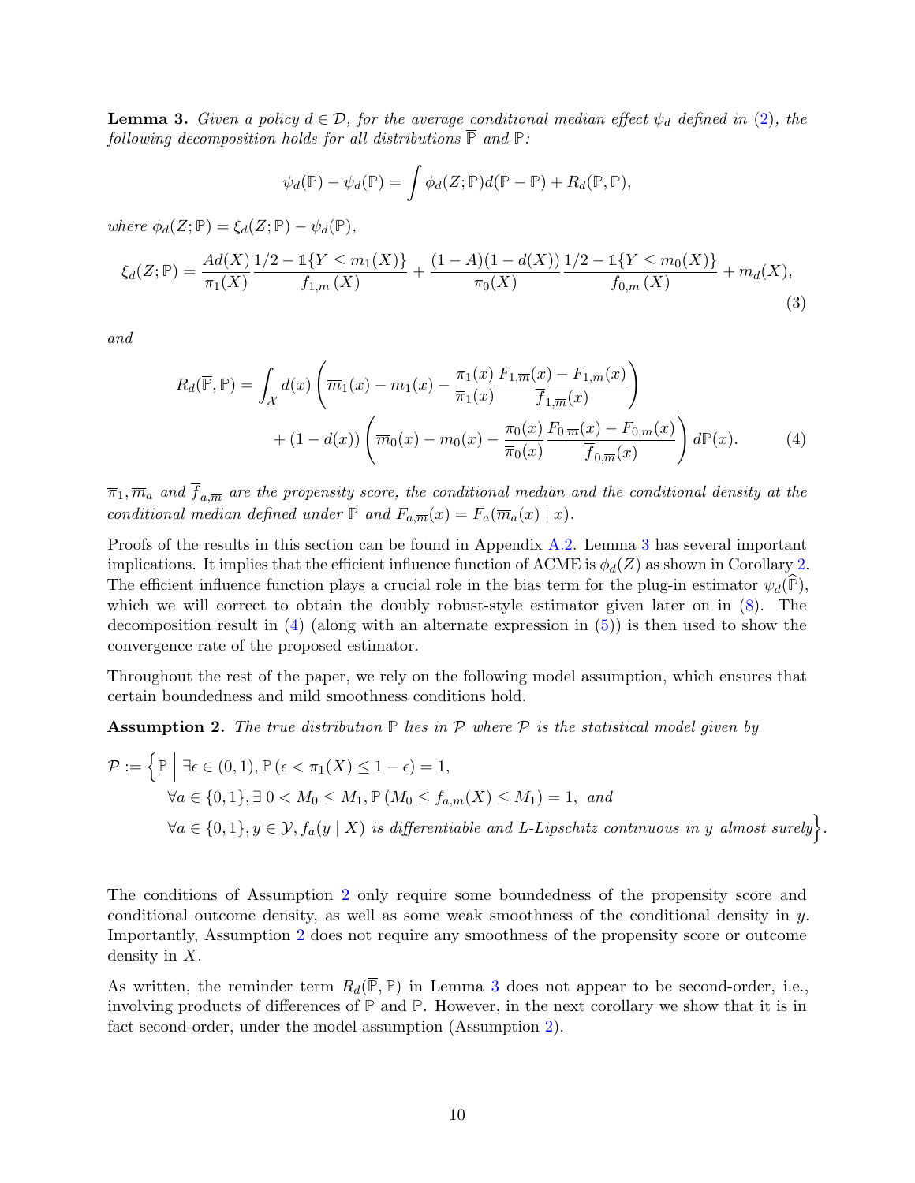**Lemma 3.** *Given a policy $d \in \mathcal{D}$, for the average conditional median effect $\psi_d$ defined in (2), the following decomposition holds for all distributions $\overline{\mathbb{P}}$ and $\mathbb{P}$:*

$$\psi_d(\overline{\mathbb{P}}) - \psi_d(\mathbb{P}) = \int \phi_d(Z; \overline{\mathbb{P}}) d(\overline{\mathbb{P}} - \mathbb{P}) + R_d(\overline{\mathbb{P}}, \mathbb{P}),$$

*where $\phi_d(Z; \mathbb{P}) = \xi_d(Z; \mathbb{P}) - \psi_d(\mathbb{P})$,*

$$\xi_d(Z; \mathbb{P}) = \frac{Ad(X)}{\pi_1(X)} \frac{1/2 - \mathbb{1}\{Y \leq m_1(X)\}}{f_{1,m}(X)} + \frac{(1-A)(1-d(X))}{\pi_0(X)} \frac{1/2 - \mathbb{1}\{Y \leq m_0(X)\}}{f_{0,m}(X)} + m_d(X), \tag{3}$$

*and*

$$R_d(\overline{\mathbb{P}}, \mathbb{P}) = \int_{\mathcal{X}} d(x) \left( \overline{m}_1(x) - m_1(x) - \frac{\pi_1(x)}{\overline{\pi}_1(x)} \frac{F_{1,\overline{m}}(x) - F_{1,m}(x)}{\overline{f}_{1,\overline{m}}(x)} \right) + (1 - d(x)) \left( \overline{m}_0(x) - m_0(x) - \frac{\pi_0(x)}{\overline{\pi}_0(x)} \frac{F_{0,\overline{m}}(x) - F_{0,m}(x)}{\overline{f}_{0,\overline{m}}(x)} \right) d\mathbb{P}(x). \tag{4}$$

*$\overline{\pi}_1, \overline{m}_a$ and $\overline{f}_{a,\overline{m}}$ are the propensity score, the conditional median and the conditional density at the conditional median defined under $\overline{\mathbb{P}}$ and $F_{a,\overline{m}}(x) = F_a(\overline{m}_a(x) \mid x)$.*

Proofs of the results in this section can be found in Appendix A.2. Lemma 3 has several important implications. It implies that the efficient influence function of ACME is $\phi_d(Z)$ as shown in Corollary 2. The efficient influence function plays a crucial role in the bias term for the plug-in estimator $\psi_d(\widehat{\mathbb{P}})$, which we will correct to obtain the doubly robust-style estimator given later on in (8). The decomposition result in (4) (along with an alternate expression in (5)) is then used to show the convergence rate of the proposed estimator.

Throughout the rest of the paper, we rely on the following model assumption, which ensures that certain boundedness and mild smoothness conditions hold.

**Assumption 2.** *The true distribution $\mathbb{P}$ lies in $\mathcal{P}$ where $\mathcal{P}$ is the statistical model given by*

$$\begin{aligned}
\mathcal{P} := \Big\{ \mathbb{P} \;\Big|\; & \exists \epsilon \in (0,1), \mathbb{P}(\epsilon < \pi_1(X) \leq 1 - \epsilon) = 1, \\
& \forall a \in \{0,1\}, \exists\, 0 < M_0 \leq M_1, \mathbb{P}(M_0 \leq f_{a,m}(X) \leq M_1) = 1, \text{ and} \\
& \forall a \in \{0,1\}, y \in \mathcal{Y}, f_a(y \mid X) \text{ is differentiable and } L\text{-Lipschitz continuous in } y \text{ almost surely} \Big\}.
\end{aligned}$$

The conditions of Assumption 2 only require some boundedness of the propensity score and conditional outcome density, as well as some weak smoothness of the conditional density in $y$. Importantly, Assumption 2 does not require any smoothness of the propensity score or outcome density in $X$.

As written, the reminder term $R_d(\overline{\mathbb{P}}, \mathbb{P})$ in Lemma 3 does not appear to be second-order, i.e., involving products of differences of $\overline{\mathbb{P}}$ and $\mathbb{P}$. However, in the next corollary we show that it is in fact second-order, under the model assumption (Assumption 2).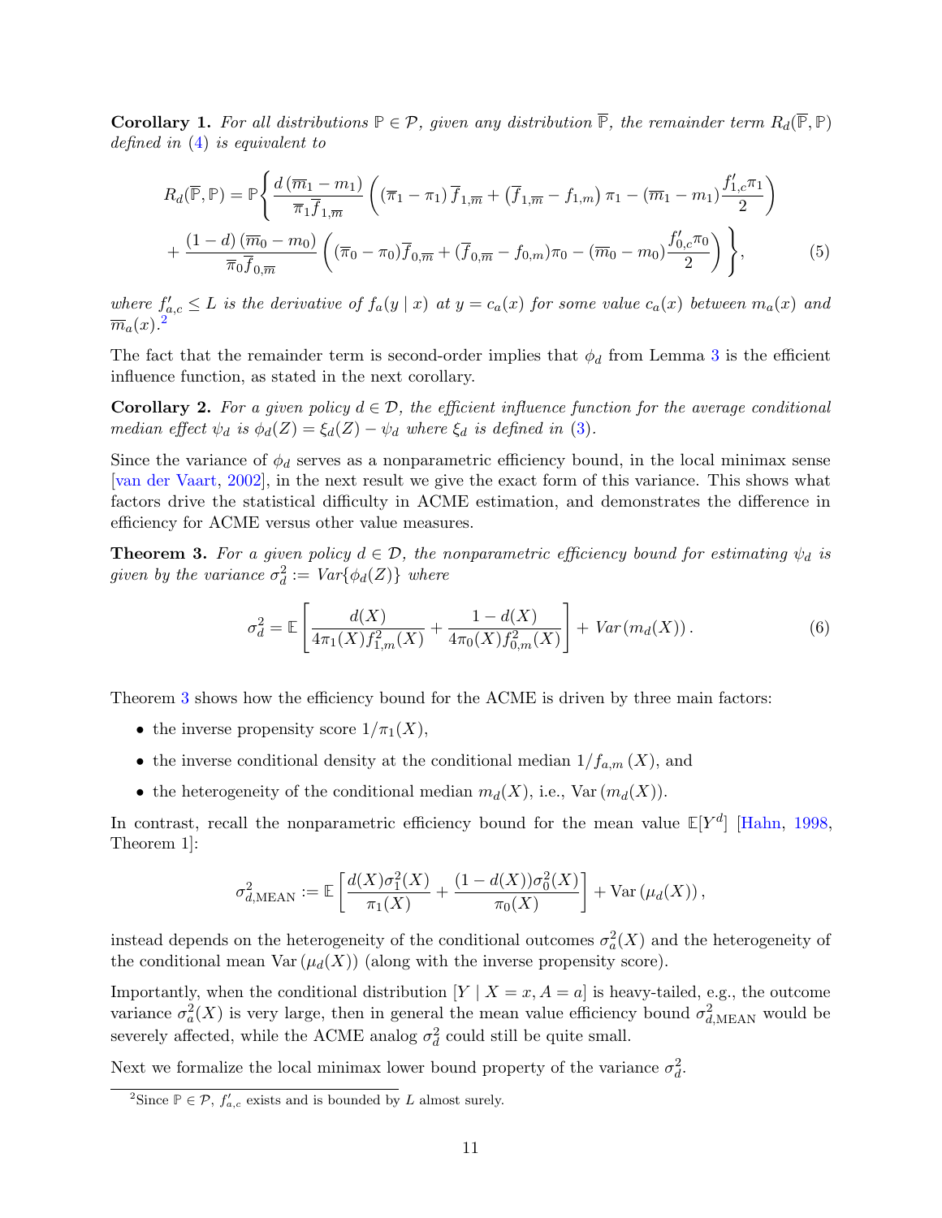**Corollary 1.** *For all distributions $\mathbb{P} \in \mathcal{P}$, given any distribution $\overline{\mathbb{P}}$, the remainder term $R_d(\overline{\mathbb{P}}, \mathbb{P})$ defined in (4) is equivalent to*

$$
\begin{aligned}
R_d(\overline{\mathbb{P}}, \mathbb{P}) = \mathbb{P}\Bigg\{ & \frac{d\,(\overline{m}_1 - m_1)}{\overline{\pi}_1 \overline{f}_{1,\overline{m}}} \left( (\overline{\pi}_1 - \pi_1)\, \overline{f}_{1,\overline{m}} + \left(\overline{f}_{1,\overline{m}} - f_{1,m}\right) \pi_1 - (\overline{m}_1 - m_1) \frac{f'_{1,c}\pi_1}{2} \right) \\
& + \frac{(1-d)\,(\overline{m}_0 - m_0)}{\overline{\pi}_0 \overline{f}_{0,\overline{m}}} \left( (\overline{\pi}_0 - \pi_0)\overline{f}_{0,\overline{m}} + (\overline{f}_{0,\overline{m}} - f_{0,m})\pi_0 - (\overline{m}_0 - m_0)\frac{f'_{0,c}\pi_0}{2} \right) \Bigg\}, \qquad (5)
\end{aligned}
$$

*where $f'_{a,c} \leq L$ is the derivative of $f_a(y \mid x)$ at $y = c_a(x)$ for some value $c_a(x)$ between $m_a(x)$ and $\overline{m}_a(x)$.*[2]

The fact that the remainder term is second-order implies that $\phi_d$ from Lemma 3 is the efficient influence function, as stated in the next corollary.

**Corollary 2.** *For a given policy $d \in \mathcal{D}$, the efficient influence function for the average conditional median effect $\psi_d$ is $\phi_d(Z) = \xi_d(Z) - \psi_d$ where $\xi_d$ is defined in (3).*

Since the variance of $\phi_d$ serves as a nonparametric efficiency bound, in the local minimax sense [van der Vaart, 2002], in the next result we give the exact form of this variance. This shows what factors drive the statistical difficulty in ACME estimation, and demonstrates the difference in efficiency for ACME versus other value measures.

**Theorem 3.** *For a given policy $d \in \mathcal{D}$, the nonparametric efficiency bound for estimating $\psi_d$ is given by the variance $\sigma_d^2 := Var\{\phi_d(Z)\}$ where*

$$
\sigma_d^2 = \mathbb{E}\left[\frac{d(X)}{4\pi_1(X) f_{1,m}^2(X)} + \frac{1-d(X)}{4\pi_0(X) f_{0,m}^2(X)}\right] + Var\left(m_d(X)\right). \qquad (6)
$$

Theorem 3 shows how the efficiency bound for the ACME is driven by three main factors:

- the inverse propensity score $1/\pi_1(X)$,
- the inverse conditional density at the conditional median $1/f_{a,m}(X)$, and
- the heterogeneity of the conditional median $m_d(X)$, i.e., $\mathrm{Var}\left(m_d(X)\right)$.

In contrast, recall the nonparametric efficiency bound for the mean value $\mathbb{E}[Y^d]$ [Hahn, 1998, Theorem 1]:

$$
\sigma_{d,\mathrm{MEAN}}^2 := \mathbb{E}\left[\frac{d(X)\sigma_1^2(X)}{\pi_1(X)} + \frac{(1-d(X))\sigma_0^2(X)}{\pi_0(X)}\right] + \mathrm{Var}\left(\mu_d(X)\right),
$$

instead depends on the heterogeneity of the conditional outcomes $\sigma_a^2(X)$ and the heterogeneity of the conditional mean $\mathrm{Var}\left(\mu_d(X)\right)$ (along with the inverse propensity score).

Importantly, when the conditional distribution $[Y \mid X = x, A = a]$ is heavy-tailed, e.g., the outcome variance $\sigma_a^2(X)$ is very large, then in general the mean value efficiency bound $\sigma_{d,\mathrm{MEAN}}^2$ would be severely affected, while the ACME analog $\sigma_d^2$ could still be quite small.

Next we formalize the local minimax lower bound property of the variance $\sigma_d^2$.

---

[2] Since $\mathbb{P} \in \mathcal{P}$, $f'_{a,c}$ exists and is bounded by $L$ almost surely.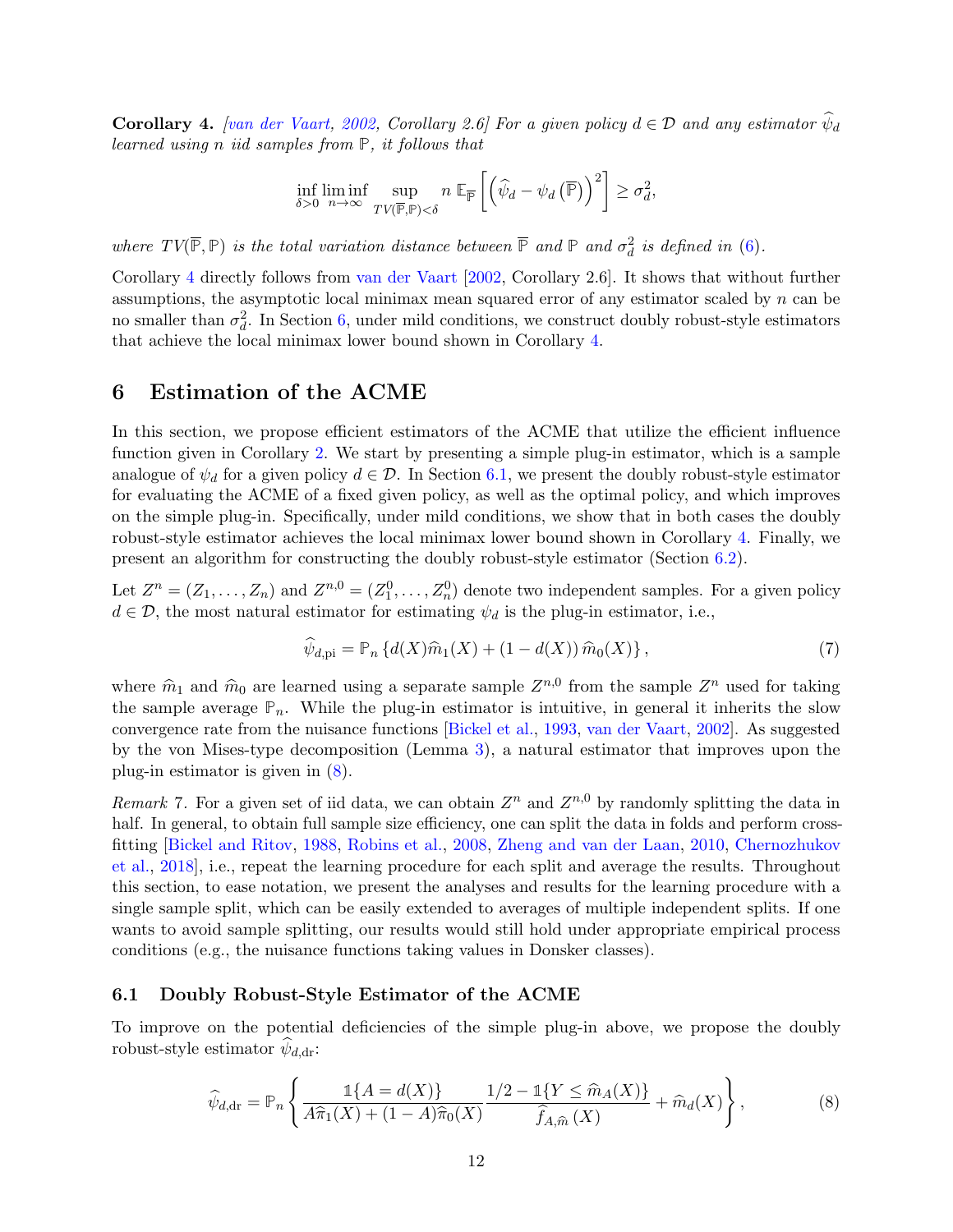**Corollary 4.** *[van der Vaart, 2002, Corollary 2.6] For a given policy $d \in \mathcal{D}$ and any estimator $\widehat{\psi}_d$ learned using $n$ iid samples from $\mathbb{P}$, it follows that*

$$\inf_{\delta>0} \liminf_{n\to\infty} \sup_{TV(\overline{\mathbb{P}},\mathbb{P})<\delta} n\, \mathbb{E}_{\overline{\mathbb{P}}}\left[\left(\widehat{\psi}_d - \psi_d\left(\overline{\mathbb{P}}\right)\right)^2\right] \geq \sigma_d^2,$$

*where $TV(\overline{\mathbb{P}}, \mathbb{P})$ is the total variation distance between $\overline{\mathbb{P}}$ and $\mathbb{P}$ and $\sigma_d^2$ is defined in (6).*

Corollary 4 directly follows from van der Vaart [2002, Corollary 2.6]. It shows that without further assumptions, the asymptotic local minimax mean squared error of any estimator scaled by $n$ can be no smaller than $\sigma_d^2$. In Section 6, under mild conditions, we construct doubly robust-style estimators that achieve the local minimax lower bound shown in Corollary 4.

# 6 Estimation of the ACME

In this section, we propose efficient estimators of the ACME that utilize the efficient influence function given in Corollary 2. We start by presenting a simple plug-in estimator, which is a sample analogue of $\psi_d$ for a given policy $d \in \mathcal{D}$. In Section 6.1, we present the doubly robust-style estimator for evaluating the ACME of a fixed given policy, as well as the optimal policy, and which improves on the simple plug-in. Specifically, under mild conditions, we show that in both cases the doubly robust-style estimator achieves the local minimax lower bound shown in Corollary 4. Finally, we present an algorithm for constructing the doubly robust-style estimator (Section 6.2).

Let $Z^n = (Z_1, \ldots, Z_n)$ and $Z^{n,0} = (Z_1^0, \ldots, Z_n^0)$ denote two independent samples. For a given policy $d \in \mathcal{D}$, the most natural estimator for estimating $\psi_d$ is the plug-in estimator, i.e.,

$$\widehat{\psi}_{d,\text{pi}} = \mathbb{P}_n \left\{ d(X)\widehat{m}_1(X) + (1 - d(X))\, \widehat{m}_0(X) \right\}, \tag{7}$$

where $\widehat{m}_1$ and $\widehat{m}_0$ are learned using a separate sample $Z^{n,0}$ from the sample $Z^n$ used for taking the sample average $\mathbb{P}_n$. While the plug-in estimator is intuitive, in general it inherits the slow convergence rate from the nuisance functions [Bickel et al., 1993, van der Vaart, 2002]. As suggested by the von Mises-type decomposition (Lemma 3), a natural estimator that improves upon the plug-in estimator is given in (8).

*Remark* 7. For a given set of iid data, we can obtain $Z^n$ and $Z^{n,0}$ by randomly splitting the data in half. In general, to obtain full sample size efficiency, one can split the data in folds and perform cross-fitting [Bickel and Ritov, 1988, Robins et al., 2008, Zheng and van der Laan, 2010, Chernozhukov et al., 2018], i.e., repeat the learning procedure for each split and average the results. Throughout this section, to ease notation, we present the analyses and results for the learning procedure with a single sample split, which can be easily extended to averages of multiple independent splits. If one wants to avoid sample splitting, our results would still hold under appropriate empirical process conditions (e.g., the nuisance functions taking values in Donsker classes).

## 6.1 Doubly Robust-Style Estimator of the ACME

To improve on the potential deficiencies of the simple plug-in above, we propose the doubly robust-style estimator $\widehat{\psi}_{d,\text{dr}}$:

$$\widehat{\psi}_{d,\text{dr}} = \mathbb{P}_n \left\{ \frac{\mathbb{1}\{A = d(X)\}}{A\widehat{\pi}_1(X) + (1 - A)\widehat{\pi}_0(X)} \frac{1/2 - \mathbb{1}\{Y \leq \widehat{m}_A(X)\}}{\widehat{f}_{A,\widehat{m}}\,(X)} + \widehat{m}_d(X) \right\}, \tag{8}$$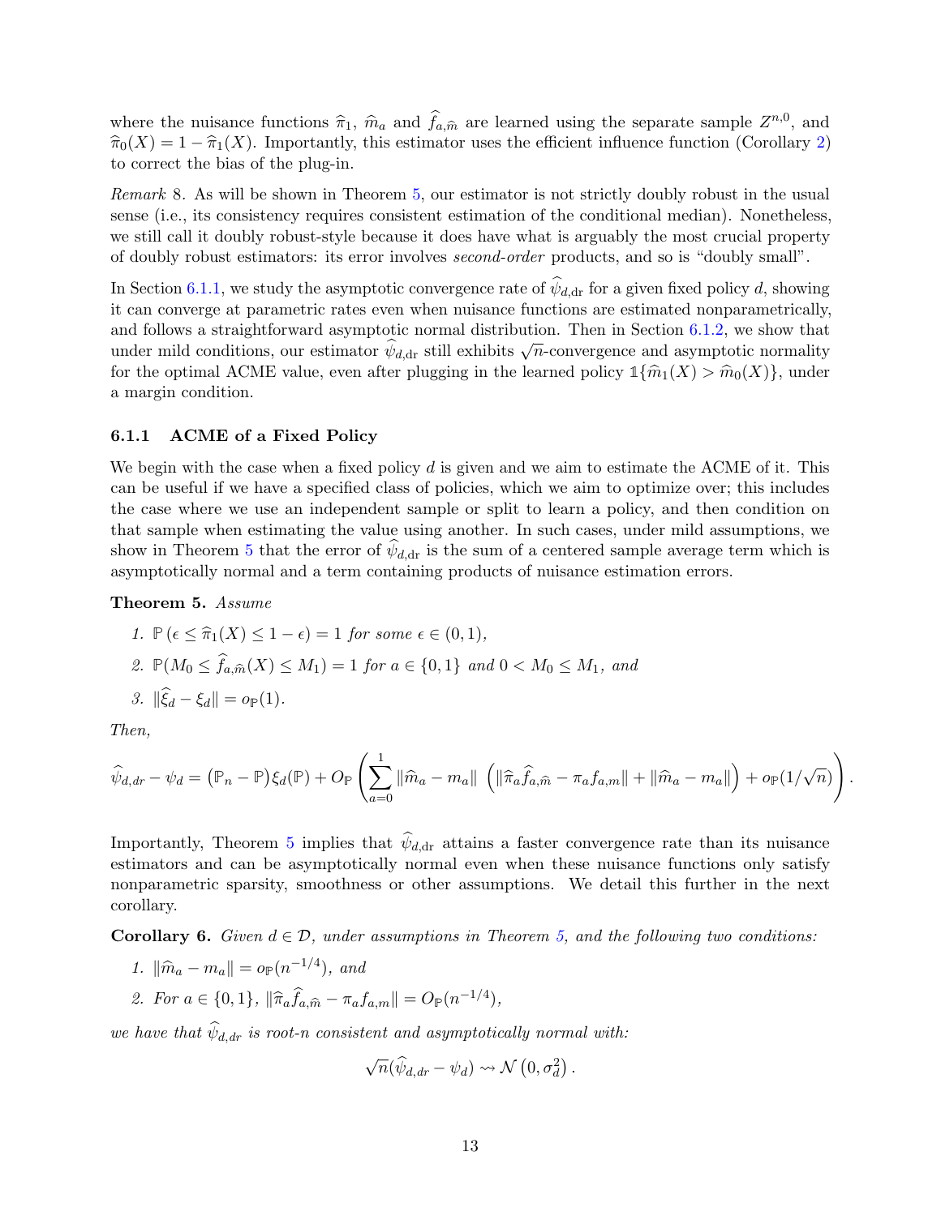where the nuisance functions $\widehat{\pi}_1$, $\widehat{m}_a$ and $\widehat{f}_{a,\widehat{m}}$ are learned using the separate sample $Z^{n,0}$, and $\widehat{\pi}_0(X) = 1 - \widehat{\pi}_1(X)$. Importantly, this estimator uses the efficient influence function (Corollary 2) to correct the bias of the plug-in.

*Remark* 8. As will be shown in Theorem 5, our estimator is not strictly doubly robust in the usual sense (i.e., its consistency requires consistent estimation of the conditional median). Nonetheless, we still call it doubly robust-style because it does have what is arguably the most crucial property of doubly robust estimators: its error involves *second-order* products, and so is "doubly small".

In Section 6.1.1, we study the asymptotic convergence rate of $\widehat{\psi}_{d,\text{dr}}$ for a given fixed policy $d$, showing it can converge at parametric rates even when nuisance functions are estimated nonparametrically, and follows a straightforward asymptotic normal distribution. Then in Section 6.1.2, we show that under mild conditions, our estimator $\widehat{\psi}_{d,\text{dr}}$ still exhibits $\sqrt{n}$-convergence and asymptotic normality for the optimal ACME value, even after plugging in the learned policy $\mathbb{1}\{\widehat{m}_1(X) > \widehat{m}_0(X)\}$, under a margin condition.

### 6.1.1 ACME of a Fixed Policy

We begin with the case when a fixed policy $d$ is given and we aim to estimate the ACME of it. This can be useful if we have a specified class of policies, which we aim to optimize over; this includes the case where we use an independent sample or split to learn a policy, and then condition on that sample when estimating the value using another. In such cases, under mild assumptions, we show in Theorem 5 that the error of $\widehat{\psi}_{d,\text{dr}}$ is the sum of a centered sample average term which is asymptotically normal and a term containing products of nuisance estimation errors.

**Theorem 5.** *Assume*

1. $\mathbb{P}\left(\epsilon \leq \widehat{\pi}_1(X) \leq 1-\epsilon\right) = 1$ *for some* $\epsilon \in (0,1)$,
2. $\mathbb{P}(M_0 \leq \widehat{f}_{a,\widehat{m}}(X) \leq M_1) = 1$ *for* $a \in \{0,1\}$ *and* $0 < M_0 \leq M_1$, *and*
3. $\|\widehat{\xi}_d - \xi_d\| = o_{\mathbb{P}}(1)$.

*Then,*

$$\widehat{\psi}_{d,dr} - \psi_d = \big(\mathbb{P}_n - \mathbb{P}\big)\xi_d(\mathbb{P}) + O_{\mathbb{P}}\left(\sum_{a=0}^{1} \|\widehat{m}_a - m_a\| \,\left(\|\widehat{\pi}_a \widehat{f}_{a,\widehat{m}} - \pi_a f_{a,m}\| + \|\widehat{m}_a - m_a\|\right) + o_{\mathbb{P}}(1/\sqrt{n})\right).$$

Importantly, Theorem 5 implies that $\widehat{\psi}_{d,\text{dr}}$ attains a faster convergence rate than its nuisance estimators and can be asymptotically normal even when these nuisance functions only satisfy nonparametric sparsity, smoothness or other assumptions. We detail this further in the next corollary.

**Corollary 6.** *Given* $d \in \mathcal{D}$, *under assumptions in Theorem 5, and the following two conditions:*

1. $\|\widehat{m}_a - m_a\| = o_{\mathbb{P}}(n^{-1/4})$, *and*
2. *For* $a \in \{0,1\}$, $\|\widehat{\pi}_a \widehat{f}_{a,\widehat{m}} - \pi_a f_{a,m}\| = O_{\mathbb{P}}(n^{-1/4})$,

*we have that* $\widehat{\psi}_{d,dr}$ *is root-n consistent and asymptotically normal with:*

$$\sqrt{n}(\widehat{\psi}_{d,dr} - \psi_d) \rightsquigarrow \mathcal{N}\left(0, \sigma_d^2\right).$$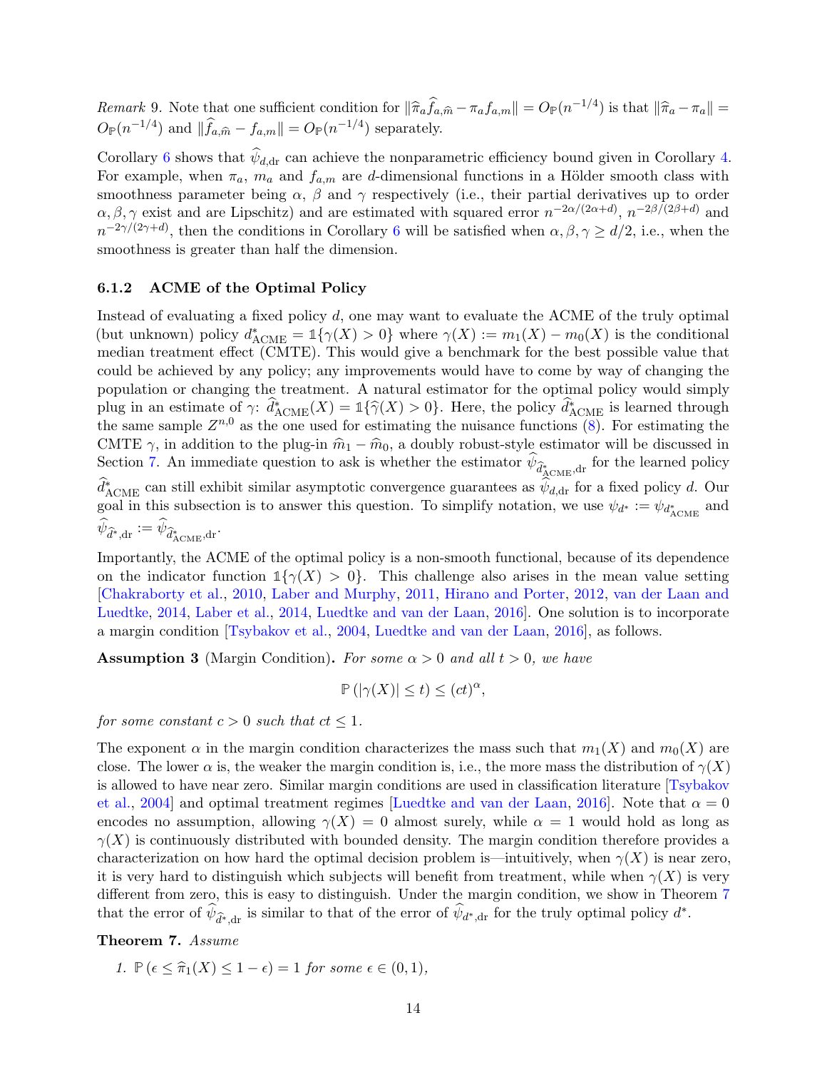*Remark* 9. Note that one sufficient condition for $\|\widehat{\pi}_a \widehat{f}_{a,\widehat{m}} - \pi_a f_{a,m}\| = O_{\mathbb{P}}(n^{-1/4})$ is that $\|\widehat{\pi}_a - \pi_a\| = O_{\mathbb{P}}(n^{-1/4})$ and $\|\widehat{f}_{a,\widehat{m}} - f_{a,m}\| = O_{\mathbb{P}}(n^{-1/4})$ separately.

Corollary 6 shows that $\widehat{\psi}_{d,\text{dr}}$ can achieve the nonparametric efficiency bound given in Corollary 4. For example, when $\pi_a$, $m_a$ and $f_{a,m}$ are $d$-dimensional functions in a Hölder smooth class with smoothness parameter being $\alpha$, $\beta$ and $\gamma$ respectively (i.e., their partial derivatives up to order $\alpha, \beta, \gamma$ exist and are Lipschitz) and are estimated with squared error $n^{-2\alpha/(2\alpha+d)}$, $n^{-2\beta/(2\beta+d)}$ and $n^{-2\gamma/(2\gamma+d)}$, then the conditions in Corollary 6 will be satisfied when $\alpha, \beta, \gamma \geq d/2$, i.e., when the smoothness is greater than half the dimension.

### 6.1.2 ACME of the Optimal Policy

Instead of evaluating a fixed policy $d$, one may want to evaluate the ACME of the truly optimal (but unknown) policy $d^*_{\text{ACME}} = \mathbb{1}\{\gamma(X) > 0\}$ where $\gamma(X) := m_1(X) - m_0(X)$ is the conditional median treatment effect (CMTE). This would give a benchmark for the best possible value that could be achieved by any policy; any improvements would have to come by way of changing the population or changing the treatment. A natural estimator for the optimal policy would simply plug in an estimate of $\gamma$: $\widehat{d}^*_{\text{ACME}}(X) = \mathbb{1}\{\widehat{\gamma}(X) > 0\}$. Here, the policy $\widehat{d}^*_{\text{ACME}}$ is learned through the same sample $Z^{n,0}$ as the one used for estimating the nuisance functions (8). For estimating the CMTE $\gamma$, in addition to the plug-in $\widehat{m}_1 - \widehat{m}_0$, a doubly robust-style estimator will be discussed in Section 7. An immediate question to ask is whether the estimator $\widehat{\psi}_{\widehat{d}^*_{\text{ACME}},\text{dr}}$ for the learned policy $\widehat{d}^*_{\text{ACME}}$ can still exhibit similar asymptotic convergence guarantees as $\widehat{\psi}_{d,\text{dr}}$ for a fixed policy $d$. Our goal in this subsection is to answer this question. To simplify notation, we use $\psi_{d^*} := \psi_{d^*_{\text{ACME}}}$ and $\widehat{\psi}_{\widehat{d}^*,\text{dr}} := \widehat{\psi}_{\widehat{d}^*_{\text{ACME}},\text{dr}}$.

Importantly, the ACME of the optimal policy is a non-smooth functional, because of its dependence on the indicator function $\mathbb{1}\{\gamma(X) > 0\}$. This challenge also arises in the mean value setting [Chakraborty et al., 2010, Laber and Murphy, 2011, Hirano and Porter, 2012, van der Laan and Luedtke, 2014, Laber et al., 2014, Luedtke and van der Laan, 2016]. One solution is to incorporate a margin condition [Tsybakov et al., 2004, Luedtke and van der Laan, 2016], as follows.

**Assumption 3** (Margin Condition). *For some $\alpha > 0$ and all $t > 0$, we have*

$$\mathbb{P}\left(|\gamma(X)| \leq t\right) \leq (ct)^{\alpha},$$

*for some constant $c > 0$ such that $ct \leq 1$.*

The exponent $\alpha$ in the margin condition characterizes the mass such that $m_1(X)$ and $m_0(X)$ are close. The lower $\alpha$ is, the weaker the margin condition is, i.e., the more mass the distribution of $\gamma(X)$ is allowed to have near zero. Similar margin conditions are used in classification literature [Tsybakov et al., 2004] and optimal treatment regimes [Luedtke and van der Laan, 2016]. Note that $\alpha = 0$ encodes no assumption, allowing $\gamma(X) = 0$ almost surely, while $\alpha = 1$ would hold as long as $\gamma(X)$ is continuously distributed with bounded density. The margin condition therefore provides a characterization on how hard the optimal decision problem is—intuitively, when $\gamma(X)$ is near zero, it is very hard to distinguish which subjects will benefit from treatment, while when $\gamma(X)$ is very different from zero, this is easy to distinguish. Under the margin condition, we show in Theorem 7 that the error of $\widehat{\psi}_{\widehat{d}^*,\text{dr}}$ is similar to that of the error of $\widehat{\psi}_{d^*,\text{dr}}$ for the truly optimal policy $d^*$.

**Theorem 7.** *Assume*

1. *$\mathbb{P}\left(\epsilon \leq \widehat{\pi}_1(X) \leq 1 - \epsilon\right) = 1$ for some $\epsilon \in (0, 1)$,*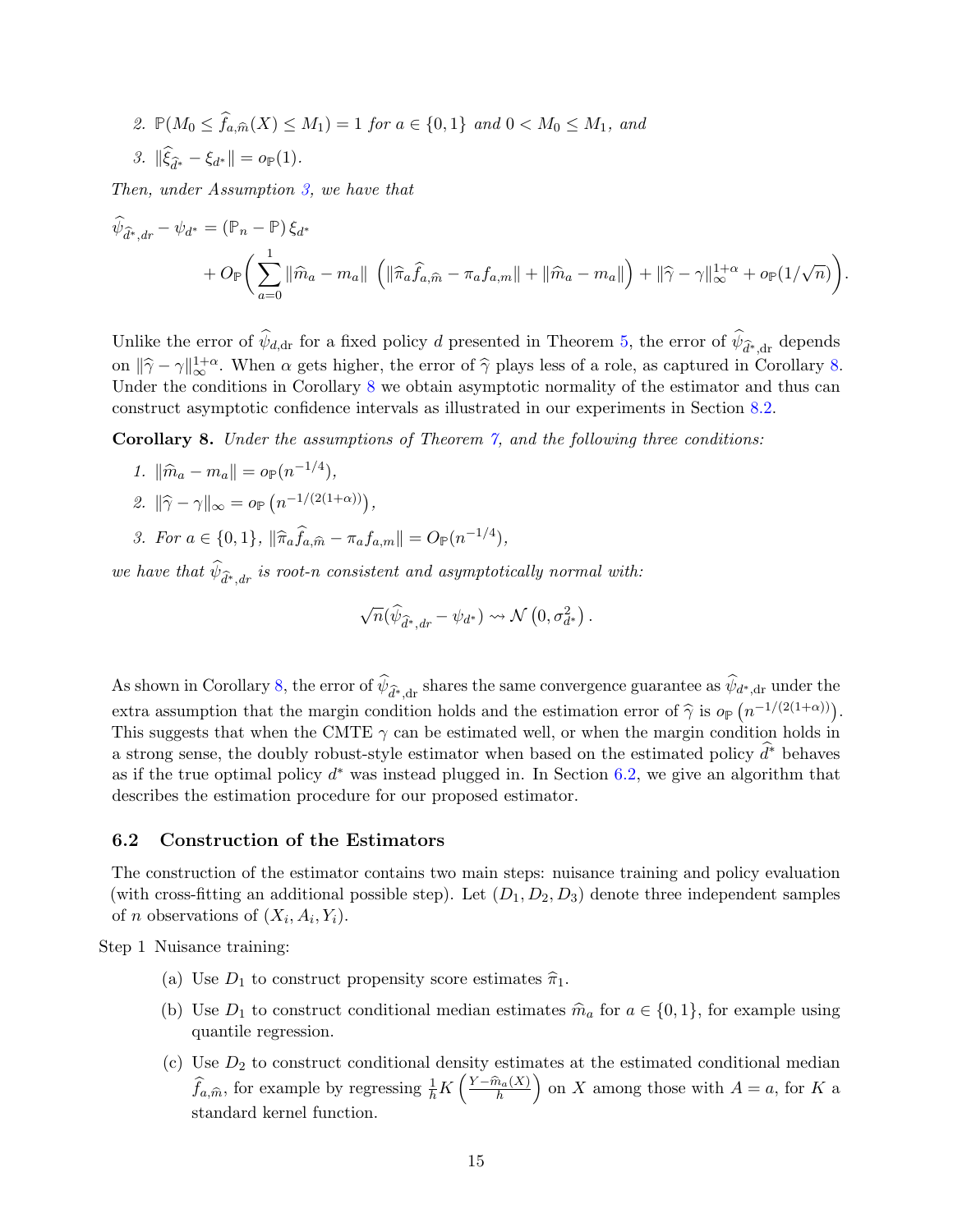2. $\mathbb{P}(M_0 \leq \widehat{f}_{a,\widehat{m}}(X) \leq M_1) = 1$ *for* $a \in \{0,1\}$ *and* $0 < M_0 \leq M_1$, *and*
3. $\|\widehat{\xi}_{\widehat{d}^*} - \xi_{d^*}\| = o_{\mathbb{P}}(1)$.

*Then, under Assumption 3, we have that*

$$
\widehat{\psi}_{\widehat{d}^*,dr} - \psi_{d^*} = (\mathbb{P}_n - \mathbb{P})\,\xi_{d^*} + O_{\mathbb{P}}\Bigg( \sum_{a=0}^{1} \|\widehat{m}_a - m_a\| \, \Big( \|\widehat{\pi}_a \widehat{f}_{a,\widehat{m}} - \pi_a f_{a,m}\| + \|\widehat{m}_a - m_a\| \Big) + \|\widehat{\gamma} - \gamma\|_\infty^{1+\alpha} + o_{\mathbb{P}}(1/\sqrt{n}) \Bigg).
$$

Unlike the error of $\widehat{\psi}_{d,\mathrm{dr}}$ for a fixed policy $d$ presented in Theorem 5, the error of $\widehat{\psi}_{\widehat{d}^*,\mathrm{dr}}$ depends on $\|\widehat{\gamma} - \gamma\|_\infty^{1+\alpha}$. When $\alpha$ gets higher, the error of $\widehat{\gamma}$ plays less of a role, as captured in Corollary 8. Under the conditions in Corollary 8 we obtain asymptotic normality of the estimator and thus can construct asymptotic confidence intervals as illustrated in our experiments in Section 8.2.

**Corollary 8.** *Under the assumptions of Theorem 7, and the following three conditions:*

1. $\|\widehat{m}_a - m_a\| = o_{\mathbb{P}}(n^{-1/4})$,
2. $\|\widehat{\gamma} - \gamma\|_\infty = o_{\mathbb{P}}\left(n^{-1/(2(1+\alpha))}\right)$,
3. *For* $a \in \{0,1\}$, $\|\widehat{\pi}_a \widehat{f}_{a,\widehat{m}} - \pi_a f_{a,m}\| = O_{\mathbb{P}}(n^{-1/4})$,

*we have that* $\widehat{\psi}_{\widehat{d}^*,dr}$ *is root-n consistent and asymptotically normal with:*

$$
\sqrt{n}(\widehat{\psi}_{\widehat{d}^*,dr} - \psi_{d^*}) \rightsquigarrow \mathcal{N}\left(0, \sigma_{d^*}^2\right).
$$

As shown in Corollary 8, the error of $\widehat{\psi}_{\widehat{d}^*,\mathrm{dr}}$ shares the same convergence guarantee as $\widehat{\psi}_{d^*,\mathrm{dr}}$ under the extra assumption that the margin condition holds and the estimation error of $\widehat{\gamma}$ is $o_{\mathbb{P}}\left(n^{-1/(2(1+\alpha))}\right)$. This suggests that when the CMTE $\gamma$ can be estimated well, or when the margin condition holds in a strong sense, the doubly robust-style estimator when based on the estimated policy $\widehat{d}^*$ behaves as if the true optimal policy $d^*$ was instead plugged in. In Section 6.2, we give an algorithm that describes the estimation procedure for our proposed estimator.

## 6.2 Construction of the Estimators

The construction of the estimator contains two main steps: nuisance training and policy evaluation (with cross-fitting an additional possible step). Let $(D_1, D_2, D_3)$ denote three independent samples of $n$ observations of $(X_i, A_i, Y_i)$.

Step 1 Nuisance training:

(a) Use $D_1$ to construct propensity score estimates $\widehat{\pi}_1$.

(b) Use $D_1$ to construct conditional median estimates $\widehat{m}_a$ for $a \in \{0,1\}$, for example using quantile regression.

(c) Use $D_2$ to construct conditional density estimates at the estimated conditional median $\widehat{f}_{a,\widehat{m}}$, for example by regressing $\frac{1}{h}K\left(\frac{Y - \widehat{m}_a(X)}{h}\right)$ on $X$ among those with $A = a$, for $K$ a standard kernel function.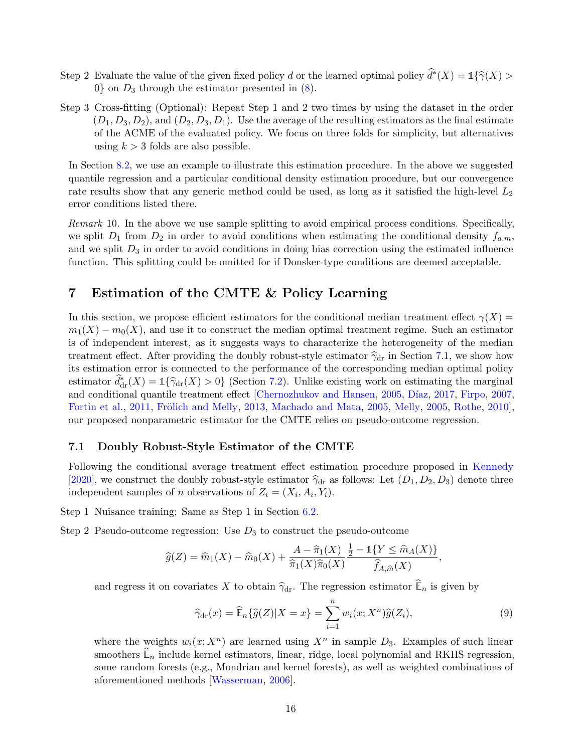Step 2 Evaluate the value of the given fixed policy $d$ or the learned optimal policy $\widehat{d}^*(X) = \mathbb{1}\{\widehat{\gamma}(X) > 0\}$ on $D_3$ through the estimator presented in (8).

Step 3 Cross-fitting (Optional): Repeat Step 1 and 2 two times by using the dataset in the order $(D_1, D_3, D_2)$, and $(D_2, D_3, D_1)$. Use the average of the resulting estimators as the final estimate of the ACME of the evaluated policy. We focus on three folds for simplicity, but alternatives using $k > 3$ folds are also possible.

In Section 8.2, we use an example to illustrate this estimation procedure. In the above we suggested quantile regression and a particular conditional density estimation procedure, but our convergence rate results show that any generic method could be used, as long as it satisfied the high-level $L_2$ error conditions listed there.

*Remark* 10. In the above we use sample splitting to avoid empirical process conditions. Specifically, we split $D_1$ from $D_2$ in order to avoid conditions when estimating the conditional density $f_{a,m}$, and we split $D_3$ in order to avoid conditions in doing bias correction using the estimated influence function. This splitting could be omitted for if Donsker-type conditions are deemed acceptable.

# 7 Estimation of the CMTE & Policy Learning

In this section, we propose efficient estimators for the conditional median treatment effect $\gamma(X) = m_1(X) - m_0(X)$, and use it to construct the median optimal treatment regime. Such an estimator is of independent interest, as it suggests ways to characterize the heterogeneity of the median treatment effect. After providing the doubly robust-style estimator $\widehat{\gamma}_{\text{dr}}$ in Section 7.1, we show how its estimation error is connected to the performance of the corresponding median optimal policy estimator $\widehat{d}^*_{\text{dr}}(X) = \mathbb{1}\{\widehat{\gamma}_{\text{dr}}(X) > 0\}$ (Section 7.2). Unlike existing work on estimating the marginal and conditional quantile treatment effect [Chernozhukov and Hansen, 2005, Díaz, 2017, Firpo, 2007, Fortin et al., 2011, Frölich and Melly, 2013, Machado and Mata, 2005, Melly, 2005, Rothe, 2010], our proposed nonparametric estimator for the CMTE relies on pseudo-outcome regression.

## 7.1 Doubly Robust-Style Estimator of the CMTE

Following the conditional average treatment effect estimation procedure proposed in Kennedy [2020], we construct the doubly robust-style estimator $\widehat{\gamma}_{\text{dr}}$ as follows: Let $(D_1, D_2, D_3)$ denote three independent samples of $n$ observations of $Z_i = (X_i, A_i, Y_i)$.

Step 1 Nuisance training: Same as Step 1 in Section 6.2.

Step 2 Pseudo-outcome regression: Use $D_3$ to construct the pseudo-outcome

$$\widehat{g}(Z) = \widehat{m}_1(X) - \widehat{m}_0(X) + \frac{A - \widehat{\pi}_1(X)}{\widehat{\pi}_1(X)\widehat{\pi}_0(X)} \frac{\frac{1}{2} - \mathbb{1}\{Y \leq \widehat{m}_A(X)\}}{\widehat{f}_{A,\widehat{m}}(X)},$$

and regress it on covariates $X$ to obtain $\widehat{\gamma}_{\text{dr}}$. The regression estimator $\widehat{\mathbb{E}}_n$ is given by

$$\widehat{\gamma}_{\text{dr}}(x) = \widehat{\mathbb{E}}_n\{\widehat{g}(Z) | X = x\} = \sum_{i=1}^{n} w_i(x; X^n)\widehat{g}(Z_i), \tag{9}$$

where the weights $w_i(x; X^n)$ are learned using $X^n$ in sample $D_3$. Examples of such linear smoothers $\widehat{\mathbb{E}}_n$ include kernel estimators, linear, ridge, local polynomial and RKHS regression, some random forests (e.g., Mondrian and kernel forests), as well as weighted combinations of aforementioned methods [Wasserman, 2006].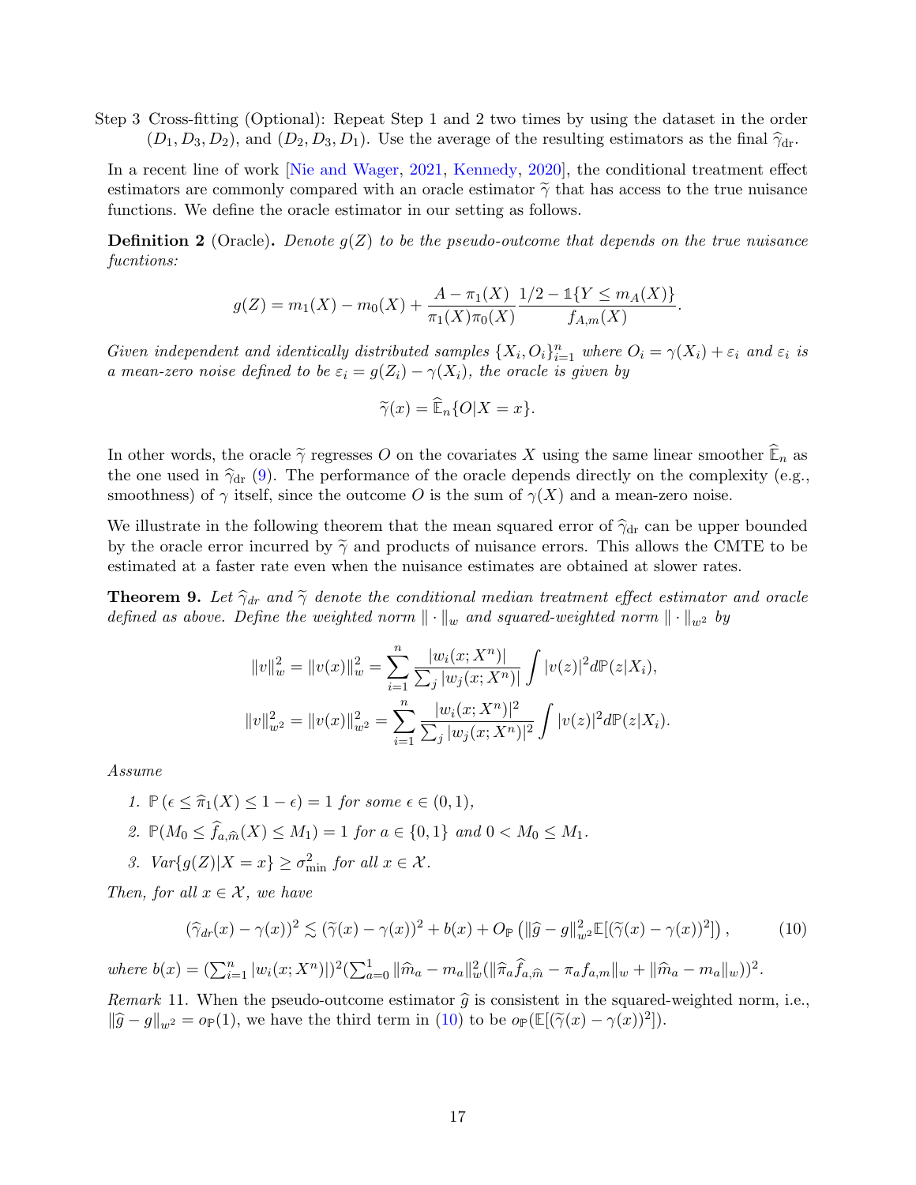Step 3 Cross-fitting (Optional): Repeat Step 1 and 2 two times by using the dataset in the order $(D_1, D_3, D_2)$, and $(D_2, D_3, D_1)$. Use the average of the resulting estimators as the final $\widehat{\gamma}_{\text{dr}}$.

In a recent line of work [Nie and Wager, 2021, Kennedy, 2020], the conditional treatment effect estimators are commonly compared with an oracle estimator $\widetilde{\gamma}$ that has access to the true nuisance functions. We define the oracle estimator in our setting as follows.

**Definition 2** (Oracle). *Denote $g(Z)$ to be the pseudo-outcome that depends on the true nuisance fucntions:*

$$g(Z) = m_1(X) - m_0(X) + \frac{A - \pi_1(X)}{\pi_1(X)\pi_0(X)} \frac{1/2 - \mathbb{1}\{Y \leq m_A(X)\}}{f_{A,m}(X)}.$$

*Given independent and identically distributed samples $\{X_i, O_i\}_{i=1}^n$ where $O_i = \gamma(X_i) + \varepsilon_i$ and $\varepsilon_i$ is a mean-zero noise defined to be $\varepsilon_i = g(Z_i) - \gamma(X_i)$, the oracle is given by*

$$\widetilde{\gamma}(x) = \widehat{\mathbb{E}}_n\{O | X = x\}.$$

In other words, the oracle $\widetilde{\gamma}$ regresses $O$ on the covariates $X$ using the same linear smoother $\widehat{\mathbb{E}}_n$ as the one used in $\widehat{\gamma}_{\text{dr}}$ (9). The performance of the oracle depends directly on the complexity (e.g., smoothness) of $\gamma$ itself, since the outcome $O$ is the sum of $\gamma(X)$ and a mean-zero noise.

We illustrate in the following theorem that the mean squared error of $\widehat{\gamma}_{\text{dr}}$ can be upper bounded by the oracle error incurred by $\widetilde{\gamma}$ and products of nuisance errors. This allows the CMTE to be estimated at a faster rate even when the nuisance estimates are obtained at slower rates.

**Theorem 9.** *Let $\widehat{\gamma}_{dr}$ and $\widetilde{\gamma}$ denote the conditional median treatment effect estimator and oracle defined as above. Define the weighted norm $\|\cdot\|_w$ and squared-weighted norm $\|\cdot\|_{w^2}$ by*

$$\|v\|_w^2 = \|v(x)\|_w^2 = \sum_{i=1}^n \frac{|w_i(x; X^n)|}{\sum_j |w_j(x; X^n)|} \int |v(z)|^2 d\mathbb{P}(z|X_i),$$

$$\|v\|_{w^2}^2 = \|v(x)\|_{w^2}^2 = \sum_{i=1}^n \frac{|w_i(x; X^n)|^2}{\sum_j |w_j(x; X^n)|^2} \int |v(z)|^2 d\mathbb{P}(z|X_i).$$

*Assume*

1. $\mathbb{P}\left(\epsilon \leq \widehat{\pi}_1(X) \leq 1 - \epsilon\right) = 1$ *for some* $\epsilon \in (0, 1)$,
2. $\mathbb{P}(M_0 \leq \widehat{f}_{a,\widehat{m}}(X) \leq M_1) = 1$ *for* $a \in \{0, 1\}$ *and* $0 < M_0 \leq M_1$.
3. $Var\{g(Z)|X = x\} \geq \sigma_{\min}^2$ *for all* $x \in \mathcal{X}$.

*Then, for all $x \in \mathcal{X}$, we have*

$$(\widehat{\gamma}_{dr}(x) - \gamma(x))^2 \lesssim (\widetilde{\gamma}(x) - \gamma(x))^2 + b(x) + O_{\mathbb{P}}\left(\|\widehat{g} - g\|_{w^2}^2 \mathbb{E}[(\widetilde{\gamma}(x) - \gamma(x))^2]\right), \tag{10}$$

*where* $b(x) = (\sum_{i=1}^n |w_i(x; X^n)|)^2 (\sum_{a=0}^1 \|\widehat{m}_a - m_a\|_w^2 (\|\widehat{\pi}_a \widehat{f}_{a,\widehat{m}} - \pi_a f_{a,m}\|_w + \|\widehat{m}_a - m_a\|_w))^2$.

*Remark* 11. When the pseudo-outcome estimator $\widehat{g}$ is consistent in the squared-weighted norm, i.e., $\|\widehat{g} - g\|_{w^2} = o_{\mathbb{P}}(1)$, we have the third term in (10) to be $o_{\mathbb{P}}(\mathbb{E}[(\widetilde{\gamma}(x) - \gamma(x))^2])$.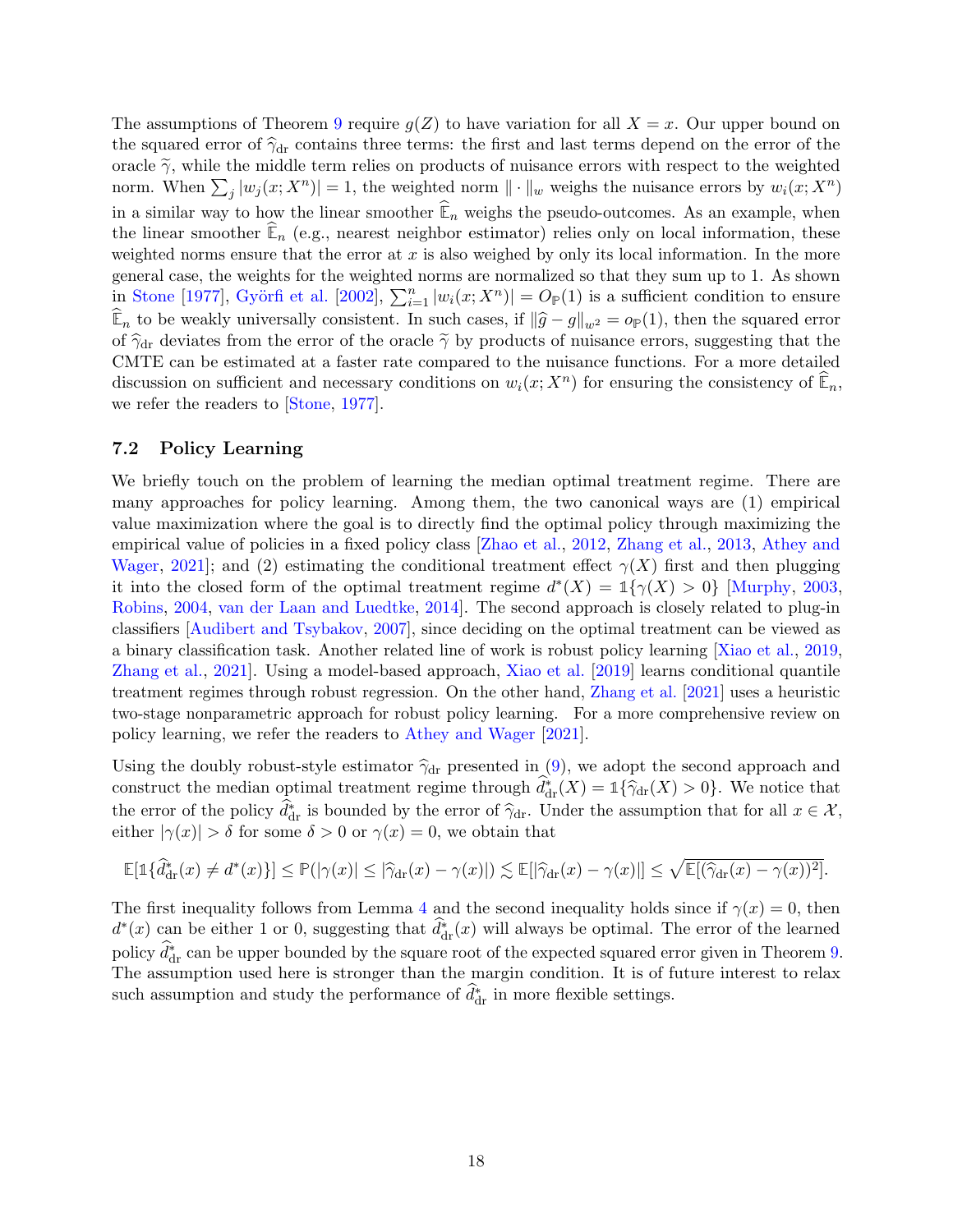The assumptions of Theorem 9 require $g(Z)$ to have variation for all $X = x$. Our upper bound on the squared error of $\widehat{\gamma}_{\text{dr}}$ contains three terms: the first and last terms depend on the error of the oracle $\widetilde{\gamma}$, while the middle term relies on products of nuisance errors with respect to the weighted norm. When $\sum_j |w_j(x; X^n)| = 1$, the weighted norm $\| \cdot \|_w$ weighs the nuisance errors by $w_i(x; X^n)$ in a similar way to how the linear smoother $\widehat{\mathbb{E}}_n$ weighs the pseudo-outcomes. As an example, when the linear smoother $\widehat{\mathbb{E}}_n$ (e.g., nearest neighbor estimator) relies only on local information, these weighted norms ensure that the error at $x$ is also weighed by only its local information. In the more general case, the weights for the weighted norms are normalized so that they sum up to 1. As shown in Stone [1977], Györfi et al. [2002], $\sum_{i=1}^n |w_i(x; X^n)| = O_{\mathbb{P}}(1)$ is a sufficient condition to ensure $\widehat{\mathbb{E}}_n$ to be weakly universally consistent. In such cases, if $\|\widehat{g} - g\|_{w^2} = o_{\mathbb{P}}(1)$, then the squared error of $\widehat{\gamma}_{\text{dr}}$ deviates from the error of the oracle $\widetilde{\gamma}$ by products of nuisance errors, suggesting that the CMTE can be estimated at a faster rate compared to the nuisance functions. For a more detailed discussion on sufficient and necessary conditions on $w_i(x; X^n)$ for ensuring the consistency of $\widehat{\mathbb{E}}_n$, we refer the readers to [Stone, 1977].

## 7.2 Policy Learning

We briefly touch on the problem of learning the median optimal treatment regime. There are many approaches for policy learning. Among them, the two canonical ways are (1) empirical value maximization where the goal is to directly find the optimal policy through maximizing the empirical value of policies in a fixed policy class [Zhao et al., 2012, Zhang et al., 2013, Athey and Wager, 2021]; and (2) estimating the conditional treatment effect $\gamma(X)$ first and then plugging it into the closed form of the optimal treatment regime $d^*(X) = \mathbb{1}\{\gamma(X) > 0\}$ [Murphy, 2003, Robins, 2004, van der Laan and Luedtke, 2014]. The second approach is closely related to plug-in classifiers [Audibert and Tsybakov, 2007], since deciding on the optimal treatment can be viewed as a binary classification task. Another related line of work is robust policy learning [Xiao et al., 2019, Zhang et al., 2021]. Using a model-based approach, Xiao et al. [2019] learns conditional quantile treatment regimes through robust regression. On the other hand, Zhang et al. [2021] uses a heuristic two-stage nonparametric approach for robust policy learning. For a more comprehensive review on policy learning, we refer the readers to Athey and Wager [2021].

Using the doubly robust-style estimator $\widehat{\gamma}_{\text{dr}}$ presented in (9), we adopt the second approach and construct the median optimal treatment regime through $\widehat{d}^*_{\text{dr}}(X) = \mathbb{1}\{\widehat{\gamma}_{\text{dr}}(X) > 0\}$. We notice that the error of the policy $\widehat{d}^*_{\text{dr}}$ is bounded by the error of $\widehat{\gamma}_{\text{dr}}$. Under the assumption that for all $x \in \mathcal{X}$, either $|\gamma(x)| > \delta$ for some $\delta > 0$ or $\gamma(x) = 0$, we obtain that

$$\mathbb{E}[\mathbb{1}\{\widehat{d}^*_{\text{dr}}(x) \neq d^*(x)\}] \leq \mathbb{P}(|\gamma(x)| \leq |\widehat{\gamma}_{\text{dr}}(x) - \gamma(x)|) \lesssim \mathbb{E}[|\widehat{\gamma}_{\text{dr}}(x) - \gamma(x)|] \leq \sqrt{\mathbb{E}[(\widehat{\gamma}_{\text{dr}}(x) - \gamma(x))^2]}.$$

The first inequality follows from Lemma 4 and the second inequality holds since if $\gamma(x) = 0$, then $d^*(x)$ can be either 1 or 0, suggesting that $\widehat{d}^*_{\text{dr}}(x)$ will always be optimal. The error of the learned policy $\widehat{d}^*_{\text{dr}}$ can be upper bounded by the square root of the expected squared error given in Theorem 9. The assumption used here is stronger than the margin condition. It is of future interest to relax such assumption and study the performance of $\widehat{d}^*_{\text{dr}}$ in more flexible settings.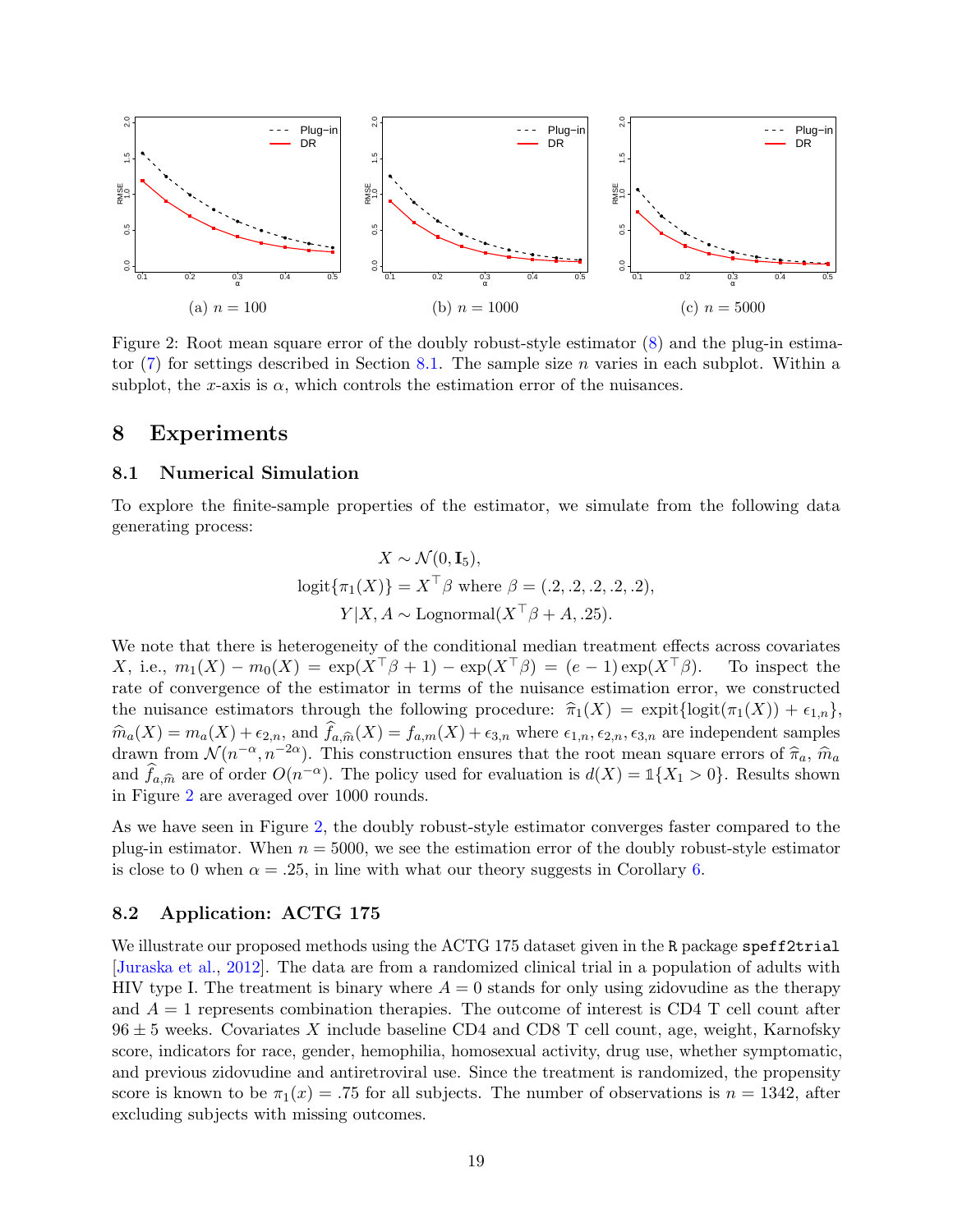(a) $n = 100$

(b) $n = 1000$

(c) $n = 5000$

Figure 2: Root mean square error of the doubly robust-style estimator (8) and the plug-in estimator (7) for settings described in Section 8.1. The sample size $n$ varies in each subplot. Within a subplot, the $x$-axis is $\alpha$, which controls the estimation error of the nuisances.

# 8 Experiments

## 8.1 Numerical Simulation

To explore the finite-sample properties of the estimator, we simulate from the following data generating process:

$$X \sim \mathcal{N}(0, \mathbf{I}_5),$$
$$\text{logit}\{\pi_1(X)\} = X^\top \beta \text{ where } \beta = (.2, .2, .2, .2, .2),$$
$$Y|X, A \sim \text{Lognormal}(X^\top \beta + A, .25).$$

We note that there is heterogeneity of the conditional median treatment effects across covariates $X$, i.e., $m_1(X) - m_0(X) = \exp(X^\top \beta + 1) - \exp(X^\top \beta) = (e - 1)\exp(X^\top \beta)$. To inspect the rate of convergence of the estimator in terms of the nuisance estimation error, we constructed the nuisance estimators through the following procedure: $\widehat{\pi}_1(X) = \text{expit}\{\text{logit}(\pi_1(X)) + \epsilon_{1,n}\}$, $\widehat{m}_a(X) = m_a(X) + \epsilon_{2,n}$, and $\widehat{f}_{a,\widehat{m}}(X) = f_{a,m}(X) + \epsilon_{3,n}$ where $\epsilon_{1,n}, \epsilon_{2,n}, \epsilon_{3,n}$ are independent samples drawn from $\mathcal{N}(n^{-\alpha}, n^{-2\alpha})$. This construction ensures that the root mean square errors of $\widehat{\pi}_a$, $\widehat{m}_a$ and $\widehat{f}_{a,\widehat{m}}$ are of order $O(n^{-\alpha})$. The policy used for evaluation is $d(X) = \mathbb{1}\{X_1 > 0\}$. Results shown in Figure 2 are averaged over 1000 rounds.

As we have seen in Figure 2, the doubly robust-style estimator converges faster compared to the plug-in estimator. When $n = 5000$, we see the estimation error of the doubly robust-style estimator is close to 0 when $\alpha = .25$, in line with what our theory suggests in Corollary 6.

## 8.2 Application: ACTG 175

We illustrate our proposed methods using the ACTG 175 dataset given in the `R` package `speff2trial` [Juraska et al., 2012]. The data are from a randomized clinical trial in a population of adults with HIV type I. The treatment is binary where $A = 0$ stands for only using zidovudine as the therapy and $A = 1$ represents combination therapies. The outcome of interest is CD4 T cell count after $96 \pm 5$ weeks. Covariates $X$ include baseline CD4 and CD8 T cell count, age, weight, Karnofsky score, indicators for race, gender, hemophilia, homosexual activity, drug use, whether symptomatic, and previous zidovudine and antiretroviral use. Since the treatment is randomized, the propensity score is known to be $\pi_1(x) = .75$ for all subjects. The number of observations is $n = 1342$, after excluding subjects with missing outcomes.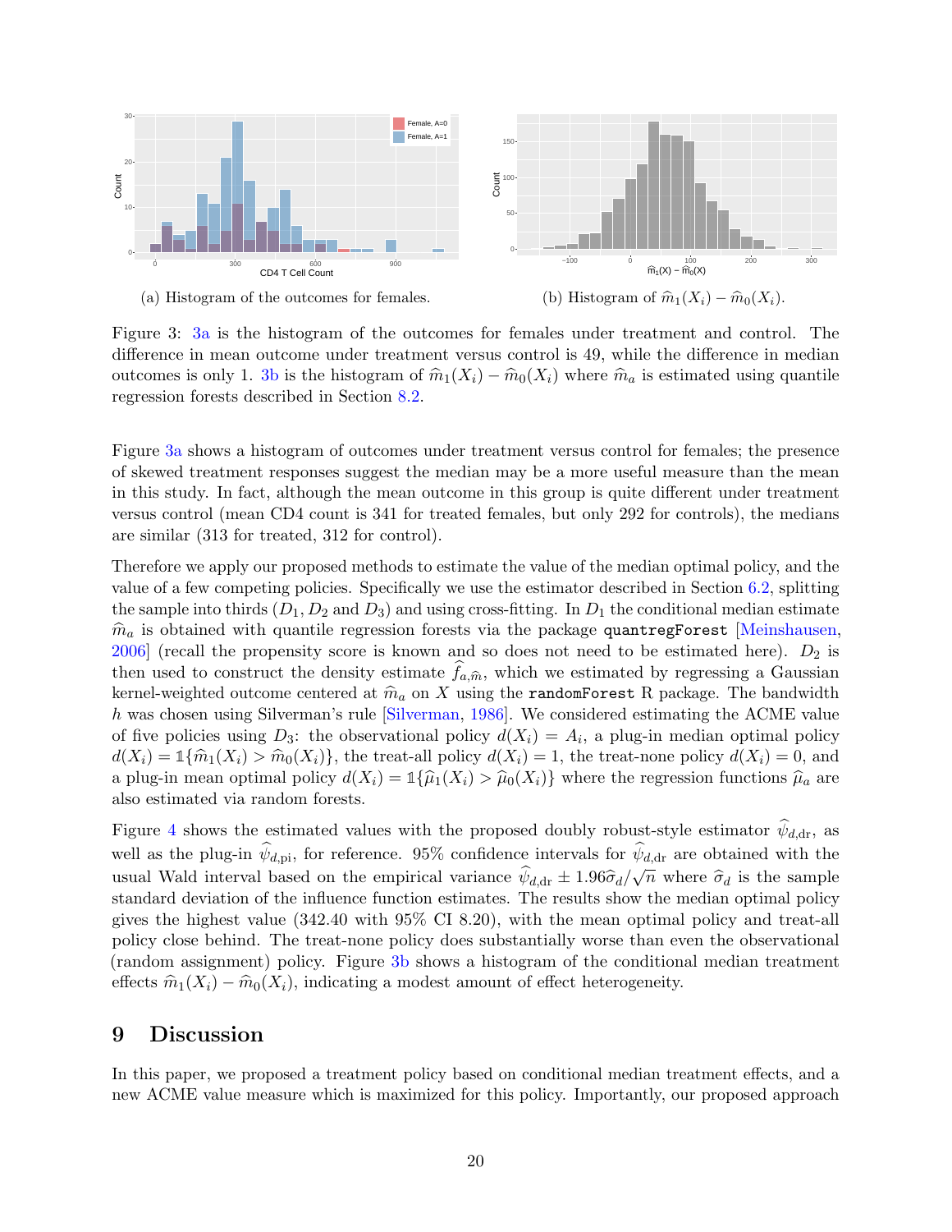(a) Histogram of the outcomes for females.

(b) Histogram of $\widehat{m}_1(X_i) - \widehat{m}_0(X_i)$.

Figure 3: 3a is the histogram of the outcomes for females under treatment and control. The difference in mean outcome under treatment versus control is 49, while the difference in median outcomes is only 1. 3b is the histogram of $\widehat{m}_1(X_i) - \widehat{m}_0(X_i)$ where $\widehat{m}_a$ is estimated using quantile regression forests described in Section 8.2.

Figure 3a shows a histogram of outcomes under treatment versus control for females; the presence of skewed treatment responses suggest the median may be a more useful measure than the mean in this study. In fact, although the mean outcome in this group is quite different under treatment versus control (mean CD4 count is 341 for treated females, but only 292 for controls), the medians are similar (313 for treated, 312 for control).

Therefore we apply our proposed methods to estimate the value of the median optimal policy, and the value of a few competing policies. Specifically we use the estimator described in Section 6.2, splitting the sample into thirds ($D_1, D_2$ and $D_3$) and using cross-fitting. In $D_1$ the conditional median estimate $\widehat{m}_a$ is obtained with quantile regression forests via the package `quantregForest` [Meinshausen, 2006] (recall the propensity score is known and so does not need to be estimated here). $D_2$ is then used to construct the density estimate $\widehat{f}_{a,\widehat{m}}$, which we estimated by regressing a Gaussian kernel-weighted outcome centered at $\widehat{m}_a$ on $X$ using the `randomForest` R package. The bandwidth $h$ was chosen using Silverman's rule [Silverman, 1986]. We considered estimating the ACME value of five policies using $D_3$: the observational policy $d(X_i) = A_i$, a plug-in median optimal policy $d(X_i) = \mathbb{1}\{\widehat{m}_1(X_i) > \widehat{m}_0(X_i)\}$, the treat-all policy $d(X_i) = 1$, the treat-none policy $d(X_i) = 0$, and a plug-in mean optimal policy $d(X_i) = \mathbb{1}\{\widehat{\mu}_1(X_i) > \widehat{\mu}_0(X_i)\}$ where the regression functions $\widehat{\mu}_a$ are also estimated via random forests.

Figure 4 shows the estimated values with the proposed doubly robust-style estimator $\widehat{\psi}_{d,\text{dr}}$, as well as the plug-in $\widehat{\psi}_{d,\text{pi}}$, for reference. 95% confidence intervals for $\widehat{\psi}_{d,\text{dr}}$ are obtained with the usual Wald interval based on the empirical variance $\widehat{\psi}_{d,\text{dr}} \pm 1.96\widehat{\sigma}_d/\sqrt{n}$ where $\widehat{\sigma}_d$ is the sample standard deviation of the influence function estimates. The results show the median optimal policy gives the highest value (342.40 with 95% CI 8.20), with the mean optimal policy and treat-all policy close behind. The treat-none policy does substantially worse than even the observational (random assignment) policy. Figure 3b shows a histogram of the conditional median treatment effects $\widehat{m}_1(X_i) - \widehat{m}_0(X_i)$, indicating a modest amount of effect heterogeneity.

# 9 Discussion

In this paper, we proposed a treatment policy based on conditional median treatment effects, and a new ACME value measure which is maximized for this policy. Importantly, our proposed approach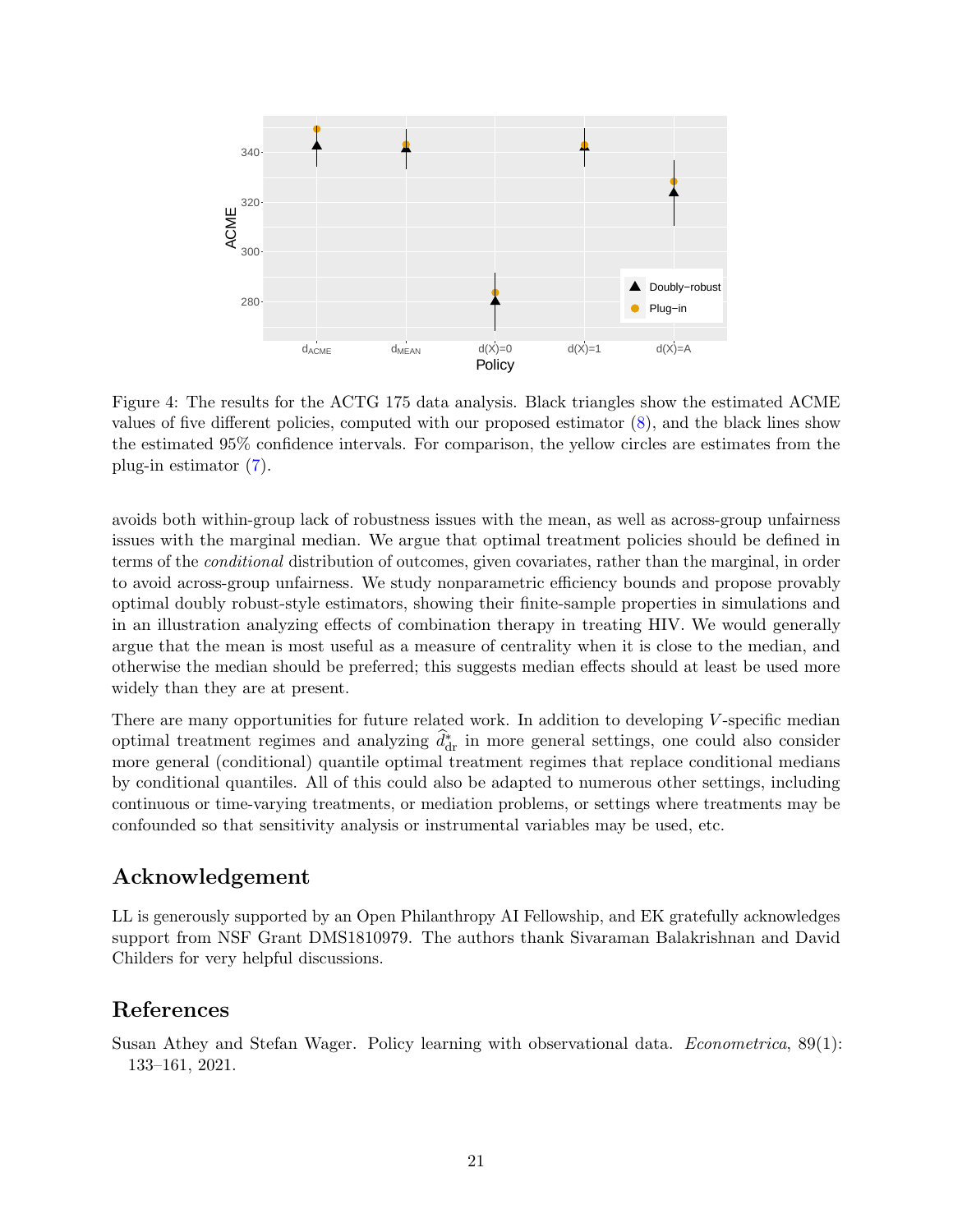Figure 4: The results for the ACTG 175 data analysis. Black triangles show the estimated ACME values of five different policies, computed with our proposed estimator (8), and the black lines show the estimated 95% confidence intervals. For comparison, the yellow circles are estimates from the plug-in estimator (7).

avoids both within-group lack of robustness issues with the mean, as well as across-group unfairness issues with the marginal median. We argue that optimal treatment policies should be defined in terms of the *conditional* distribution of outcomes, given covariates, rather than the marginal, in order to avoid across-group unfairness. We study nonparametric efficiency bounds and propose provably optimal doubly robust-style estimators, showing their finite-sample properties in simulations and in an illustration analyzing effects of combination therapy in treating HIV. We would generally argue that the mean is most useful as a measure of centrality when it is close to the median, and otherwise the median should be preferred; this suggests median effects should at least be used more widely than they are at present.

There are many opportunities for future related work. In addition to developing $V$-specific median optimal treatment regimes and analyzing $\widehat{d}^*_{\text{dr}}$ in more general settings, one could also consider more general (conditional) quantile optimal treatment regimes that replace conditional medians by conditional quantiles. All of this could also be adapted to numerous other settings, including continuous or time-varying treatments, or mediation problems, or settings where treatments may be confounded so that sensitivity analysis or instrumental variables may be used, etc.

## Acknowledgement

LL is generously supported by an Open Philanthropy AI Fellowship, and EK gratefully acknowledges support from NSF Grant DMS1810979. The authors thank Sivaraman Balakrishnan and David Childers for very helpful discussions.

## References

Susan Athey and Stefan Wager. Policy learning with observational data. *Econometrica*, 89(1): 133–161, 2021.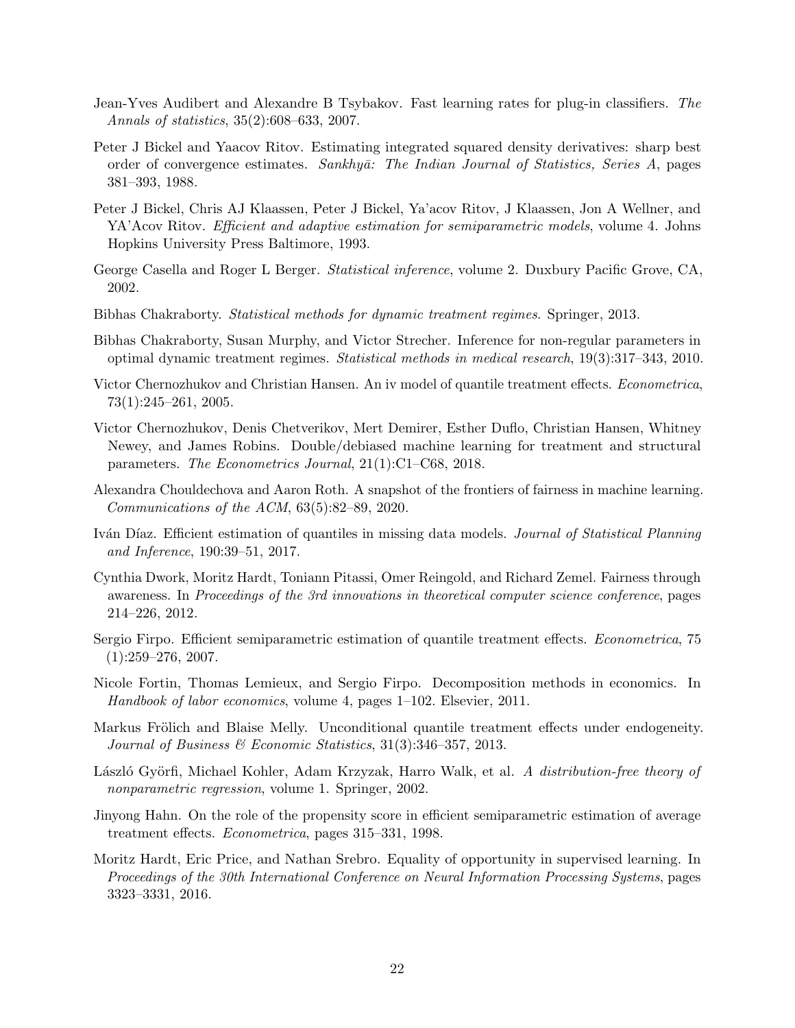Jean-Yves Audibert and Alexandre B Tsybakov. Fast learning rates for plug-in classifiers. *The Annals of statistics*, 35(2):608–633, 2007.

Peter J Bickel and Yaacov Ritov. Estimating integrated squared density derivatives: sharp best order of convergence estimates. *Sankhyā: The Indian Journal of Statistics, Series A*, pages 381–393, 1988.

Peter J Bickel, Chris AJ Klaassen, Peter J Bickel, Ya'acov Ritov, J Klaassen, Jon A Wellner, and YA'Acov Ritov. *Efficient and adaptive estimation for semiparametric models*, volume 4. Johns Hopkins University Press Baltimore, 1993.

George Casella and Roger L Berger. *Statistical inference*, volume 2. Duxbury Pacific Grove, CA, 2002.

Bibhas Chakraborty. *Statistical methods for dynamic treatment regimes*. Springer, 2013.

Bibhas Chakraborty, Susan Murphy, and Victor Strecher. Inference for non-regular parameters in optimal dynamic treatment regimes. *Statistical methods in medical research*, 19(3):317–343, 2010.

Victor Chernozhukov and Christian Hansen. An iv model of quantile treatment effects. *Econometrica*, 73(1):245–261, 2005.

Victor Chernozhukov, Denis Chetverikov, Mert Demirer, Esther Duflo, Christian Hansen, Whitney Newey, and James Robins. Double/debiased machine learning for treatment and structural parameters. *The Econometrics Journal*, 21(1):C1–C68, 2018.

Alexandra Chouldechova and Aaron Roth. A snapshot of the frontiers of fairness in machine learning. *Communications of the ACM*, 63(5):82–89, 2020.

Iván Díaz. Efficient estimation of quantiles in missing data models. *Journal of Statistical Planning and Inference*, 190:39–51, 2017.

Cynthia Dwork, Moritz Hardt, Toniann Pitassi, Omer Reingold, and Richard Zemel. Fairness through awareness. In *Proceedings of the 3rd innovations in theoretical computer science conference*, pages 214–226, 2012.

Sergio Firpo. Efficient semiparametric estimation of quantile treatment effects. *Econometrica*, 75 (1):259–276, 2007.

Nicole Fortin, Thomas Lemieux, and Sergio Firpo. Decomposition methods in economics. In *Handbook of labor economics*, volume 4, pages 1–102. Elsevier, 2011.

Markus Frölich and Blaise Melly. Unconditional quantile treatment effects under endogeneity. *Journal of Business & Economic Statistics*, 31(3):346–357, 2013.

László Györfi, Michael Kohler, Adam Krzyzak, Harro Walk, et al. *A distribution-free theory of nonparametric regression*, volume 1. Springer, 2002.

Jinyong Hahn. On the role of the propensity score in efficient semiparametric estimation of average treatment effects. *Econometrica*, pages 315–331, 1998.

Moritz Hardt, Eric Price, and Nathan Srebro. Equality of opportunity in supervised learning. In *Proceedings of the 30th International Conference on Neural Information Processing Systems*, pages 3323–3331, 2016.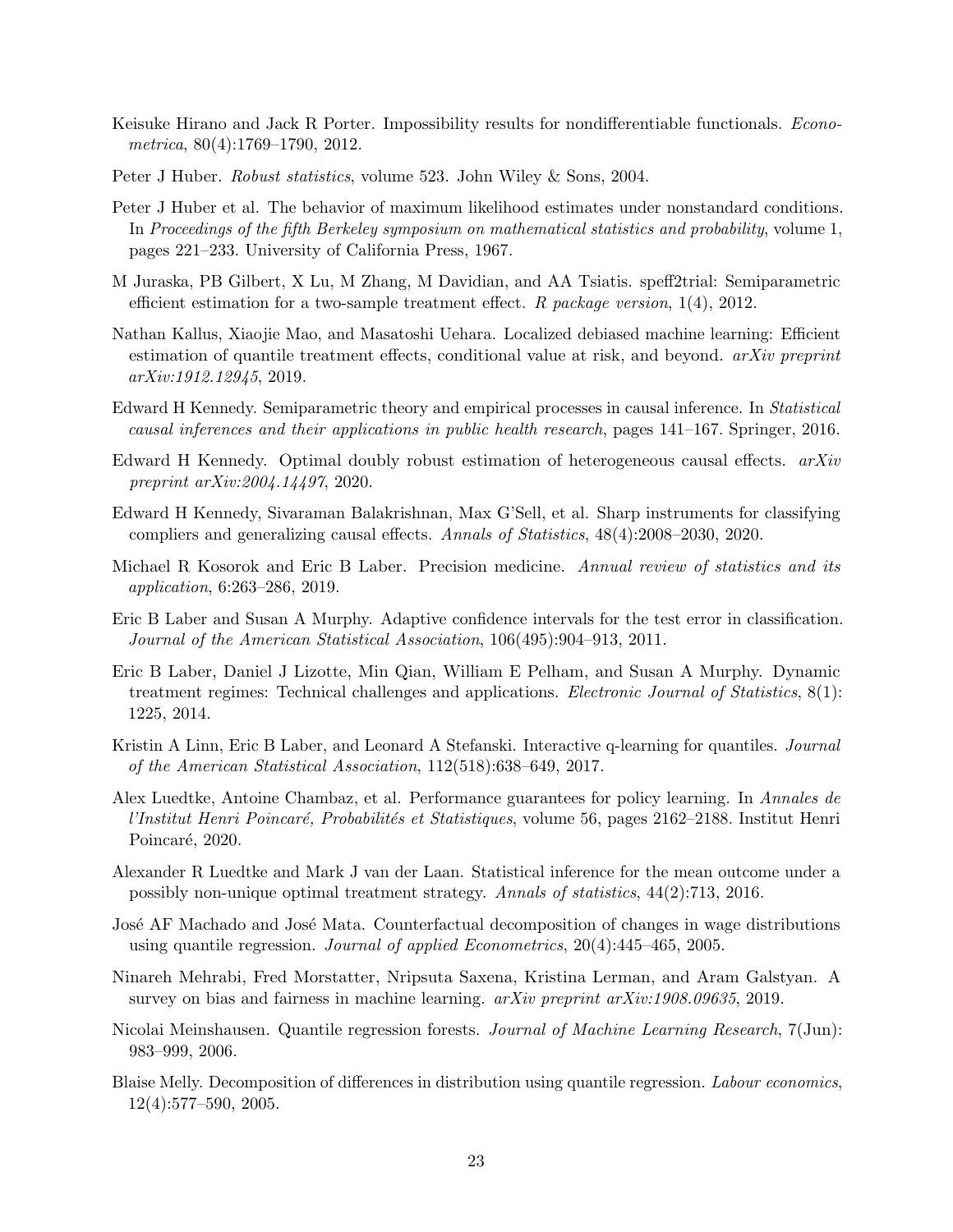Keisuke Hirano and Jack R Porter. Impossibility results for nondifferentiable functionals. *Econometrica*, 80(4):1769–1790, 2012.

Peter J Huber. *Robust statistics*, volume 523. John Wiley & Sons, 2004.

Peter J Huber et al. The behavior of maximum likelihood estimates under nonstandard conditions. In *Proceedings of the fifth Berkeley symposium on mathematical statistics and probability*, volume 1, pages 221–233. University of California Press, 1967.

M Juraska, PB Gilbert, X Lu, M Zhang, M Davidian, and AA Tsiatis. speff2trial: Semiparametric efficient estimation for a two-sample treatment effect. *R package version*, 1(4), 2012.

Nathan Kallus, Xiaojie Mao, and Masatoshi Uehara. Localized debiased machine learning: Efficient estimation of quantile treatment effects, conditional value at risk, and beyond. *arXiv preprint arXiv:1912.12945*, 2019.

Edward H Kennedy. Semiparametric theory and empirical processes in causal inference. In *Statistical causal inferences and their applications in public health research*, pages 141–167. Springer, 2016.

Edward H Kennedy. Optimal doubly robust estimation of heterogeneous causal effects. *arXiv preprint arXiv:2004.14497*, 2020.

Edward H Kennedy, Sivaraman Balakrishnan, Max G'Sell, et al. Sharp instruments for classifying compliers and generalizing causal effects. *Annals of Statistics*, 48(4):2008–2030, 2020.

Michael R Kosorok and Eric B Laber. Precision medicine. *Annual review of statistics and its application*, 6:263–286, 2019.

Eric B Laber and Susan A Murphy. Adaptive confidence intervals for the test error in classification. *Journal of the American Statistical Association*, 106(495):904–913, 2011.

Eric B Laber, Daniel J Lizotte, Min Qian, William E Pelham, and Susan A Murphy. Dynamic treatment regimes: Technical challenges and applications. *Electronic Journal of Statistics*, 8(1): 1225, 2014.

Kristin A Linn, Eric B Laber, and Leonard A Stefanski. Interactive q-learning for quantiles. *Journal of the American Statistical Association*, 112(518):638–649, 2017.

Alex Luedtke, Antoine Chambaz, et al. Performance guarantees for policy learning. In *Annales de l'Institut Henri Poincaré, Probabilités et Statistiques*, volume 56, pages 2162–2188. Institut Henri Poincaré, 2020.

Alexander R Luedtke and Mark J van der Laan. Statistical inference for the mean outcome under a possibly non-unique optimal treatment strategy. *Annals of statistics*, 44(2):713, 2016.

José AF Machado and José Mata. Counterfactual decomposition of changes in wage distributions using quantile regression. *Journal of applied Econometrics*, 20(4):445–465, 2005.

Ninareh Mehrabi, Fred Morstatter, Nripsuta Saxena, Kristina Lerman, and Aram Galstyan. A survey on bias and fairness in machine learning. *arXiv preprint arXiv:1908.09635*, 2019.

Nicolai Meinshausen. Quantile regression forests. *Journal of Machine Learning Research*, 7(Jun): 983–999, 2006.

Blaise Melly. Decomposition of differences in distribution using quantile regression. *Labour economics*, 12(4):577–590, 2005.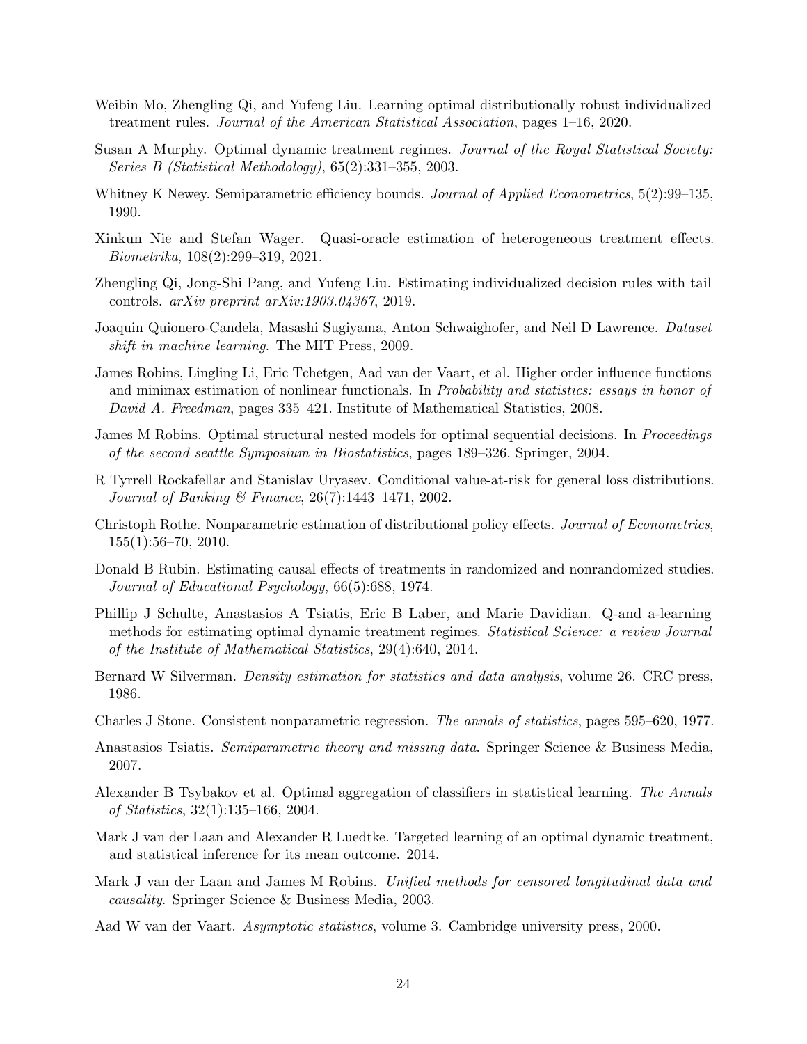Weibin Mo, Zhengling Qi, and Yufeng Liu. Learning optimal distributionally robust individualized treatment rules. *Journal of the American Statistical Association*, pages 1–16, 2020.

Susan A Murphy. Optimal dynamic treatment regimes. *Journal of the Royal Statistical Society: Series B (Statistical Methodology)*, 65(2):331–355, 2003.

Whitney K Newey. Semiparametric efficiency bounds. *Journal of Applied Econometrics*, 5(2):99–135, 1990.

Xinkun Nie and Stefan Wager. Quasi-oracle estimation of heterogeneous treatment effects. *Biometrika*, 108(2):299–319, 2021.

Zhengling Qi, Jong-Shi Pang, and Yufeng Liu. Estimating individualized decision rules with tail controls. *arXiv preprint arXiv:1903.04367*, 2019.

Joaquin Quionero-Candela, Masashi Sugiyama, Anton Schwaighofer, and Neil D Lawrence. *Dataset shift in machine learning*. The MIT Press, 2009.

James Robins, Lingling Li, Eric Tchetgen, Aad van der Vaart, et al. Higher order influence functions and minimax estimation of nonlinear functionals. In *Probability and statistics: essays in honor of David A. Freedman*, pages 335–421. Institute of Mathematical Statistics, 2008.

James M Robins. Optimal structural nested models for optimal sequential decisions. In *Proceedings of the second seattle Symposium in Biostatistics*, pages 189–326. Springer, 2004.

R Tyrrell Rockafellar and Stanislav Uryasev. Conditional value-at-risk for general loss distributions. *Journal of Banking & Finance*, 26(7):1443–1471, 2002.

Christoph Rothe. Nonparametric estimation of distributional policy effects. *Journal of Econometrics*, 155(1):56–70, 2010.

Donald B Rubin. Estimating causal effects of treatments in randomized and nonrandomized studies. *Journal of Educational Psychology*, 66(5):688, 1974.

Phillip J Schulte, Anastasios A Tsiatis, Eric B Laber, and Marie Davidian. Q-and a-learning methods for estimating optimal dynamic treatment regimes. *Statistical Science: a review Journal of the Institute of Mathematical Statistics*, 29(4):640, 2014.

Bernard W Silverman. *Density estimation for statistics and data analysis*, volume 26. CRC press, 1986.

Charles J Stone. Consistent nonparametric regression. *The annals of statistics*, pages 595–620, 1977.

Anastasios Tsiatis. *Semiparametric theory and missing data*. Springer Science & Business Media, 2007.

Alexander B Tsybakov et al. Optimal aggregation of classifiers in statistical learning. *The Annals of Statistics*, 32(1):135–166, 2004.

Mark J van der Laan and Alexander R Luedtke. Targeted learning of an optimal dynamic treatment, and statistical inference for its mean outcome. 2014.

Mark J van der Laan and James M Robins. *Unified methods for censored longitudinal data and causality*. Springer Science & Business Media, 2003.

Aad W van der Vaart. *Asymptotic statistics*, volume 3. Cambridge university press, 2000.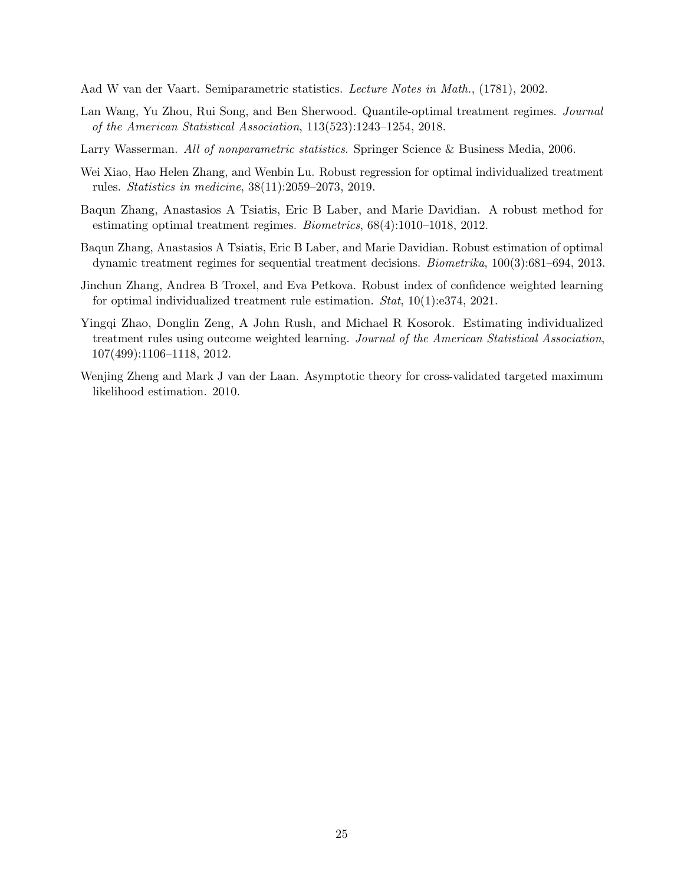Aad W van der Vaart. Semiparametric statistics. *Lecture Notes in Math.*, (1781), 2002.

Lan Wang, Yu Zhou, Rui Song, and Ben Sherwood. Quantile-optimal treatment regimes. *Journal of the American Statistical Association*, 113(523):1243–1254, 2018.

Larry Wasserman. *All of nonparametric statistics*. Springer Science & Business Media, 2006.

Wei Xiao, Hao Helen Zhang, and Wenbin Lu. Robust regression for optimal individualized treatment rules. *Statistics in medicine*, 38(11):2059–2073, 2019.

Baqun Zhang, Anastasios A Tsiatis, Eric B Laber, and Marie Davidian. A robust method for estimating optimal treatment regimes. *Biometrics*, 68(4):1010–1018, 2012.

Baqun Zhang, Anastasios A Tsiatis, Eric B Laber, and Marie Davidian. Robust estimation of optimal dynamic treatment regimes for sequential treatment decisions. *Biometrika*, 100(3):681–694, 2013.

Jinchun Zhang, Andrea B Troxel, and Eva Petkova. Robust index of confidence weighted learning for optimal individualized treatment rule estimation. *Stat*, 10(1):e374, 2021.

Yingqi Zhao, Donglin Zeng, A John Rush, and Michael R Kosorok. Estimating individualized treatment rules using outcome weighted learning. *Journal of the American Statistical Association*, 107(499):1106–1118, 2012.

Wenjing Zheng and Mark J van der Laan. Asymptotic theory for cross-validated targeted maximum likelihood estimation. 2010.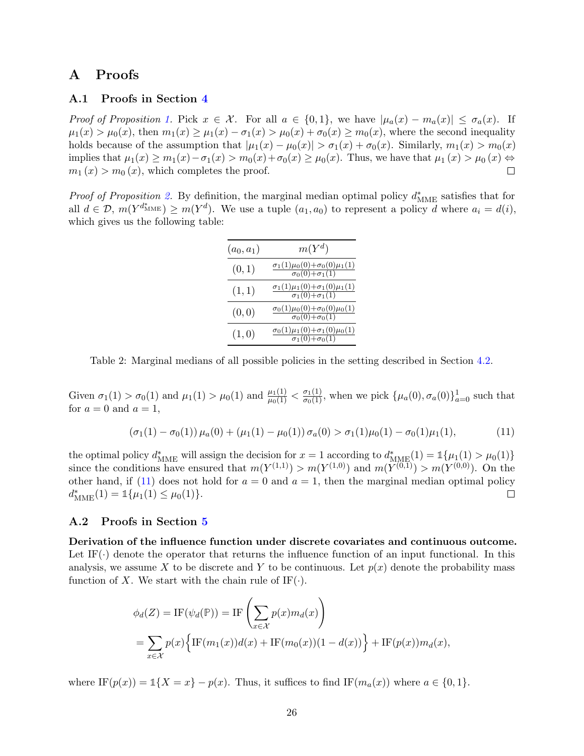# A Proofs

## A.1 Proofs in Section 4

*Proof of Proposition 1.* Pick $x \in \mathcal{X}$. For all $a \in \{0,1\}$, we have $|\mu_a(x) - m_a(x)| \le \sigma_a(x)$. If $\mu_1(x) > \mu_0(x)$, then $m_1(x) \ge \mu_1(x) - \sigma_1(x) > \mu_0(x) + \sigma_0(x) \ge m_0(x)$, where the second inequality holds because of the assumption that $|\mu_1(x) - \mu_0(x)| > \sigma_1(x) + \sigma_0(x)$. Similarly, $m_1(x) > m_0(x)$ implies that $\mu_1(x) \ge m_1(x) - \sigma_1(x) > m_0(x) + \sigma_0(x) \ge \mu_0(x)$. Thus, we have that $\mu_1(x) > \mu_0(x) \Leftrightarrow m_1(x) > m_0(x)$, which completes the proof. ◻

*Proof of Proposition 2.* By definition, the marginal median optimal policy $d^*_{\text{MME}}$ satisfies that for all $d \in \mathcal{D}$, $m(Y^{d^*_{\text{MME}}}) \ge m(Y^d)$. We use a tuple $(a_1, a_0)$ to represent a policy $d$ where $a_i = d(i)$, which gives us the following table:

| $(a_0, a_1)$ | $m(Y^d)$ |
|---|---|
| $(0,1)$ | $\frac{\sigma_1(1)\mu_0(0)+\sigma_0(0)\mu_1(1)}{\sigma_0(0)+\sigma_1(1)}$ |
| $(1,1)$ | $\frac{\sigma_1(1)\mu_1(0)+\sigma_1(0)\mu_1(1)}{\sigma_1(0)+\sigma_1(1)}$ |
| $(0,0)$ | $\frac{\sigma_0(1)\mu_0(0)+\sigma_0(0)\mu_0(1)}{\sigma_0(0)+\sigma_0(1)}$ |
| $(1,0)$ | $\frac{\sigma_0(1)\mu_1(0)+\sigma_1(0)\mu_0(1)}{\sigma_1(0)+\sigma_0(1)}$ |

Table 2: Marginal medians of all possible policies in the setting described in Section 4.2.

Given $\sigma_1(1) > \sigma_0(1)$ and $\mu_1(1) > \mu_0(1)$ and $\frac{\mu_1(1)}{\mu_0(1)} < \frac{\sigma_1(1)}{\sigma_0(1)}$, when we pick $\{\mu_a(0), \sigma_a(0)\}_{a=0}^1$ such that for $a = 0$ and $a = 1$,

$$(\sigma_1(1) - \sigma_0(1))\,\mu_a(0) + (\mu_1(1) - \mu_0(1))\,\sigma_a(0) > \sigma_1(1)\mu_0(1) - \sigma_0(1)\mu_1(1), \tag{11}$$

the optimal policy $d^*_{\text{MME}}$ will assign the decision for $x = 1$ according to $d^*_{\text{MME}}(1) = \mathbb{1}\{\mu_1(1) > \mu_0(1)\}$ since the conditions have ensured that $m(Y^{(1,1)}) > m(Y^{(1,0)})$ and $m(Y^{(0,1)}) > m(Y^{(0,0)})$. On the other hand, if (11) does not hold for $a = 0$ and $a = 1$, then the marginal median optimal policy $d^*_{\text{MME}}(1) = \mathbb{1}\{\mu_1(1) \le \mu_0(1)\}$. ◻

## A.2 Proofs in Section 5

**Derivation of the influence function under discrete covariates and continuous outcome.** Let $\text{IF}(\cdot)$ denote the operator that returns the influence function of an input functional. In this analysis, we assume $X$ to be discrete and $Y$ to be continuous. Let $p(x)$ denote the probability mass function of $X$. We start with the chain rule of $\text{IF}(\cdot)$.

$$\begin{aligned}
\phi_d(Z) = \text{IF}(\psi_d(\mathbb{P})) &= \text{IF}\left(\sum_{x\in\mathcal{X}} p(x) m_d(x)\right) \\
&= \sum_{x\in\mathcal{X}} p(x) \Big\{ \text{IF}(m_1(x)) d(x) + \text{IF}(m_0(x))(1 - d(x)) \Big\} + \text{IF}(p(x)) m_d(x),
\end{aligned}$$

where $\text{IF}(p(x)) = \mathbb{1}\{X = x\} - p(x)$. Thus, it suffices to find $\text{IF}(m_a(x))$ where $a \in \{0,1\}$.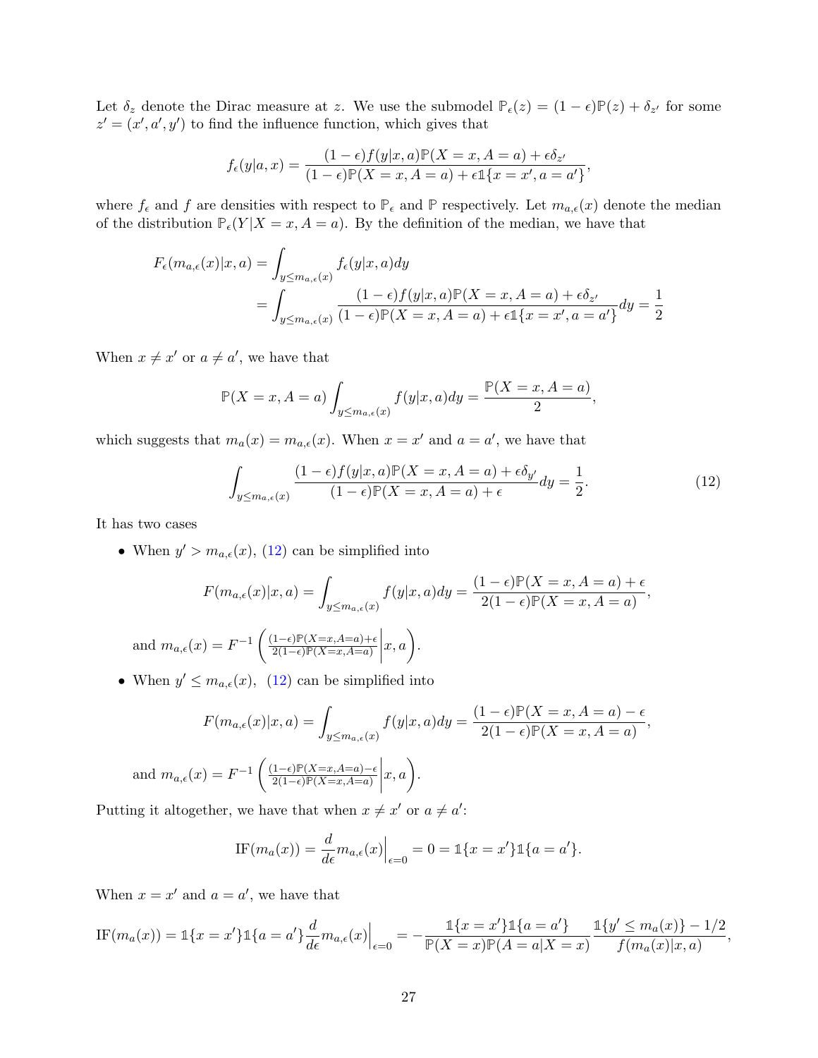Let $\delta_z$ denote the Dirac measure at $z$. We use the submodel $\mathbb{P}_\epsilon(z) = (1-\epsilon)\mathbb{P}(z) + \delta_{z'}$ for some $z' = (x', a', y')$ to find the influence function, which gives that

$$
f_\epsilon(y|a,x) = \frac{(1-\epsilon)f(y|x,a)\mathbb{P}(X=x, A=a) + \epsilon\delta_{z'}}{(1-\epsilon)\mathbb{P}(X=x, A=a) + \epsilon\mathbb{1}\{x=x', a=a'\}},
$$

where $f_\epsilon$ and $f$ are densities with respect to $\mathbb{P}_\epsilon$ and $\mathbb{P}$ respectively. Let $m_{a,\epsilon}(x)$ denote the median of the distribution $\mathbb{P}_\epsilon(Y|X=x, A=a)$. By the definition of the median, we have that

$$
\begin{aligned}
F_\epsilon(m_{a,\epsilon}(x)|x,a) &= \int_{y \le m_{a,\epsilon}(x)} f_\epsilon(y|x,a)dy \\
&= \int_{y \le m_{a,\epsilon}(x)} \frac{(1-\epsilon)f(y|x,a)\mathbb{P}(X=x, A=a) + \epsilon\delta_{z'}}{(1-\epsilon)\mathbb{P}(X=x, A=a) + \epsilon\mathbb{1}\{x=x', a=a'\}} dy = \frac{1}{2}
\end{aligned}
$$

When $x \neq x'$ or $a \neq a'$, we have that

$$
\mathbb{P}(X=x, A=a)\int_{y \le m_{a,\epsilon}(x)} f(y|x,a)dy = \frac{\mathbb{P}(X=x, A=a)}{2},
$$

which suggests that $m_a(x) = m_{a,\epsilon}(x)$. When $x = x'$ and $a = a'$, we have that

$$
\int_{y \le m_{a,\epsilon}(x)} \frac{(1-\epsilon)f(y|x,a)\mathbb{P}(X=x, A=a) + \epsilon\delta_{y'}}{(1-\epsilon)\mathbb{P}(X=x, A=a) + \epsilon} dy = \frac{1}{2}. \tag{12}
$$

It has two cases

- When $y' > m_{a,\epsilon}(x)$, (12) can be simplified into

$$
F(m_{a,\epsilon}(x)|x,a) = \int_{y \le m_{a,\epsilon}(x)} f(y|x,a)dy = \frac{(1-\epsilon)\mathbb{P}(X=x, A=a) + \epsilon}{2(1-\epsilon)\mathbb{P}(X=x, A=a)},
$$

  and $m_{a,\epsilon}(x) = F^{-1}\left(\frac{(1-\epsilon)\mathbb{P}(X=x,A=a)+\epsilon}{2(1-\epsilon)\mathbb{P}(X=x,A=a)}\middle| x, a\right)$.

- When $y' \le m_{a,\epsilon}(x)$, (12) can be simplified into

$$
F(m_{a,\epsilon}(x)|x,a) = \int_{y \le m_{a,\epsilon}(x)} f(y|x,a)dy = \frac{(1-\epsilon)\mathbb{P}(X=x, A=a) - \epsilon}{2(1-\epsilon)\mathbb{P}(X=x, A=a)},
$$

  and $m_{a,\epsilon}(x) = F^{-1}\left(\frac{(1-\epsilon)\mathbb{P}(X=x,A=a)-\epsilon}{2(1-\epsilon)\mathbb{P}(X=x,A=a)}\middle| x, a\right)$.

Putting it altogether, we have that when $x \neq x'$ or $a \neq a'$:

$$
\text{IF}(m_a(x)) = \frac{d}{d\epsilon} m_{a,\epsilon}(x)\Big|_{\epsilon=0} = 0 = \mathbb{1}\{x=x'\}\mathbb{1}\{a=a'\}.
$$

When $x = x'$ and $a = a'$, we have that

$$
\text{IF}(m_a(x)) = \mathbb{1}\{x=x'\}\mathbb{1}\{a=a'\}\frac{d}{d\epsilon} m_{a,\epsilon}(x)\Big|_{\epsilon=0} = -\frac{\mathbb{1}\{x=x'\}\mathbb{1}\{a=a'\}}{\mathbb{P}(X=x)\mathbb{P}(A=a|X=x)} \frac{\mathbb{1}\{y' \le m_a(x)\} - 1/2}{f(m_a(x)|x,a)},
$$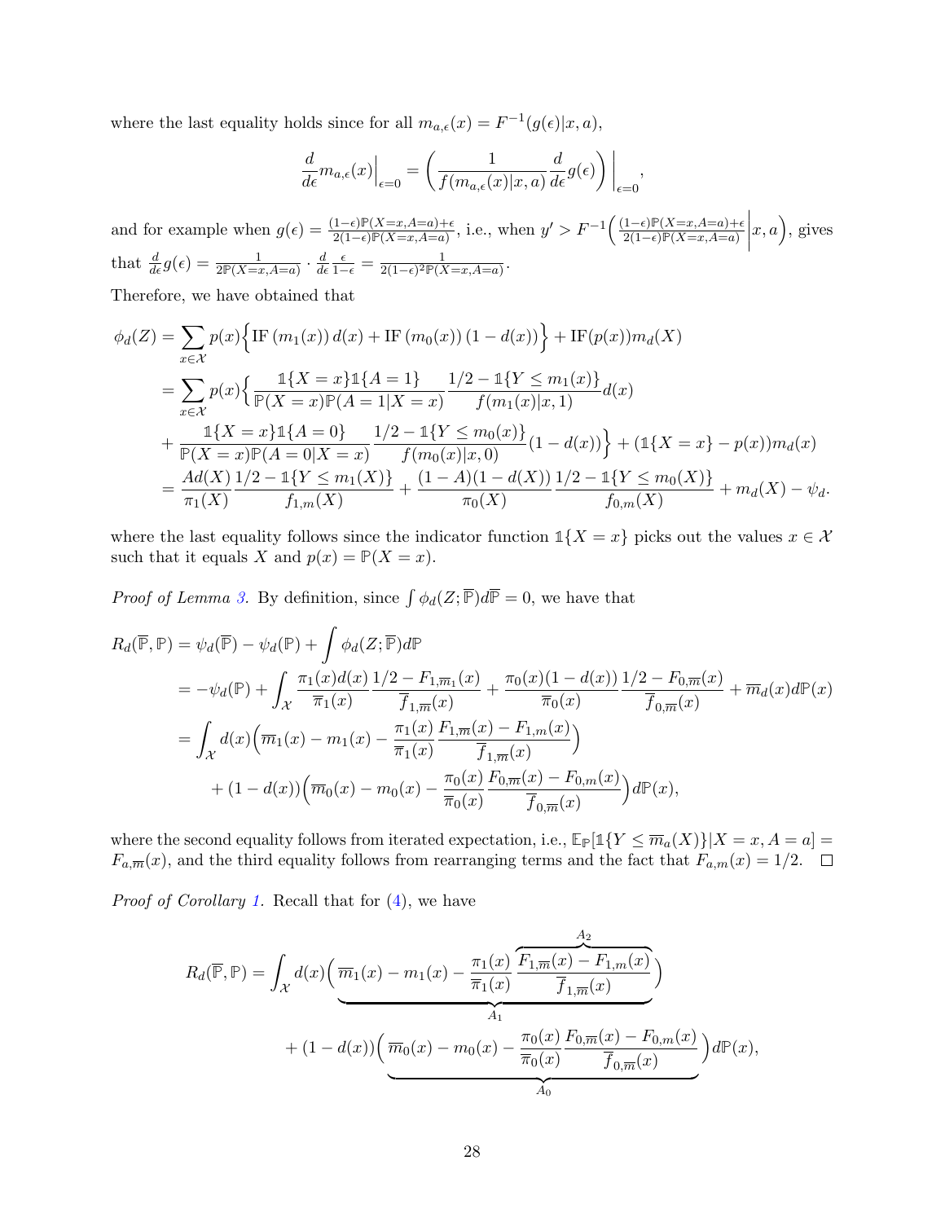where the last equality holds since for all $m_{a,\epsilon}(x) = F^{-1}(g(\epsilon)|x, a)$,

$$\frac{d}{d\epsilon} m_{a,\epsilon}(x)\Big|_{\epsilon=0} = \left( \frac{1}{f(m_{a,\epsilon}(x)|x,a)} \frac{d}{d\epsilon} g(\epsilon) \right) \Big|_{\epsilon=0},$$

and for example when $g(\epsilon) = \frac{(1-\epsilon)\mathbb{P}(X=x,A=a)+\epsilon}{2(1-\epsilon)\mathbb{P}(X=x,A=a)}$, i.e., when $y' > F^{-1}\Big(\frac{(1-\epsilon)\mathbb{P}(X=x,A=a)+\epsilon}{2(1-\epsilon)\mathbb{P}(X=x,A=a)}\Big| x, a\Big)$, gives that $\frac{d}{d\epsilon} g(\epsilon) = \frac{1}{2\mathbb{P}(X=x,A=a)} \cdot \frac{d}{d\epsilon} \frac{\epsilon}{1-\epsilon} = \frac{1}{2(1-\epsilon)^2 \mathbb{P}(X=x,A=a)}$.

Therefore, we have obtained that

$$\begin{aligned}
\phi_d(Z) &= \sum_{x \in \mathcal{X}} p(x) \Big\{ \text{IF}\left(m_1(x)\right) d(x) + \text{IF}\left(m_0(x)\right)(1 - d(x)) \Big\} + \text{IF}(p(x)) m_d(X) \\
&= \sum_{x \in \mathcal{X}} p(x) \Big\{ \frac{\mathbb{1}\{X = x\}\mathbb{1}\{A = 1\}}{\mathbb{P}(X = x)\mathbb{P}(A = 1|X = x)} \frac{1/2 - \mathbb{1}\{Y \le m_1(x)\}}{f(m_1(x)|x, 1)} d(x) \\
&+ \frac{\mathbb{1}\{X = x\}\mathbb{1}\{A = 0\}}{\mathbb{P}(X = x)\mathbb{P}(A = 0|X = x)} \frac{1/2 - \mathbb{1}\{Y \le m_0(x)\}}{f(m_0(x)|x, 0)} (1 - d(x)) \Big\} + (\mathbb{1}\{X = x\} - p(x)) m_d(x) \\
&= \frac{A d(X)}{\pi_1(X)} \frac{1/2 - \mathbb{1}\{Y \le m_1(X)\}}{f_{1,m}(X)} + \frac{(1 - A)(1 - d(X))}{\pi_0(X)} \frac{1/2 - \mathbb{1}\{Y \le m_0(X)\}}{f_{0,m}(X)} + m_d(X) - \psi_d.
\end{aligned}$$

where the last equality follows since the indicator function $\mathbb{1}\{X = x\}$ picks out the values $x \in \mathcal{X}$ such that it equals $X$ and $p(x) = \mathbb{P}(X = x)$.

*Proof of Lemma 3.* By definition, since $\int \phi_d(Z; \overline{\mathbb{P}}) d\overline{\mathbb{P}} = 0$, we have that

$$\begin{aligned}
R_d(\overline{\mathbb{P}}, \mathbb{P}) &= \psi_d(\overline{\mathbb{P}}) - \psi_d(\mathbb{P}) + \int \phi_d(Z; \overline{\mathbb{P}}) d\mathbb{P} \\
&= -\psi_d(\mathbb{P}) + \int_{\mathcal{X}} \frac{\pi_1(x) d(x)}{\overline{\pi}_1(x)} \frac{1/2 - F_{1,\overline{m}_1}(x)}{\overline{f}_{1,\overline{m}}(x)} + \frac{\pi_0(x)(1 - d(x))}{\overline{\pi}_0(x)} \frac{1/2 - F_{0,\overline{m}}(x)}{\overline{f}_{0,\overline{m}}(x)} + \overline{m}_d(x) d\mathbb{P}(x) \\
&= \int_{\mathcal{X}} d(x) \Big( \overline{m}_1(x) - m_1(x) - \frac{\pi_1(x)}{\overline{\pi}_1(x)} \frac{F_{1,\overline{m}}(x) - F_{1,m}(x)}{\overline{f}_{1,\overline{m}}(x)} \Big) \\
&\quad + (1 - d(x)) \Big( \overline{m}_0(x) - m_0(x) - \frac{\pi_0(x)}{\overline{\pi}_0(x)} \frac{F_{0,\overline{m}}(x) - F_{0,m}(x)}{\overline{f}_{0,\overline{m}}(x)} \Big) d\mathbb{P}(x),
\end{aligned}$$

where the second equality follows from iterated expectation, i.e., $\mathbb{E}_{\mathbb{P}}[\mathbb{1}\{Y \le \overline{m}_a(X)\}|X = x, A = a] = F_{a,\overline{m}}(x)$, and the third equality follows from rearranging terms and the fact that $F_{a,m}(x) = 1/2$. $\square$

*Proof of Corollary 1.* Recall that for (4), we have

$$\begin{aligned}
R_d(\overline{\mathbb{P}}, \mathbb{P}) = \int_{\mathcal{X}} d(x) \Big( \underbrace{\overline{m}_1(x) - m_1(x) - \frac{\pi_1(x)}{\overline{\pi}_1(x)} \overbrace{\frac{F_{1,\overline{m}}(x) - F_{1,m}(x)}{\overline{f}_{1,\overline{m}}(x)}}^{A_2}}_{A_1} \Big) \\
+ (1 - d(x)) \Big( \underbrace{\overline{m}_0(x) - m_0(x) - \frac{\pi_0(x)}{\overline{\pi}_0(x)} \frac{F_{0,\overline{m}}(x) - F_{0,m}(x)}{\overline{f}_{0,\overline{m}}(x)}}_{A_0} \Big) d\mathbb{P}(x),
\end{aligned}$$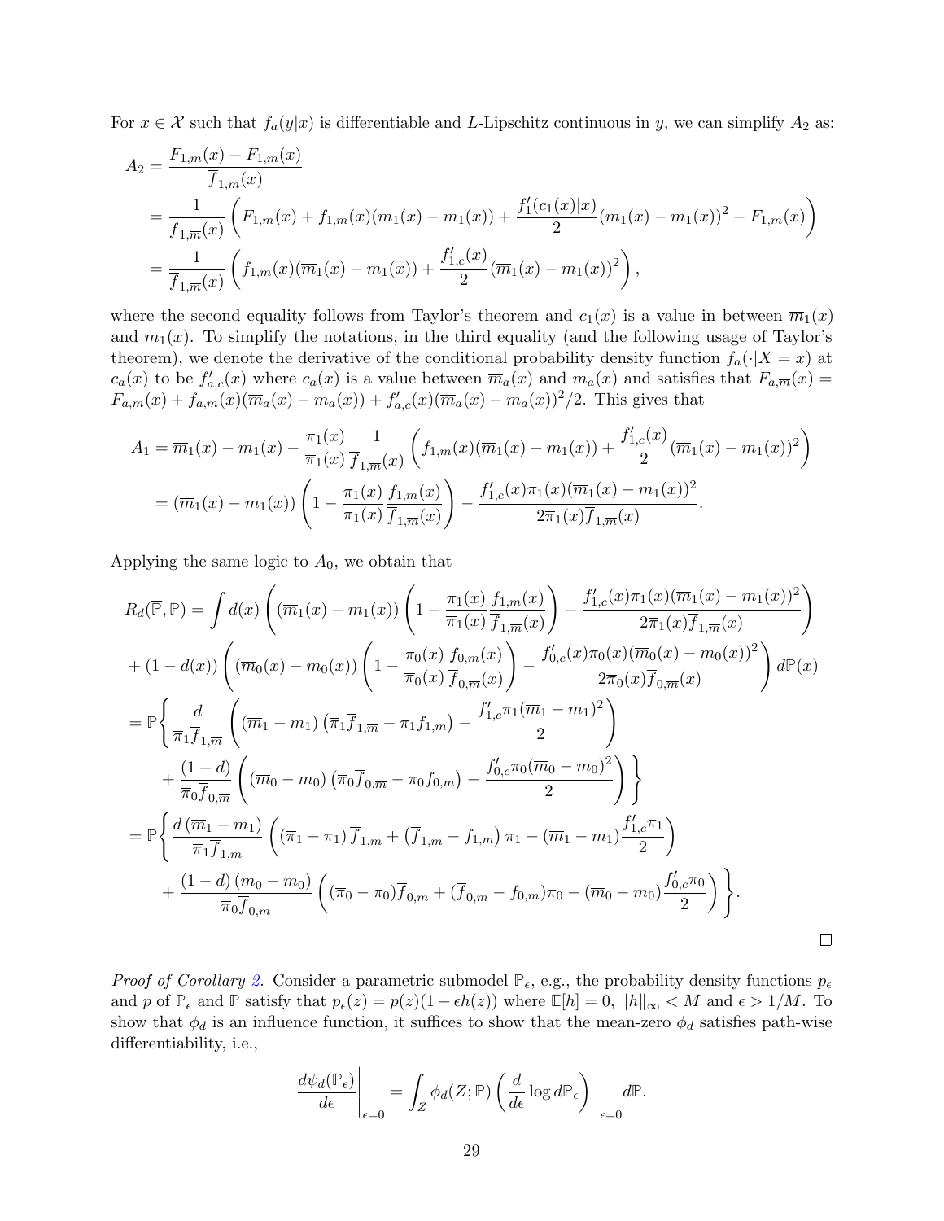For $x \in \mathcal{X}$ such that $f_a(y|x)$ is differentiable and $L$-Lipschitz continuous in $y$, we can simplify $A_2$ as:

$$
\begin{aligned}
A_2 &= \frac{F_{1,\overline{m}}(x) - F_{1,m}(x)}{\overline{f}_{1,\overline{m}}(x)} \\
&= \frac{1}{\overline{f}_{1,\overline{m}}(x)} \left( F_{1,m}(x) + f_{1,m}(x)(\overline{m}_1(x) - m_1(x)) + \frac{f_1'(c_1(x)|x)}{2}(\overline{m}_1(x) - m_1(x))^2 - F_{1,m}(x) \right) \\
&= \frac{1}{\overline{f}_{1,\overline{m}}(x)} \left( f_{1,m}(x)(\overline{m}_1(x) - m_1(x)) + \frac{f_{1,c}'(x)}{2}(\overline{m}_1(x) - m_1(x))^2 \right),
\end{aligned}
$$

where the second equality follows from Taylor's theorem and $c_1(x)$ is a value in between $\overline{m}_1(x)$ and $m_1(x)$. To simplify the notations, in the third equality (and the following usage of Taylor's theorem), we denote the derivative of the conditional probability density function $f_a(\cdot|X = x)$ at $c_a(x)$ to be $f_{a,c}'(x)$ where $c_a(x)$ is a value between $\overline{m}_a(x)$ and $m_a(x)$ and satisfies that $F_{a,\overline{m}}(x) = F_{a,m}(x) + f_{a,m}(x)(\overline{m}_a(x) - m_a(x)) + f_{a,c}'(x)(\overline{m}_a(x) - m_a(x))^2/2$. This gives that

$$
\begin{aligned}
A_1 &= \overline{m}_1(x) - m_1(x) - \frac{\pi_1(x)}{\overline{\pi}_1(x)} \frac{1}{\overline{f}_{1,\overline{m}}(x)} \left( f_{1,m}(x)(\overline{m}_1(x) - m_1(x)) + \frac{f_{1,c}'(x)}{2}(\overline{m}_1(x) - m_1(x))^2 \right) \\
&= (\overline{m}_1(x) - m_1(x)) \left( 1 - \frac{\pi_1(x)}{\overline{\pi}_1(x)} \frac{f_{1,m}(x)}{\overline{f}_{1,\overline{m}}(x)} \right) - \frac{f_{1,c}'(x)\pi_1(x)(\overline{m}_1(x) - m_1(x))^2}{2\overline{\pi}_1(x)\overline{f}_{1,\overline{m}}(x)}.
\end{aligned}
$$

Applying the same logic to $A_0$, we obtain that

$$
\begin{aligned}
R_d(\overline{\mathbb{P}}, \mathbb{P}) &= \int d(x) \left( (\overline{m}_1(x) - m_1(x)) \left( 1 - \frac{\pi_1(x)}{\overline{\pi}_1(x)} \frac{f_{1,m}(x)}{\overline{f}_{1,\overline{m}}(x)} \right) - \frac{f_{1,c}'(x)\pi_1(x)(\overline{m}_1(x) - m_1(x))^2}{2\overline{\pi}_1(x)\overline{f}_{1,\overline{m}}(x)} \right) \\
&+ (1 - d(x)) \left( (\overline{m}_0(x) - m_0(x)) \left( 1 - \frac{\pi_0(x)}{\overline{\pi}_0(x)} \frac{f_{0,m}(x)}{\overline{f}_{0,\overline{m}}(x)} \right) - \frac{f_{0,c}'(x)\pi_0(x)(\overline{m}_0(x) - m_0(x))^2}{2\overline{\pi}_0(x)\overline{f}_{0,\overline{m}}(x)} \right) d\mathbb{P}(x) \\
&= \mathbb{P}\Bigg\{ \frac{d}{\overline{\pi}_1\overline{f}_{1,\overline{m}}} \left( (\overline{m}_1 - m_1) \left( \overline{\pi}_1\overline{f}_{1,\overline{m}} - \pi_1 f_{1,m} \right) - \frac{f_{1,c}'\pi_1(\overline{m}_1 - m_1)^2}{2} \right) \\
&\quad + \frac{(1 - d)}{\overline{\pi}_0\overline{f}_{0,\overline{m}}} \left( (\overline{m}_0 - m_0) \left( \overline{\pi}_0\overline{f}_{0,\overline{m}} - \pi_0 f_{0,m} \right) - \frac{f_{0,c}'\pi_0(\overline{m}_0 - m_0)^2}{2} \right) \Bigg\} \\
&= \mathbb{P}\Bigg\{ \frac{d\,(\overline{m}_1 - m_1)}{\overline{\pi}_1\overline{f}_{1,\overline{m}}} \left( (\overline{\pi}_1 - \pi_1)\,\overline{f}_{1,\overline{m}} + \left( \overline{f}_{1,\overline{m}} - f_{1,m} \right)\pi_1 - (\overline{m}_1 - m_1)\frac{f_{1,c}'\pi_1}{2} \right) \\
&\quad + \frac{(1 - d)\,(\overline{m}_0 - m_0)}{\overline{\pi}_0\overline{f}_{0,\overline{m}}} \left( (\overline{\pi}_0 - \pi_0)\overline{f}_{0,\overline{m}} + (\overline{f}_{0,\overline{m}} - f_{0,m})\pi_0 - (\overline{m}_0 - m_0)\frac{f_{0,c}'\pi_0}{2} \right) \Bigg\}.
\end{aligned}
$$

□

*Proof of Corollary 2.* Consider a parametric submodel $\mathbb{P}_\epsilon$, e.g., the probability density functions $p_\epsilon$ and $p$ of $\mathbb{P}_\epsilon$ and $\mathbb{P}$ satisfy that $p_\epsilon(z) = p(z)(1 + \epsilon h(z))$ where $\mathbb{E}[h] = 0$, $\|h\|_\infty < M$ and $\epsilon > 1/M$. To show that $\phi_d$ is an influence function, it suffices to show that the mean-zero $\phi_d$ satisfies path-wise differentiability, i.e.,

$$
\left. \frac{d\psi_d(\mathbb{P}_\epsilon)}{d\epsilon} \right|_{\epsilon=0} = \int_Z \phi_d(Z; \mathbb{P}) \left. \left( \frac{d}{d\epsilon} \log d\mathbb{P}_\epsilon \right) \right|_{\epsilon=0} d\mathbb{P}.
$$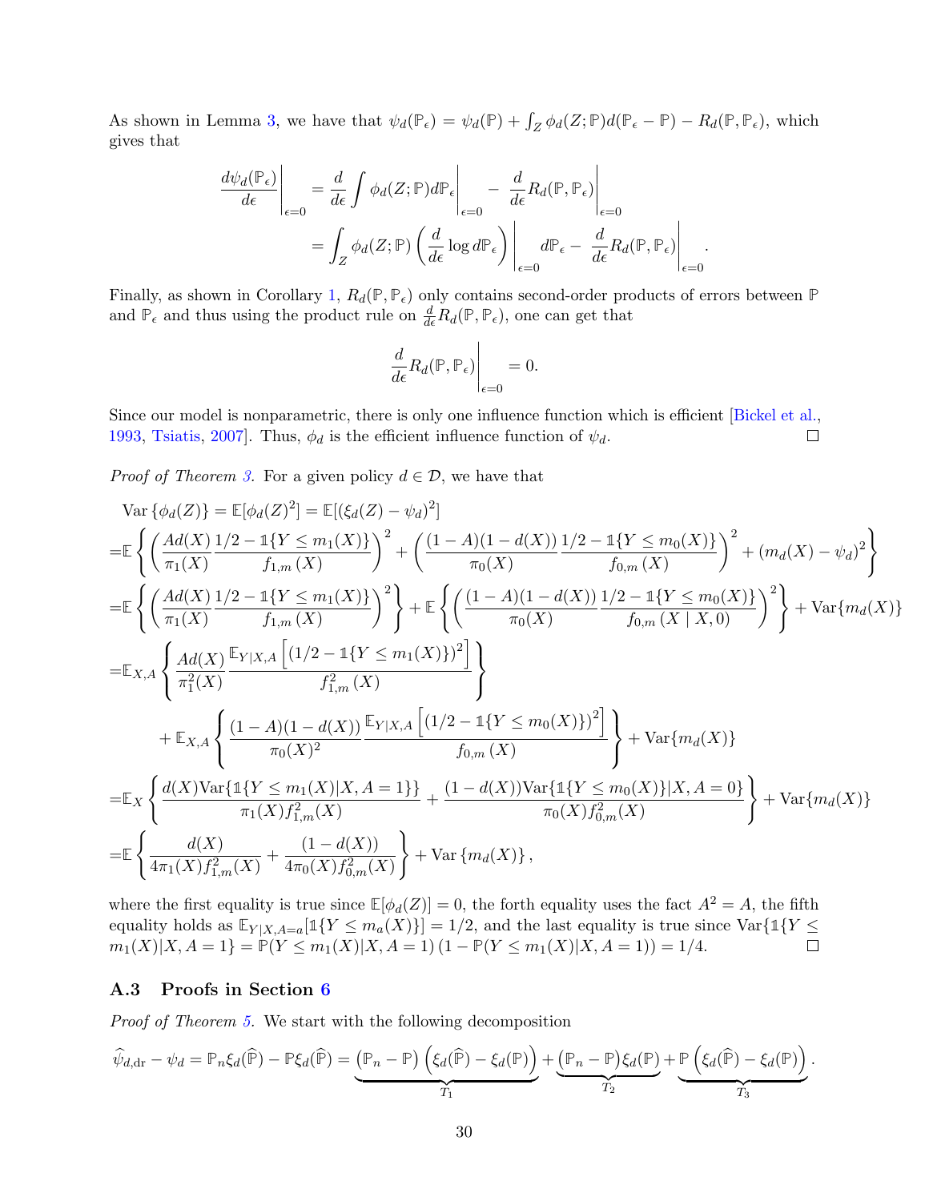As shown in Lemma 3, we have that $\psi_d(\mathbb{P}_\epsilon) = \psi_d(\mathbb{P}) + \int_Z \phi_d(Z;\mathbb{P}) d(\mathbb{P}_\epsilon - \mathbb{P}) - R_d(\mathbb{P}, \mathbb{P}_\epsilon)$, which gives that

$$
\begin{aligned}
\left.\frac{d\psi_d(\mathbb{P}_\epsilon)}{d\epsilon}\right|_{\epsilon=0} &= \left.\frac{d}{d\epsilon}\int \phi_d(Z;\mathbb{P}) d\mathbb{P}_\epsilon\right|_{\epsilon=0} - \left.\frac{d}{d\epsilon} R_d(\mathbb{P}, \mathbb{P}_\epsilon)\right|_{\epsilon=0} \\
&= \int_Z \phi_d(Z;\mathbb{P}) \left(\frac{d}{d\epsilon}\log d\mathbb{P}_\epsilon\right)\bigg|_{\epsilon=0} d\mathbb{P}_\epsilon - \left.\frac{d}{d\epsilon} R_d(\mathbb{P}, \mathbb{P}_\epsilon)\right|_{\epsilon=0}.
\end{aligned}
$$

Finally, as shown in Corollary 1, $R_d(\mathbb{P}, \mathbb{P}_\epsilon)$ only contains second-order products of errors between $\mathbb{P}$ and $\mathbb{P}_\epsilon$ and thus using the product rule on $\frac{d}{d\epsilon}R_d(\mathbb{P}, \mathbb{P}_\epsilon)$, one can get that

$$
\left.\frac{d}{d\epsilon} R_d(\mathbb{P}, \mathbb{P}_\epsilon)\right|_{\epsilon=0} = 0.
$$

Since our model is nonparametric, there is only one influence function which is efficient [Bickel et al., 1993, Tsiatis, 2007]. Thus, $\phi_d$ is the efficient influence function of $\psi_d$. $\square$

*Proof of Theorem 3.* For a given policy $d \in \mathcal{D}$, we have that

$$
\begin{aligned}
&\operatorname{Var}\{\phi_d(Z)\} = \mathbb{E}[\phi_d(Z)^2] = \mathbb{E}[(\xi_d(Z) - \psi_d)^2] \\
=&\mathbb{E}\left\{\left(\frac{Ad(X)}{\pi_1(X)}\frac{1/2 - \mathbb{1}\{Y \le m_1(X)\}}{f_{1,m}(X)}\right)^2 + \left(\frac{(1-A)(1-d(X))}{\pi_0(X)}\frac{1/2 - \mathbb{1}\{Y \le m_0(X)\}}{f_{0,m}(X)}\right)^2 + (m_d(X) - \psi_d)^2\right\} \\
=&\mathbb{E}\left\{\left(\frac{Ad(X)}{\pi_1(X)}\frac{1/2 - \mathbb{1}\{Y \le m_1(X)\}}{f_{1,m}(X)}\right)^2\right\} + \mathbb{E}\left\{\left(\frac{(1-A)(1-d(X))}{\pi_0(X)}\frac{1/2 - \mathbb{1}\{Y \le m_0(X)\}}{f_{0,m}(X \mid X, 0)}\right)^2\right\} + \operatorname{Var}\{m_d(X)\} \\
=&\mathbb{E}_{X,A}\left\{\frac{Ad(X)}{\pi_1^2(X)}\frac{\mathbb{E}_{Y|X,A}\left[(1/2 - \mathbb{1}\{Y \le m_1(X)\})^2\right]}{f_{1,m}^2(X)}\right\} \\
&\quad + \mathbb{E}_{X,A}\left\{\frac{(1-A)(1-d(X))}{\pi_0(X)^2}\frac{\mathbb{E}_{Y|X,A}\left[(1/2 - \mathbb{1}\{Y \le m_0(X)\})^2\right]}{f_{0,m}(X)}\right\} + \operatorname{Var}\{m_d(X)\} \\
=&\mathbb{E}_X\left\{\frac{d(X)\operatorname{Var}\{\mathbb{1}\{Y \le m_1(X)|X, A=1\}\}}{\pi_1(X) f_{1,m}^2(X)} + \frac{(1-d(X))\operatorname{Var}\{\mathbb{1}\{Y \le m_0(X)\}|X, A=0\}}{\pi_0(X) f_{0,m}^2(X)}\right\} + \operatorname{Var}\{m_d(X)\} \\
=&\mathbb{E}\left\{\frac{d(X)}{4\pi_1(X) f_{1,m}^2(X)} + \frac{(1-d(X))}{4\pi_0(X) f_{0,m}^2(X)}\right\} + \operatorname{Var}\{m_d(X)\},
\end{aligned}
$$

where the first equality is true since $\mathbb{E}[\phi_d(Z)] = 0$, the forth equality uses the fact $A^2 = A$, the fifth equality holds as $\mathbb{E}_{Y|X,A=a}[\mathbb{1}\{Y \le m_a(X)\}] = 1/2$, and the last equality is true since $\operatorname{Var}\{\mathbb{1}\{Y \le m_1(X)|X, A=1\} = \mathbb{P}(Y \le m_1(X)|X, A=1)\,(1 - \mathbb{P}(Y \le m_1(X)|X, A=1)) = 1/4$. $\square$

### A.3 Proofs in Section 6

*Proof of Theorem 5.* We start with the following decomposition

$$
\widehat{\psi}_{d,\text{dr}} - \psi_d = \mathbb{P}_n \xi_d(\widehat{\mathbb{P}}) - \mathbb{P}\xi_d(\widehat{\mathbb{P}}) = \underbrace{(\mathbb{P}_n - \mathbb{P})\left(\xi_d(\widehat{\mathbb{P}}) - \xi_d(\mathbb{P})\right)}_{T_1} + \underbrace{(\mathbb{P}_n - \mathbb{P})\xi_d(\mathbb{P})}_{T_2} + \underbrace{\mathbb{P}\left(\xi_d(\widehat{\mathbb{P}}) - \xi_d(\mathbb{P})\right)}_{T_3}.
$$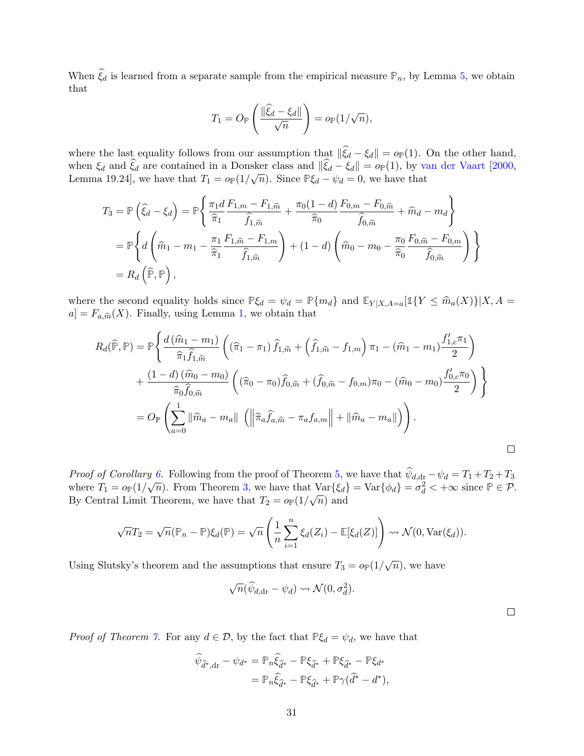When $\widehat{\xi}_d$ is learned from a separate sample from the empirical measure $\mathbb{P}_n$, by Lemma 5, we obtain that

$$T_1 = O_{\mathbb{P}}\left(\frac{\|\widehat{\xi}_d - \xi_d\|}{\sqrt{n}}\right) = o_{\mathbb{P}}(1/\sqrt{n}),$$

where the last equality follows from our assumption that $\|\widehat{\xi}_d - \xi_d\| = o_{\mathbb{P}}(1)$. On the other hand, when $\xi_d$ and $\widehat{\xi}_d$ are contained in a Donsker class and $\|\widehat{\xi}_d - \xi_d\| = o_{\mathbb{P}}(1)$, by van der Vaart [2000, Lemma 19.24], we have that $T_1 = o_{\mathbb{P}}(1/\sqrt{n})$. Since $\mathbb{P}\xi_d - \psi_d = 0$, we have that

$$\begin{aligned}
T_3 = \mathbb{P}\left(\widehat{\xi}_d - \xi_d\right) &= \mathbb{P}\left\{\frac{\pi_1 d}{\widehat{\pi}_1}\frac{F_{1,m} - F_{1,\widehat{m}}}{\widehat{f}_{1,\widehat{m}}} + \frac{\pi_0(1-d)}{\widehat{\pi}_0}\frac{F_{0,m} - F_{0,\widehat{m}}}{\widehat{f}_{0,\widehat{m}}} + \widehat{m}_d - m_d\right\} \\
&= \mathbb{P}\left\{d\left(\widehat{m}_1 - m_1 - \frac{\pi_1}{\widehat{\pi}_1}\frac{F_{1,\widehat{m}} - F_{1,m}}{\widehat{f}_{1,\widehat{m}}}\right) + (1-d)\left(\widehat{m}_0 - m_0 - \frac{\pi_0}{\widehat{\pi}_0}\frac{F_{0,\widehat{m}} - F_{0,m}}{\widehat{f}_{0,\widehat{m}}}\right)\right\} \\
&= R_d\left(\widehat{\mathbb{P}}, \mathbb{P}\right),
\end{aligned}$$

where the second equality holds since $\mathbb{P}\xi_d = \psi_d = \mathbb{P}\{m_d\}$ and $\mathbb{E}_{Y|X,A=a}[\mathbb{1}\{Y \leq \widehat{m}_a(X)\}|X, A = a] = F_{a,\widehat{m}}(X)$. Finally, using Lemma 1, we obtain that

$$\begin{aligned}
R_d(\widehat{\mathbb{P}}, \mathbb{P}) &= \mathbb{P}\left\{\frac{d\,(\widehat{m}_1 - m_1)}{\widehat{\pi}_1 \widehat{f}_{1,\widehat{m}}}\left((\widehat{\pi}_1 - \pi_1)\,\widehat{f}_{1,\widehat{m}} + \left(\widehat{f}_{1,\widehat{m}} - f_{1,m}\right)\pi_1 - (\widehat{m}_1 - m_1)\frac{f'_{1,c}\pi_1}{2}\right)\right. \\
&\quad \left. + \frac{(1-d)\,(\widehat{m}_0 - m_0)}{\widehat{\pi}_0 \widehat{f}_{0,\widehat{m}}}\left((\widehat{\pi}_0 - \pi_0)\widehat{f}_{0,\widehat{m}} + (\widehat{f}_{0,\widehat{m}} - f_{0,m})\pi_0 - (\widehat{m}_0 - m_0)\frac{f'_{0,c}\pi_0}{2}\right)\right\} \\
&= O_{\mathbb{P}}\left(\sum_{a=0}^{1}\|\widehat{m}_a - m_a\|\ \left(\left\|\widehat{\pi}_a \widehat{f}_{a,\widehat{m}} - \pi_a f_{a,m}\right\| + \|\widehat{m}_a - m_a\|\right)\right).
\end{aligned}$$

□

*Proof of Corollary 6.* Following from the proof of Theorem 5, we have that $\widehat{\psi}_{d,\mathrm{dr}} - \psi_d = T_1 + T_2 + T_3$ where $T_1 = o_{\mathbb{P}}(1/\sqrt{n})$. From Theorem 3, we have that $\mathrm{Var}\{\xi_d\} = \mathrm{Var}\{\phi_d\} = \sigma_d^2 < +\infty$ since $\mathbb{P} \in \mathcal{P}$. By Central Limit Theorem, we have that $T_2 = o_{\mathbb{P}}(1/\sqrt{n})$ and

$$\sqrt{n}T_2 = \sqrt{n}(\mathbb{P}_n - \mathbb{P})\xi_d(\mathbb{P}) = \sqrt{n}\left(\frac{1}{n}\sum_{i=1}^{n}\xi_d(Z_i) - \mathbb{E}[\xi_d(Z)]\right) \rightsquigarrow \mathcal{N}(0, \mathrm{Var}(\xi_d)).$$

Using Slutsky's theorem and the assumptions that ensure $T_3 = o_{\mathbb{P}}(1/\sqrt{n})$, we have

$$\sqrt{n}(\widehat{\psi}_{d,\mathrm{dr}} - \psi_d) \rightsquigarrow \mathcal{N}(0, \sigma_d^2).$$

□

*Proof of Theorem 7.* For any $d \in \mathcal{D}$, by the fact that $\mathbb{P}\xi_d = \psi_d$, we have that

$$\begin{aligned}
\widehat{\psi}_{\widehat{d}^*,\mathrm{dr}} - \psi_{d^*} &= \mathbb{P}_n\widehat{\xi}_{\widehat{d}^*} - \mathbb{P}\xi_{\widehat{d}^*} + \mathbb{P}\xi_{\widehat{d}^*} - \mathbb{P}\xi_{d^*} \\
&= \mathbb{P}_n\widehat{\xi}_{\widehat{d}^*} - \mathbb{P}\xi_{\widehat{d}^*} + \mathbb{P}\gamma(\widehat{d}^* - d^*),
\end{aligned}$$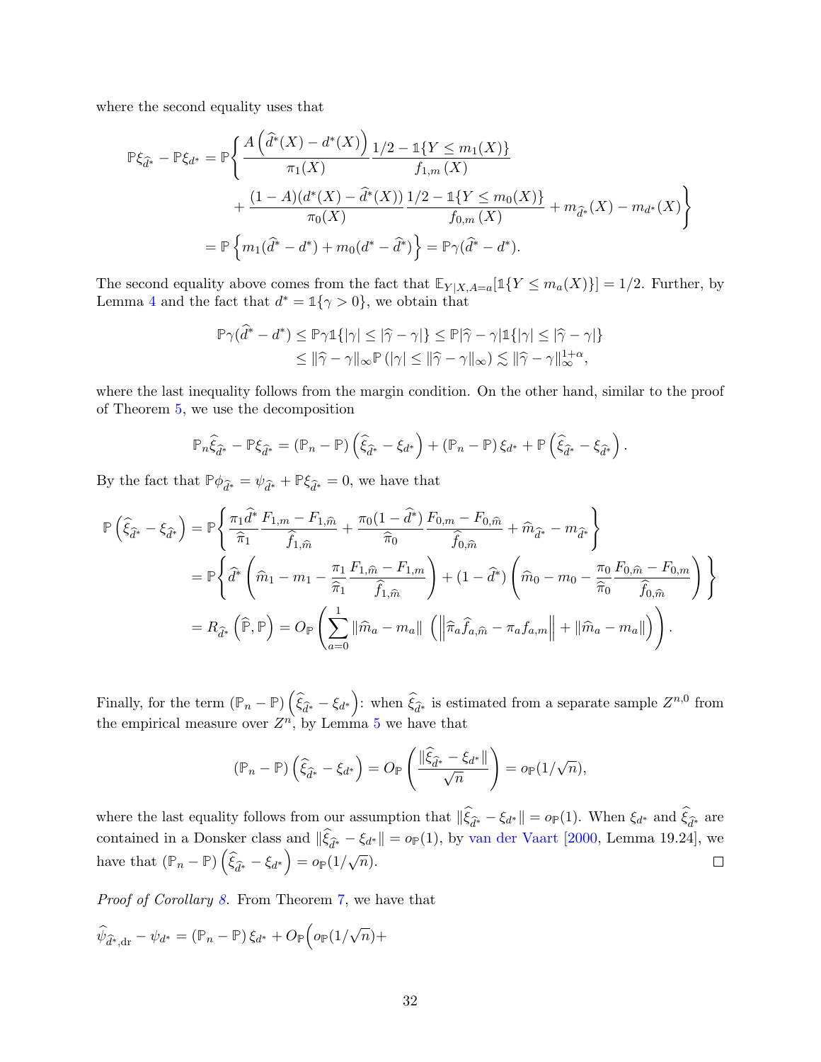where the second equality uses that

$$
\begin{aligned}
\mathbb{P}\xi_{\widehat{d}^*} - \mathbb{P}\xi_{d^*} &= \mathbb{P}\Bigg\{ \frac{A\left(\widehat{d}^*(X) - d^*(X)\right)}{\pi_1(X)} \frac{1/2 - \mathbb{1}\{Y \leq m_1(X)\}}{f_{1,m}(X)} \\
&\quad + \frac{(1-A)(d^*(X) - \widehat{d}^*(X))}{\pi_0(X)} \frac{1/2 - \mathbb{1}\{Y \leq m_0(X)\}}{f_{0,m}(X)} + m_{\widehat{d}^*}(X) - m_{d^*}(X) \Bigg\} \\
&= \mathbb{P}\left\{ m_1(\widehat{d}^* - d^*) + m_0(d^* - \widehat{d}^*) \right\} = \mathbb{P}\gamma(\widehat{d}^* - d^*).
\end{aligned}
$$

The second equality above comes from the fact that $\mathbb{E}_{Y|X,A=a}[\mathbb{1}\{Y \leq m_a(X)\}] = 1/2$. Further, by Lemma 4 and the fact that $d^* = \mathbb{1}\{\gamma > 0\}$, we obtain that

$$
\begin{aligned}
\mathbb{P}\gamma(\widehat{d}^* - d^*) &\leq \mathbb{P}\gamma\mathbb{1}\{|\gamma| \leq |\widehat{\gamma} - \gamma|\} \leq \mathbb{P}|\widehat{\gamma} - \gamma|\mathbb{1}\{|\gamma| \leq |\widehat{\gamma} - \gamma|\} \\
&\leq \|\widehat{\gamma} - \gamma\|_\infty \mathbb{P}\left(|\gamma| \leq \|\widehat{\gamma} - \gamma\|_\infty\right) \lesssim \|\widehat{\gamma} - \gamma\|_\infty^{1+\alpha},
\end{aligned}
$$

where the last inequality follows from the margin condition. On the other hand, similar to the proof of Theorem 5, we use the decomposition

$$
\mathbb{P}_n\widehat{\xi}_{\widehat{d}^*} - \mathbb{P}\xi_{\widehat{d}^*} = (\mathbb{P}_n - \mathbb{P})\left(\widehat{\xi}_{\widehat{d}^*} - \xi_{d^*}\right) + (\mathbb{P}_n - \mathbb{P})\,\xi_{d^*} + \mathbb{P}\left(\widehat{\xi}_{\widehat{d}^*} - \xi_{\widehat{d}^*}\right).
$$

By the fact that $\mathbb{P}\phi_{\widehat{d}^*} = \psi_{\widehat{d}^*} + \mathbb{P}\xi_{\widehat{d}^*} = 0$, we have that

$$
\begin{aligned}
\mathbb{P}\left(\widehat{\xi}_{\widehat{d}^*} - \xi_{\widehat{d}^*}\right) &= \mathbb{P}\left\{ \frac{\pi_1\widehat{d}^*}{\widehat{\pi}_1} \frac{F_{1,m} - F_{1,\widehat{m}}}{\widehat{f}_{1,\widehat{m}}} + \frac{\pi_0(1-\widehat{d}^*)}{\widehat{\pi}_0} \frac{F_{0,m} - F_{0,\widehat{m}}}{\widehat{f}_{0,\widehat{m}}} + \widehat{m}_{\widehat{d}^*} - m_{\widehat{d}^*} \right\} \\
&= \mathbb{P}\left\{ \widehat{d}^*\left(\widehat{m}_1 - m_1 - \frac{\pi_1}{\widehat{\pi}_1}\frac{F_{1,\widehat{m}} - F_{1,m}}{\widehat{f}_{1,\widehat{m}}}\right) + (1-\widehat{d}^*)\left(\widehat{m}_0 - m_0 - \frac{\pi_0}{\widehat{\pi}_0}\frac{F_{0,\widehat{m}} - F_{0,m}}{\widehat{f}_{0,\widehat{m}}}\right) \right\} \\
&= R_{\widehat{d}^*}\left(\widehat{\mathbb{P}}, \mathbb{P}\right) = O_{\mathbb{P}}\left( \sum_{a=0}^{1} \|\widehat{m}_a - m_a\| \,\left( \left\|\widehat{\pi}_a\widehat{f}_{a,\widehat{m}} - \pi_a f_{a,m}\right\| + \|\widehat{m}_a - m_a\| \right) \right).
\end{aligned}
$$

Finally, for the term $(\mathbb{P}_n - \mathbb{P})\left(\widehat{\xi}_{\widehat{d}^*} - \xi_{d^*}\right)$: when $\widehat{\xi}_{\widehat{d}^*}$ is estimated from a separate sample $Z^{n,0}$ from the empirical measure over $Z^n$, by Lemma 5 we have that

$$
(\mathbb{P}_n - \mathbb{P})\left(\widehat{\xi}_{\widehat{d}^*} - \xi_{d^*}\right) = O_{\mathbb{P}}\left(\frac{\|\widehat{\xi}_{\widehat{d}^*} - \xi_{d^*}\|}{\sqrt{n}}\right) = o_{\mathbb{P}}(1/\sqrt{n}),
$$

where the last equality follows from our assumption that $\|\widehat{\xi}_{\widehat{d}^*} - \xi_{d^*}\| = o_{\mathbb{P}}(1)$. When $\xi_{d^*}$ and $\widehat{\xi}_{\widehat{d}^*}$ are contained in a Donsker class and $\|\widehat{\xi}_{\widehat{d}^*} - \xi_{d^*}\| = o_{\mathbb{P}}(1)$, by van der Vaart [2000, Lemma 19.24], we have that $(\mathbb{P}_n - \mathbb{P})\left(\widehat{\xi}_{\widehat{d}^*} - \xi_{d^*}\right) = o_{\mathbb{P}}(1/\sqrt{n})$. ◻

*Proof of Corollary 8.* From Theorem 7, we have that

$$
\widehat{\psi}_{\widehat{d}^*,\mathrm{dr}} - \psi_{d^*} = (\mathbb{P}_n - \mathbb{P})\,\xi_{d^*} + O_{\mathbb{P}}\Big(o_{\mathbb{P}}(1/\sqrt{n}) +
$$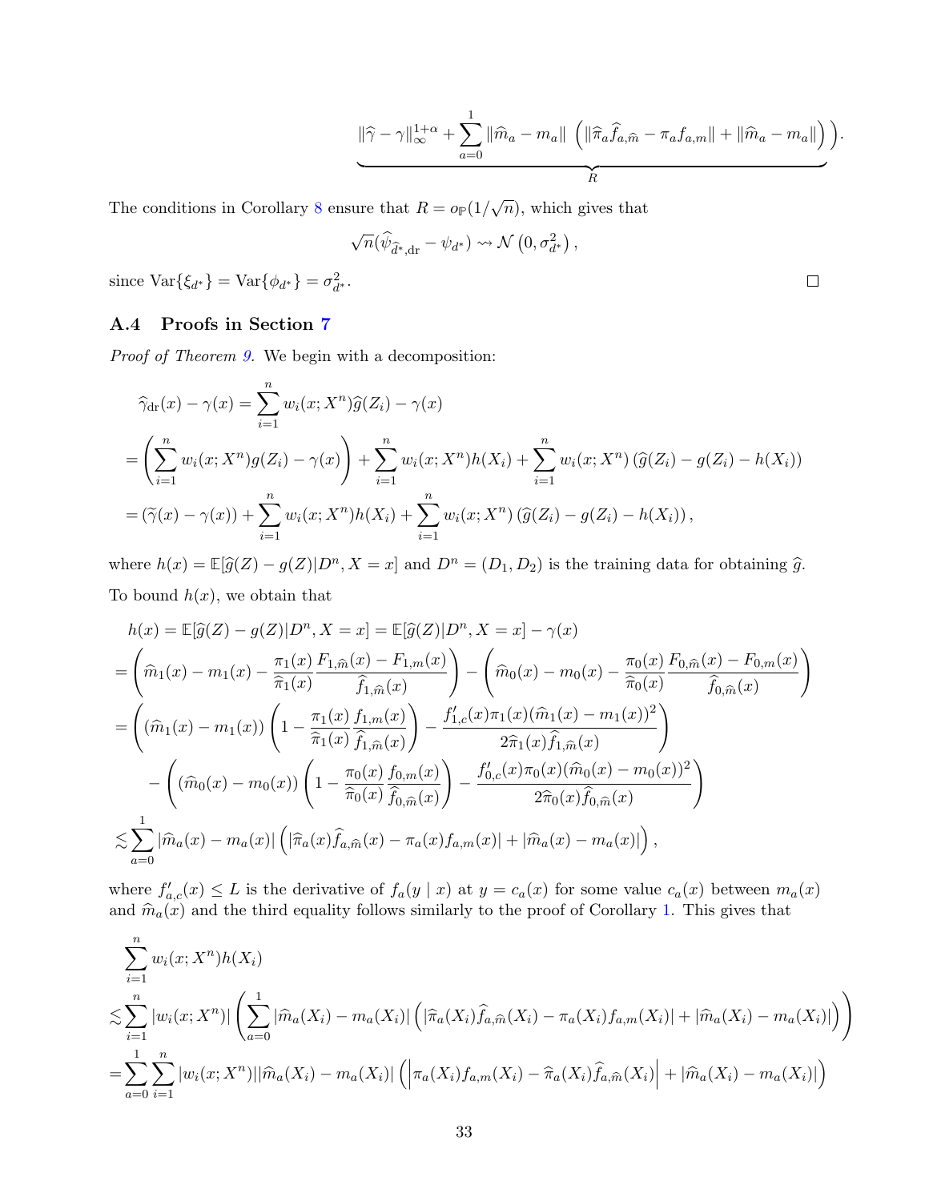$$\underbrace{\|\widehat{\gamma} - \gamma\|_\infty^{1+\alpha} + \sum_{a=0}^{1} \|\widehat{m}_a - m_a\| \left( \|\widehat{\pi}_a \widehat{f}_{a,\widehat{m}} - \pi_a f_{a,m}\| + \|\widehat{m}_a - m_a\| \right)}_{R} \Big).$$

The conditions in Corollary 8 ensure that $R = o_{\mathbb{P}}(1/\sqrt{n})$, which gives that

$$\sqrt{n}(\widehat{\psi}_{\widehat{d}^*,\mathrm{dr}} - \psi_{d^*}) \rightsquigarrow \mathcal{N}\left(0, \sigma^2_{d^*}\right),$$

since $\mathrm{Var}\{\xi_{d^*}\} = \mathrm{Var}\{\phi_{d^*}\} = \sigma^2_{d^*}$. □

### A.4 Proofs in Section 7

*Proof of Theorem 9.* We begin with a decomposition:

$$\begin{aligned}
&\widehat{\gamma}_{\mathrm{dr}}(x) - \gamma(x) = \sum_{i=1}^{n} w_i(x; X^n) \widehat{g}(Z_i) - \gamma(x) \\
&= \left( \sum_{i=1}^{n} w_i(x; X^n) g(Z_i) - \gamma(x) \right) + \sum_{i=1}^{n} w_i(x; X^n) h(X_i) + \sum_{i=1}^{n} w_i(x; X^n) \left( \widehat{g}(Z_i) - g(Z_i) - h(X_i) \right) \\
&= \left( \widetilde{\gamma}(x) - \gamma(x) \right) + \sum_{i=1}^{n} w_i(x; X^n) h(X_i) + \sum_{i=1}^{n} w_i(x; X^n) \left( \widehat{g}(Z_i) - g(Z_i) - h(X_i) \right),
\end{aligned}$$

where $h(x) = \mathbb{E}[\widehat{g}(Z) - g(Z) | D^n, X = x]$ and $D^n = (D_1, D_2)$ is the training data for obtaining $\widehat{g}$. To bound $h(x)$, we obtain that

$$\begin{aligned}
&h(x) = \mathbb{E}[\widehat{g}(Z) - g(Z) | D^n, X = x] = \mathbb{E}[\widehat{g}(Z) | D^n, X = x] - \gamma(x) \\
&= \left( \widehat{m}_1(x) - m_1(x) - \frac{\pi_1(x)}{\widehat{\pi}_1(x)} \frac{F_{1,\widehat{m}}(x) - F_{1,m}(x)}{\widehat{f}_{1,\widehat{m}}(x)} \right) - \left( \widehat{m}_0(x) - m_0(x) - \frac{\pi_0(x)}{\widehat{\pi}_0(x)} \frac{F_{0,\widehat{m}}(x) - F_{0,m}(x)}{\widehat{f}_{0,\widehat{m}}(x)} \right) \\
&= \left( (\widehat{m}_1(x) - m_1(x)) \left( 1 - \frac{\pi_1(x)}{\widehat{\pi}_1(x)} \frac{f_{1,m}(x)}{\widehat{f}_{1,\widehat{m}}(x)} \right) - \frac{f'_{1,c}(x) \pi_1(x) (\widehat{m}_1(x) - m_1(x))^2}{2 \widehat{\pi}_1(x) \widehat{f}_{1,\widehat{m}}(x)} \right) \\
&\quad - \left( (\widehat{m}_0(x) - m_0(x)) \left( 1 - \frac{\pi_0(x)}{\widehat{\pi}_0(x)} \frac{f_{0,m}(x)}{\widehat{f}_{0,\widehat{m}}(x)} \right) - \frac{f'_{0,c}(x) \pi_0(x) (\widehat{m}_0(x) - m_0(x))^2}{2 \widehat{\pi}_0(x) \widehat{f}_{0,\widehat{m}}(x)} \right) \\
&\lesssim \sum_{a=0}^{1} |\widehat{m}_a(x) - m_a(x)| \left( |\widehat{\pi}_a(x) \widehat{f}_{a,\widehat{m}}(x) - \pi_a(x) f_{a,m}(x)| + |\widehat{m}_a(x) - m_a(x)| \right),
\end{aligned}$$

where $f'_{a,c}(x) \leq L$ is the derivative of $f_a(y \mid x)$ at $y = c_a(x)$ for some value $c_a(x)$ between $m_a(x)$ and $\widehat{m}_a(x)$ and the third equality follows similarly to the proof of Corollary 1. This gives that

$$\begin{aligned}
&\sum_{i=1}^{n} w_i(x; X^n) h(X_i) \\
&\lesssim \sum_{i=1}^{n} |w_i(x; X^n)| \left( \sum_{a=0}^{1} |\widehat{m}_a(X_i) - m_a(X_i)| \left( |\widehat{\pi}_a(X_i) \widehat{f}_{a,\widehat{m}}(X_i) - \pi_a(X_i) f_{a,m}(X_i)| + |\widehat{m}_a(X_i) - m_a(X_i)| \right) \right) \\
&= \sum_{a=0}^{1} \sum_{i=1}^{n} |w_i(x; X^n)| |\widehat{m}_a(X_i) - m_a(X_i)| \left( \left| \pi_a(X_i) f_{a,m}(X_i) - \widehat{\pi}_a(X_i) \widehat{f}_{a,\widehat{m}}(X_i) \right| + |\widehat{m}_a(X_i) - m_a(X_i)| \right)
\end{aligned}$$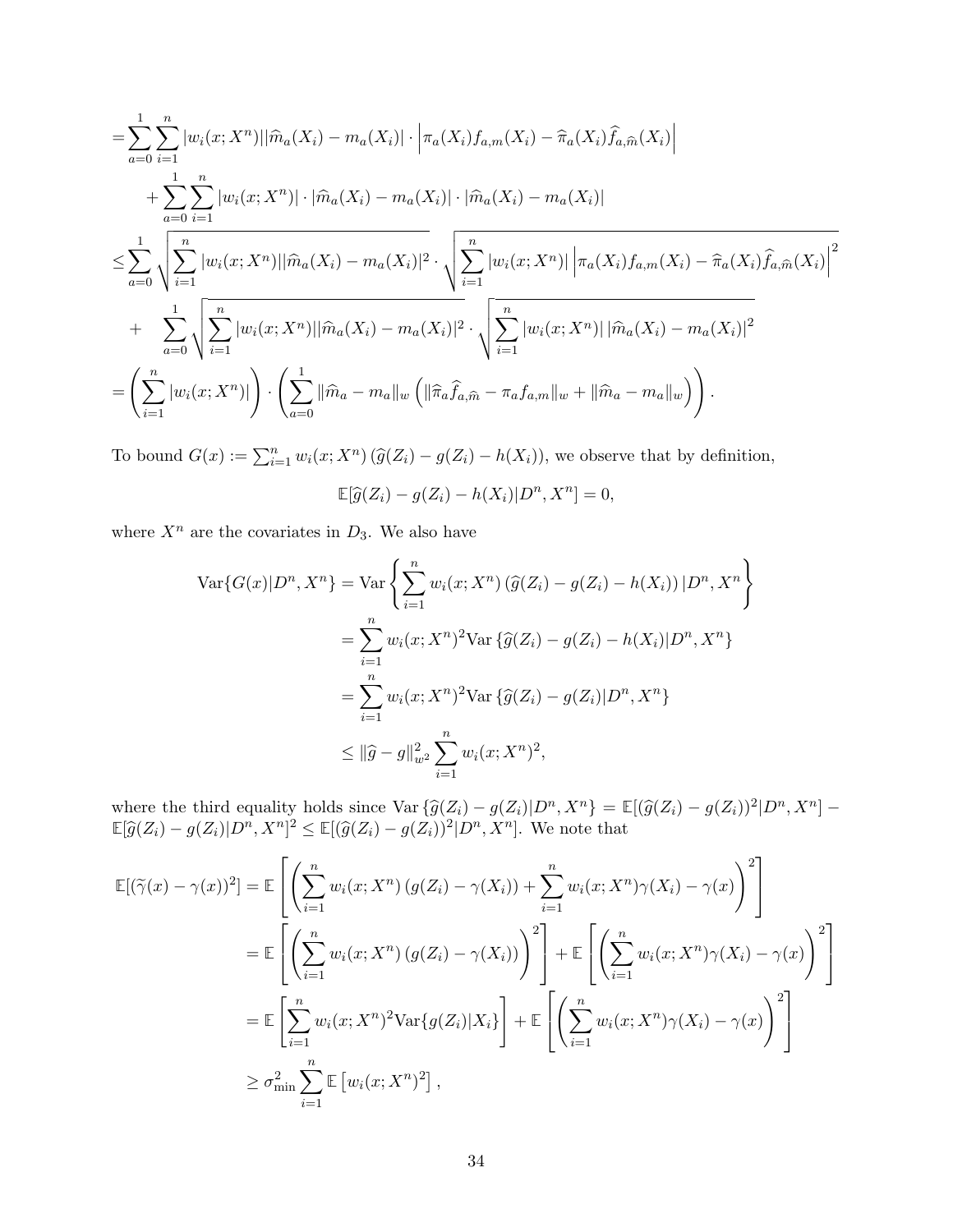$$
\begin{aligned}
=&\sum_{a=0}^{1}\sum_{i=1}^{n}|w_i(x;X^n)||\widehat{m}_a(X_i)-m_a(X_i)|\cdot\left|\pi_a(X_i)f_{a,m}(X_i)-\widehat{\pi}_a(X_i)\widehat{f}_{a,\widehat{m}}(X_i)\right| \\
&+\sum_{a=0}^{1}\sum_{i=1}^{n}|w_i(x;X^n)|\cdot|\widehat{m}_a(X_i)-m_a(X_i)|\cdot|\widehat{m}_a(X_i)-m_a(X_i)| \\
\leq&\sum_{a=0}^{1}\sqrt{\sum_{i=1}^{n}|w_i(x;X^n)||\widehat{m}_a(X_i)-m_a(X_i)|^2}\cdot\sqrt{\sum_{i=1}^{n}|w_i(x;X^n)|\left|\pi_a(X_i)f_{a,m}(X_i)-\widehat{\pi}_a(X_i)\widehat{f}_{a,\widehat{m}}(X_i)\right|^2} \\
&+\quad\sum_{a=0}^{1}\sqrt{\sum_{i=1}^{n}|w_i(x;X^n)||\widehat{m}_a(X_i)-m_a(X_i)|^2}\cdot\sqrt{\sum_{i=1}^{n}|w_i(x;X^n)|\left|\widehat{m}_a(X_i)-m_a(X_i)\right|^2} \\
=&\left(\sum_{i=1}^{n}|w_i(x;X^n)|\right)\cdot\left(\sum_{a=0}^{1}\|\widehat{m}_a-m_a\|_w\left(\|\widehat{\pi}_a\widehat{f}_{a,\widehat{m}}-\pi_af_{a,m}\|_w+\|\widehat{m}_a-m_a\|_w\right)\right).
\end{aligned}
$$

To bound $G(x) := \sum_{i=1}^{n} w_i(x;X^n)\left(\widehat{g}(Z_i) - g(Z_i) - h(X_i)\right)$, we observe that by definition,

$$
\mathbb{E}[\widehat{g}(Z_i) - g(Z_i) - h(X_i)|D^n, X^n] = 0,
$$

where $X^n$ are the covariates in $D_3$. We also have

$$
\begin{aligned}
\mathrm{Var}\{G(x)|D^n,X^n\} &= \mathrm{Var}\left\{\sum_{i=1}^{n} w_i(x;X^n)\left(\widehat{g}(Z_i)-g(Z_i)-h(X_i)\right)|D^n,X^n\right\} \\
&= \sum_{i=1}^{n} w_i(x;X^n)^2\mathrm{Var}\left\{\widehat{g}(Z_i)-g(Z_i)-h(X_i)|D^n,X^n\right\} \\
&= \sum_{i=1}^{n} w_i(x;X^n)^2\mathrm{Var}\left\{\widehat{g}(Z_i)-g(Z_i)|D^n,X^n\right\} \\
&\leq \|\widehat{g}-g\|_{w^2}^2\sum_{i=1}^{n} w_i(x;X^n)^2,
\end{aligned}
$$

where the third equality holds since $\mathrm{Var}\left\{\widehat{g}(Z_i)-g(Z_i)|D^n,X^n\right\} = \mathbb{E}[(\widehat{g}(Z_i)-g(Z_i))^2|D^n,X^n] - \mathbb{E}[\widehat{g}(Z_i)-g(Z_i)|D^n,X^n]^2 \leq \mathbb{E}[(\widehat{g}(Z_i)-g(Z_i))^2|D^n,X^n]$. We note that

$$
\begin{aligned}
\mathbb{E}[(\widetilde{\gamma}(x)-\gamma(x))^2] &= \mathbb{E}\left[\left(\sum_{i=1}^{n} w_i(x;X^n)\left(g(Z_i)-\gamma(X_i)\right)+\sum_{i=1}^{n} w_i(x;X^n)\gamma(X_i)-\gamma(x)\right)^2\right] \\
&= \mathbb{E}\left[\left(\sum_{i=1}^{n} w_i(x;X^n)\left(g(Z_i)-\gamma(X_i)\right)\right)^2\right]+\mathbb{E}\left[\left(\sum_{i=1}^{n} w_i(x;X^n)\gamma(X_i)-\gamma(x)\right)^2\right] \\
&= \mathbb{E}\left[\sum_{i=1}^{n} w_i(x;X^n)^2\mathrm{Var}\{g(Z_i)|X_i\}\right]+\mathbb{E}\left[\left(\sum_{i=1}^{n} w_i(x;X^n)\gamma(X_i)-\gamma(x)\right)^2\right] \\
&\geq \sigma_{\min}^2\sum_{i=1}^{n}\mathbb{E}\left[w_i(x;X^n)^2\right],
\end{aligned}
$$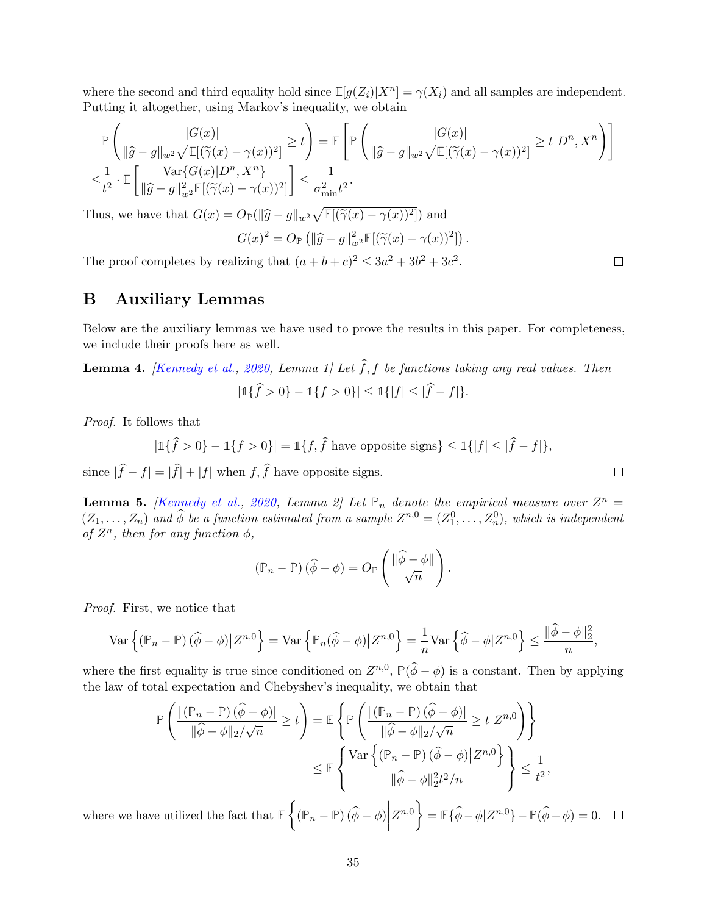where the second and third equality hold since $\mathbb{E}[g(Z_i)|X^n] = \gamma(X_i)$ and all samples are independent. Putting it altogether, using Markov's inequality, we obtain

$$
\begin{aligned}
&\mathbb{P}\left(\frac{|G(x)|}{\|\widehat{g}-g\|_{w^2}\sqrt{\mathbb{E}[(\widetilde{\gamma}(x)-\gamma(x))^2]}} \geq t\right) = \mathbb{E}\left[\mathbb{P}\left(\frac{|G(x)|}{\|\widehat{g}-g\|_{w^2}\sqrt{\mathbb{E}[(\widetilde{\gamma}(x)-\gamma(x))^2]}} \geq t \Big| D^n, X^n\right)\right] \\
\leq &\frac{1}{t^2}\cdot\mathbb{E}\left[\frac{\mathrm{Var}\{G(x)|D^n,X^n\}}{\|\widehat{g}-g\|_{w^2}^2\mathbb{E}[(\widetilde{\gamma}(x)-\gamma(x))^2]}\right] \leq \frac{1}{\sigma_{\min}^2 t^2}.
\end{aligned}
$$

Thus, we have that $G(x) = O_{\mathbb{P}}(\|\widehat{g}-g\|_{w^2}\sqrt{\mathbb{E}[(\widetilde{\gamma}(x)-\gamma(x))^2]})$ and

$$
G(x)^2 = O_{\mathbb{P}}\left(\|\widehat{g}-g\|_{w^2}^2\mathbb{E}[(\widetilde{\gamma}(x)-\gamma(x))^2]\right).
$$

The proof completes by realizing that $(a+b+c)^2 \leq 3a^2+3b^2+3c^2$. $\square$

## B Auxiliary Lemmas

Below are the auxiliary lemmas we have used to prove the results in this paper. For completeness, we include their proofs here as well.

**Lemma 4.** *[Kennedy et al., 2020, Lemma 1] Let $\widehat{f}, f$ be functions taking any real values. Then*

$$
|\mathbb{1}\{\widehat{f}>0\} - \mathbb{1}\{f>0\}| \leq \mathbb{1}\{|f| \leq |\widehat{f}-f|\}.
$$

*Proof.* It follows that

$$
|\mathbb{1}\{\widehat{f}>0\} - \mathbb{1}\{f>0\}| = \mathbb{1}\{f, \widehat{f} \text{ have opposite signs}\} \leq \mathbb{1}\{|f| \leq |\widehat{f}-f|\},
$$

since $|\widehat{f}-f| = |\widehat{f}| + |f|$ when $f, \widehat{f}$ have opposite signs. $\square$

**Lemma 5.** *[Kennedy et al., 2020, Lemma 2] Let $\mathbb{P}_n$ denote the empirical measure over $Z^n = (Z_1, \ldots, Z_n)$ and $\widehat{\phi}$ be a function estimated from a sample $Z^{n,0} = (Z_1^0, \ldots, Z_n^0)$, which is independent of $Z^n$, then for any function $\phi$,*

$$
(\mathbb{P}_n - \mathbb{P})(\widehat{\phi}-\phi) = O_{\mathbb{P}}\left(\frac{\|\widehat{\phi}-\phi\|}{\sqrt{n}}\right).
$$

*Proof.* First, we notice that

$$
\mathrm{Var}\left\{(\mathbb{P}_n-\mathbb{P})(\widehat{\phi}-\phi)\big|Z^{n,0}\right\} = \mathrm{Var}\left\{\mathbb{P}_n(\widehat{\phi}-\phi)\big|Z^{n,0}\right\} = \frac{1}{n}\mathrm{Var}\left\{\widehat{\phi}-\phi|Z^{n,0}\right\} \leq \frac{\|\widehat{\phi}-\phi\|_2^2}{n},
$$

where the first equality is true since conditioned on $Z^{n,0}$, $\mathbb{P}(\widehat{\phi}-\phi)$ is a constant. Then by applying the law of total expectation and Chebyshev's inequality, we obtain that

$$
\begin{aligned}
\mathbb{P}\left(\frac{|(\mathbb{P}_n-\mathbb{P})(\widehat{\phi}-\phi)|}{\|\widehat{\phi}-\phi\|_2/\sqrt{n}} \geq t\right) &= \mathbb{E}\left\{\mathbb{P}\left(\frac{|(\mathbb{P}_n-\mathbb{P})(\widehat{\phi}-\phi)|}{\|\widehat{\phi}-\phi\|_2/\sqrt{n}} \geq t \Big| Z^{n,0}\right)\right\} \\
&\leq \mathbb{E}\left\{\frac{\mathrm{Var}\left\{(\mathbb{P}_n-\mathbb{P})(\widehat{\phi}-\phi)\big|Z^{n,0}\right\}}{\|\widehat{\phi}-\phi\|_2^2 t^2/n}\right\} \leq \frac{1}{t^2},
\end{aligned}
$$

where we have utilized the fact that $\mathbb{E}\left\{(\mathbb{P}_n-\mathbb{P})(\widehat{\phi}-\phi)\Big|Z^{n,0}\right\} = \mathbb{E}\{\widehat{\phi}-\phi|Z^{n,0}\} - \mathbb{P}(\widehat{\phi}-\phi) = 0$. $\square$